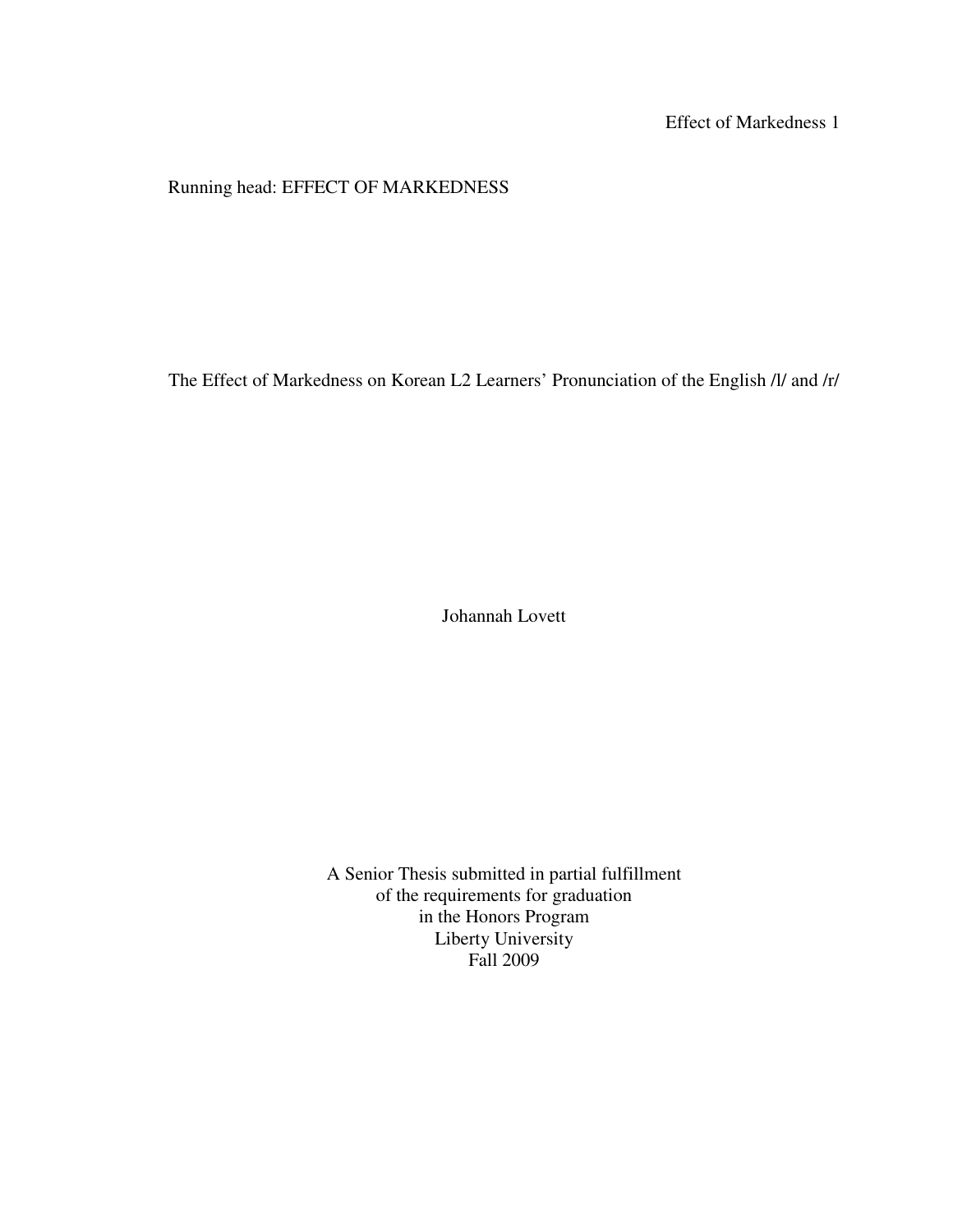Running head: EFFECT OF MARKEDNESS

# The Effect of Markedness on Korean L2 Learners' Pronunciation of the English /l/ and /r/

Johannah Lovett

A Senior Thesis submitted in partial fulfillment
of the requirements for graduation
in the Honors Program
Liberty University
Fall 2009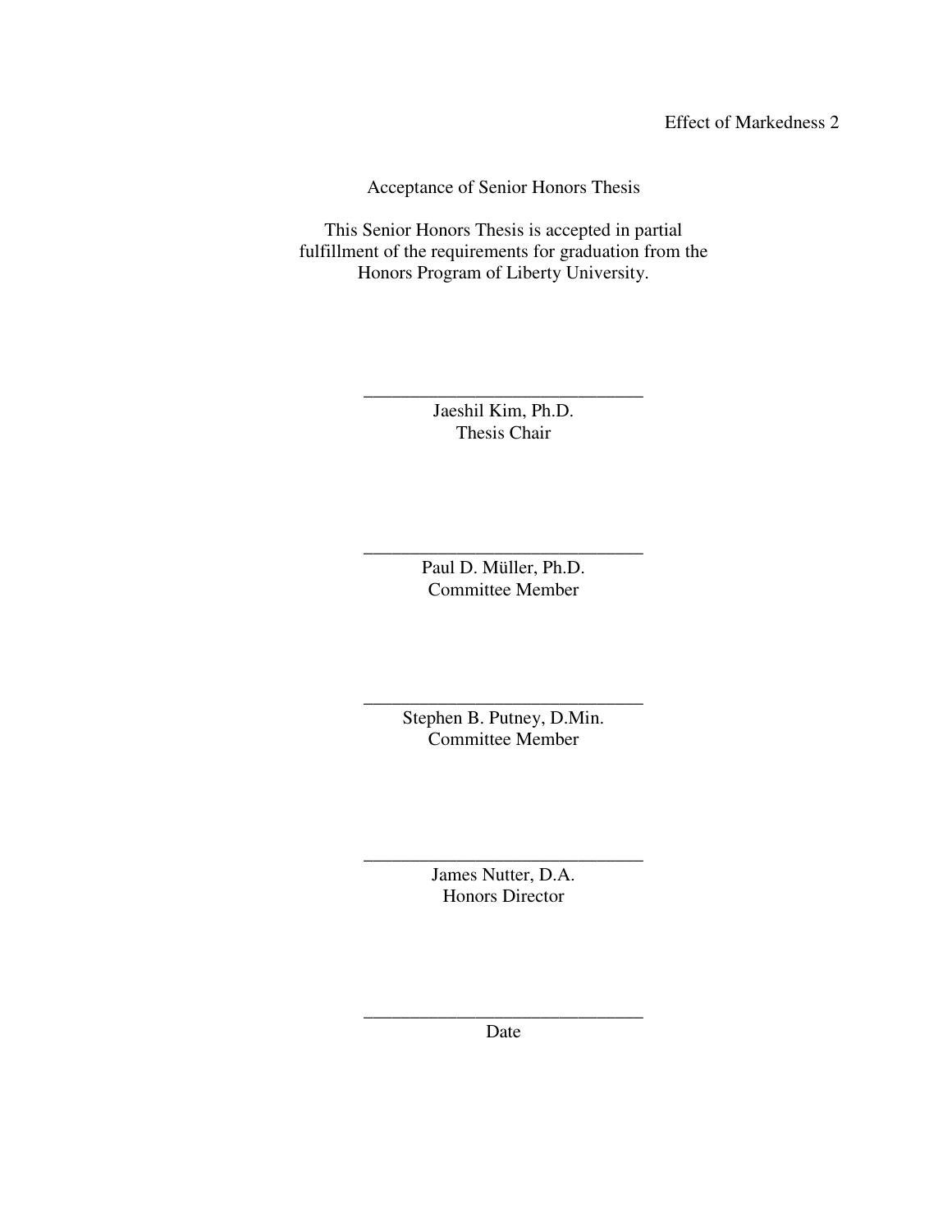Acceptance of Senior Honors Thesis

This Senior Honors Thesis is accepted in partial fulfillment of the requirements for graduation from the Honors Program of Liberty University.

______________________________
Jaeshil Kim, Ph.D.
Thesis Chair

______________________________
Paul D. Müller, Ph.D.
Committee Member

______________________________
Stephen B. Putney, D.Min.
Committee Member

______________________________
James Nutter, D.A.
Honors Director

______________________________
Date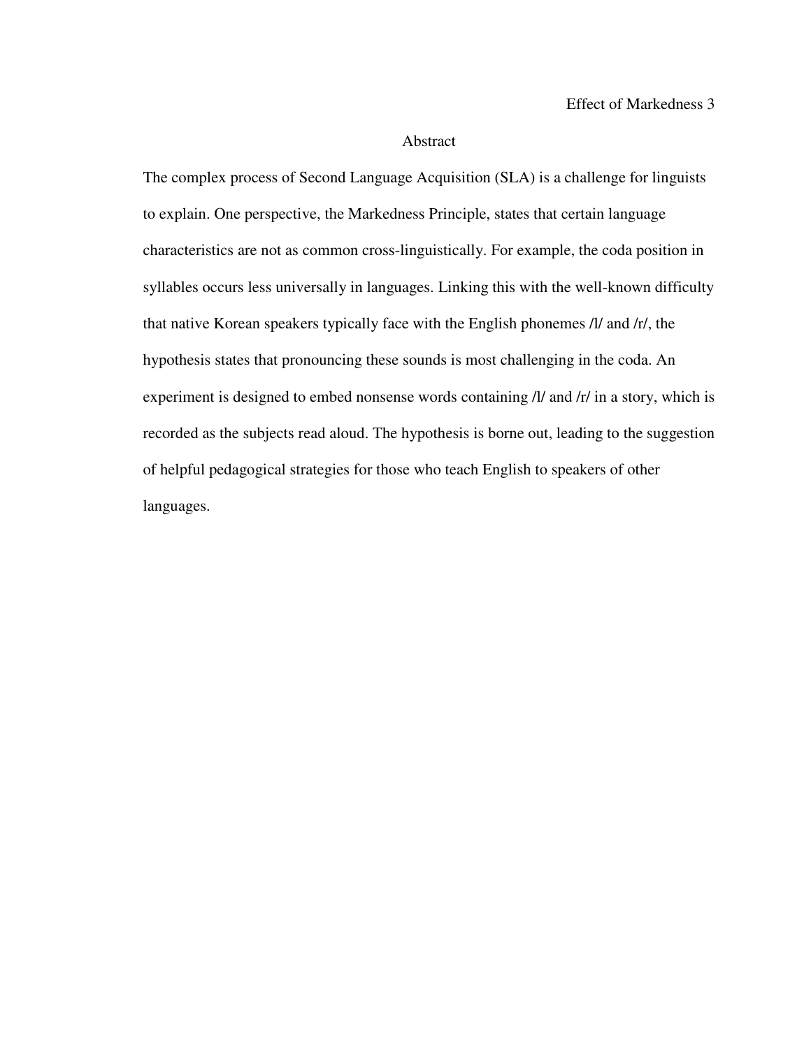## Abstract

The complex process of Second Language Acquisition (SLA) is a challenge for linguists to explain. One perspective, the Markedness Principle, states that certain language characteristics are not as common cross-linguistically. For example, the coda position in syllables occurs less universally in languages. Linking this with the well-known difficulty that native Korean speakers typically face with the English phonemes /l/ and /r/, the hypothesis states that pronouncing these sounds is most challenging in the coda. An experiment is designed to embed nonsense words containing /l/ and /r/ in a story, which is recorded as the subjects read aloud. The hypothesis is borne out, leading to the suggestion of helpful pedagogical strategies for those who teach English to speakers of other languages.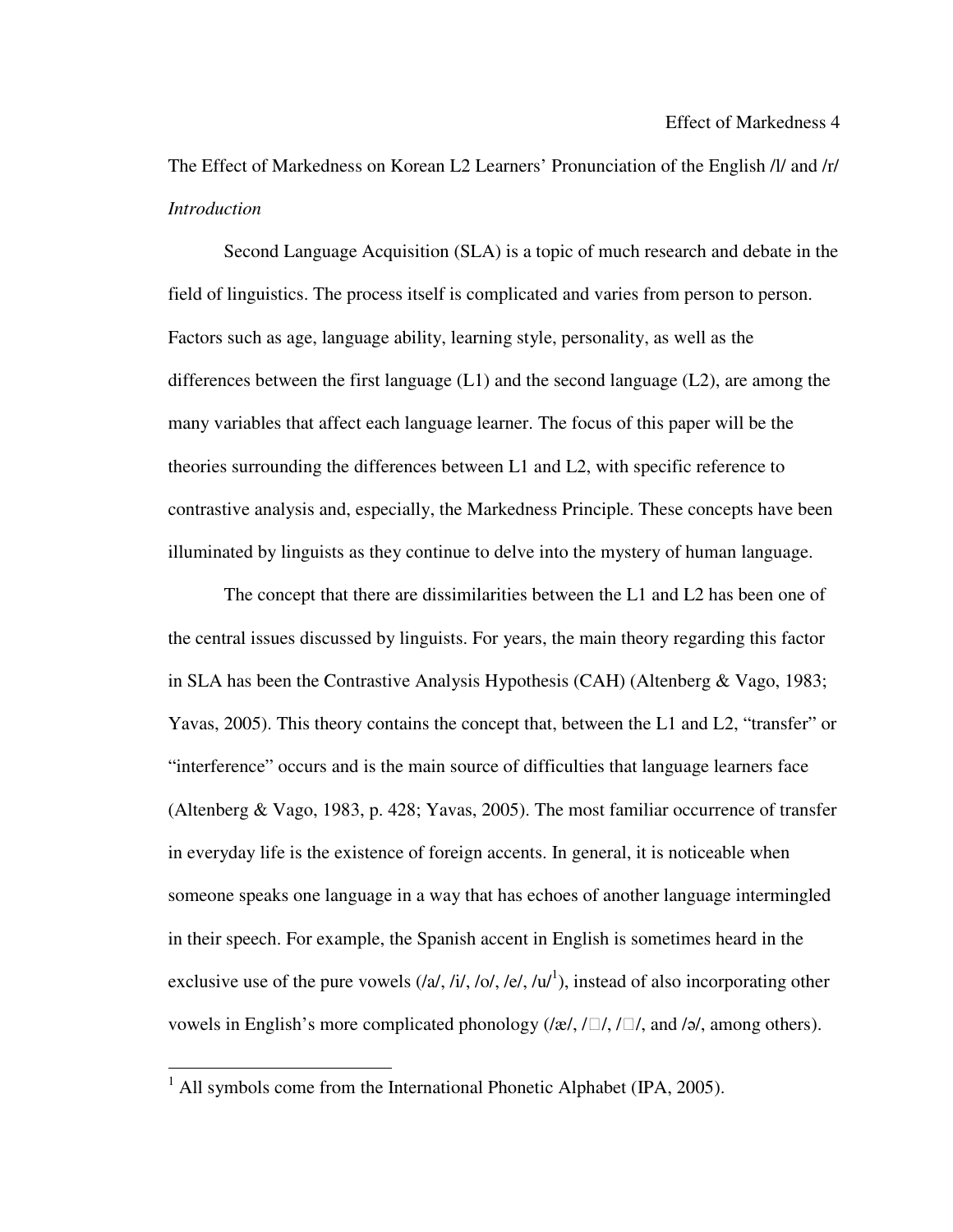The Effect of Markedness on Korean L2 Learners' Pronunciation of the English /l/ and /r/

*Introduction*

Second Language Acquisition (SLA) is a topic of much research and debate in the field of linguistics. The process itself is complicated and varies from person to person. Factors such as age, language ability, learning style, personality, as well as the differences between the first language (L1) and the second language (L2), are among the many variables that affect each language learner. The focus of this paper will be the theories surrounding the differences between L1 and L2, with specific reference to contrastive analysis and, especially, the Markedness Principle. These concepts have been illuminated by linguists as they continue to delve into the mystery of human language.

The concept that there are dissimilarities between the L1 and L2 has been one of the central issues discussed by linguists. For years, the main theory regarding this factor in SLA has been the Contrastive Analysis Hypothesis (CAH) (Altenberg & Vago, 1983; Yavas, 2005). This theory contains the concept that, between the L1 and L2, "transfer" or "interference" occurs and is the main source of difficulties that language learners face (Altenberg & Vago, 1983, p. 428; Yavas, 2005). The most familiar occurrence of transfer in everyday life is the existence of foreign accents. In general, it is noticeable when someone speaks one language in a way that has echoes of another language intermingled in their speech. For example, the Spanish accent in English is sometimes heard in the exclusive use of the pure vowels (/a/, /i/, /o/, /e/, /u/[1]), instead of also incorporating other vowels in English's more complicated phonology (/æ/, /□/, /□/, and /ə/, among others).

---

[1] All symbols come from the International Phonetic Alphabet (IPA, 2005).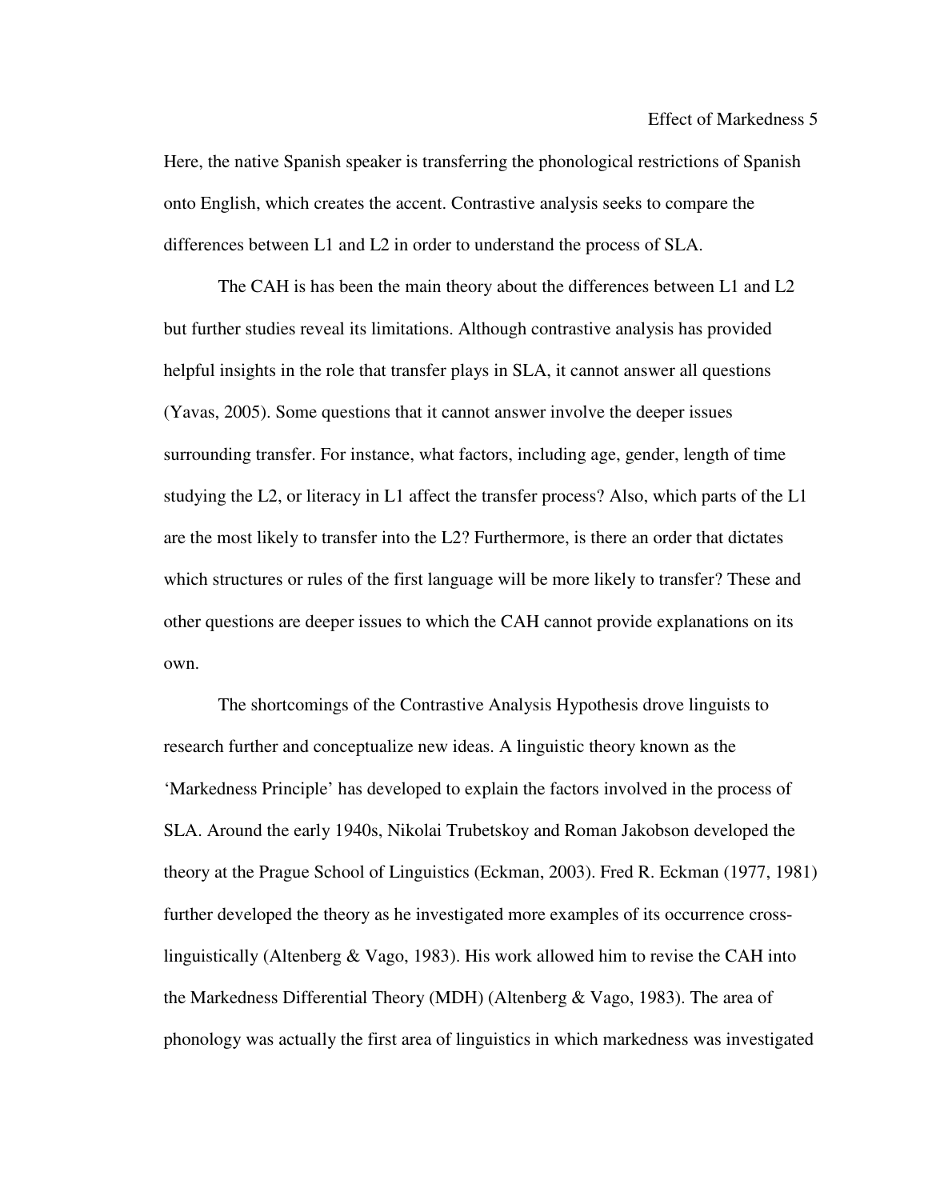Here, the native Spanish speaker is transferring the phonological restrictions of Spanish onto English, which creates the accent. Contrastive analysis seeks to compare the differences between L1 and L2 in order to understand the process of SLA.

The CAH is has been the main theory about the differences between L1 and L2 but further studies reveal its limitations. Although contrastive analysis has provided helpful insights in the role that transfer plays in SLA, it cannot answer all questions (Yavas, 2005). Some questions that it cannot answer involve the deeper issues surrounding transfer. For instance, what factors, including age, gender, length of time studying the L2, or literacy in L1 affect the transfer process? Also, which parts of the L1 are the most likely to transfer into the L2? Furthermore, is there an order that dictates which structures or rules of the first language will be more likely to transfer? These and other questions are deeper issues to which the CAH cannot provide explanations on its own.

The shortcomings of the Contrastive Analysis Hypothesis drove linguists to research further and conceptualize new ideas. A linguistic theory known as the 'Markedness Principle' has developed to explain the factors involved in the process of SLA. Around the early 1940s, Nikolai Trubetskoy and Roman Jakobson developed the theory at the Prague School of Linguistics (Eckman, 2003). Fred R. Eckman (1977, 1981) further developed the theory as he investigated more examples of its occurrence cross-linguistically (Altenberg & Vago, 1983). His work allowed him to revise the CAH into the Markedness Differential Theory (MDH) (Altenberg & Vago, 1983). The area of phonology was actually the first area of linguistics in which markedness was investigated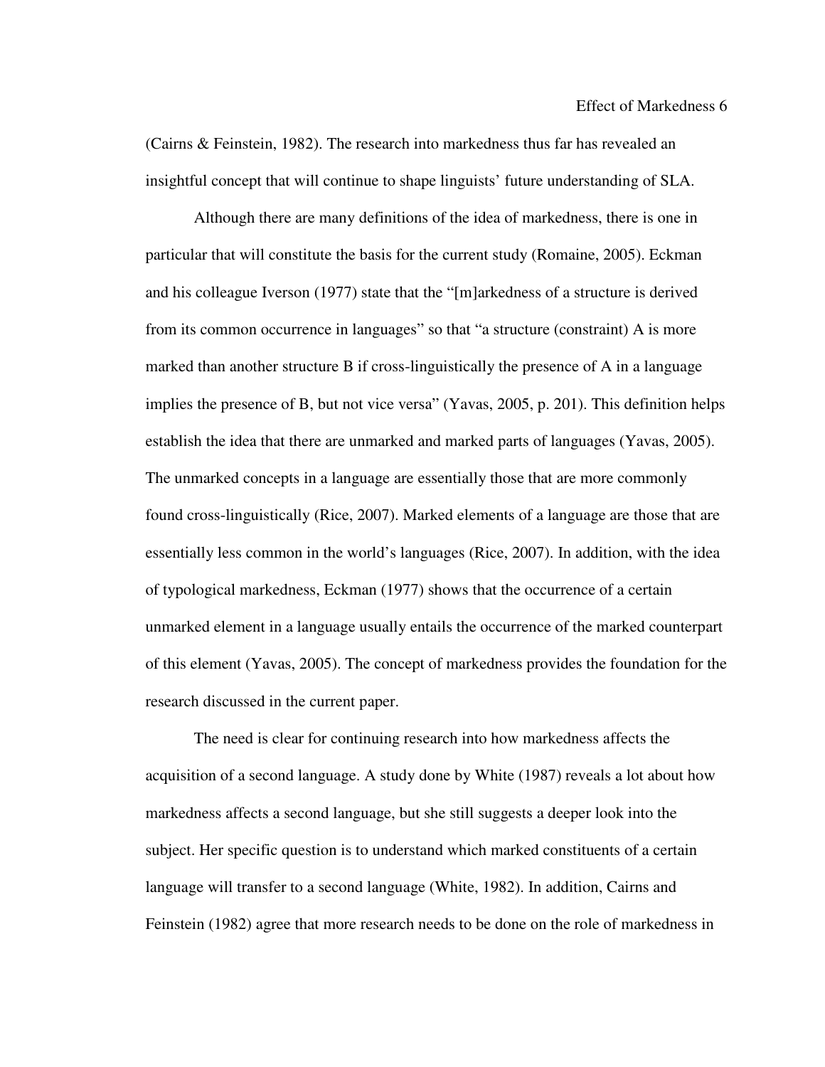(Cairns & Feinstein, 1982). The research into markedness thus far has revealed an insightful concept that will continue to shape linguists' future understanding of SLA.

Although there are many definitions of the idea of markedness, there is one in particular that will constitute the basis for the current study (Romaine, 2005). Eckman and his colleague Iverson (1977) state that the "[m]arkedness of a structure is derived from its common occurrence in languages" so that "a structure (constraint) A is more marked than another structure B if cross-linguistically the presence of A in a language implies the presence of B, but not vice versa" (Yavas, 2005, p. 201). This definition helps establish the idea that there are unmarked and marked parts of languages (Yavas, 2005). The unmarked concepts in a language are essentially those that are more commonly found cross-linguistically (Rice, 2007). Marked elements of a language are those that are essentially less common in the world's languages (Rice, 2007). In addition, with the idea of typological markedness, Eckman (1977) shows that the occurrence of a certain unmarked element in a language usually entails the occurrence of the marked counterpart of this element (Yavas, 2005). The concept of markedness provides the foundation for the research discussed in the current paper.

The need is clear for continuing research into how markedness affects the acquisition of a second language. A study done by White (1987) reveals a lot about how markedness affects a second language, but she still suggests a deeper look into the subject. Her specific question is to understand which marked constituents of a certain language will transfer to a second language (White, 1982). In addition, Cairns and Feinstein (1982) agree that more research needs to be done on the role of markedness in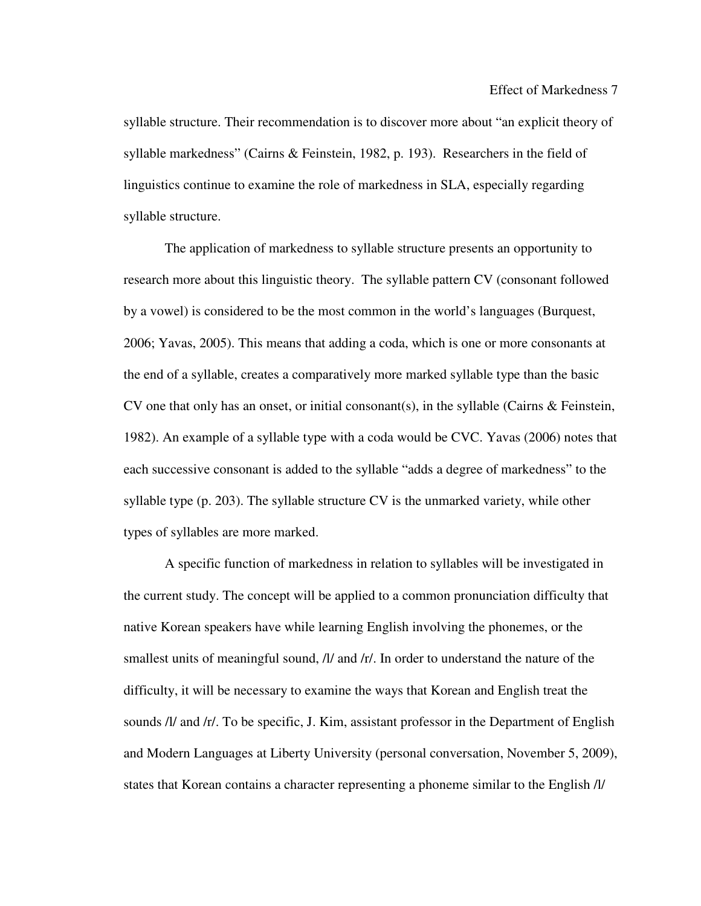syllable structure. Their recommendation is to discover more about "an explicit theory of syllable markedness" (Cairns & Feinstein, 1982, p. 193). Researchers in the field of linguistics continue to examine the role of markedness in SLA, especially regarding syllable structure.

The application of markedness to syllable structure presents an opportunity to research more about this linguistic theory. The syllable pattern CV (consonant followed by a vowel) is considered to be the most common in the world's languages (Burquest, 2006; Yavas, 2005). This means that adding a coda, which is one or more consonants at the end of a syllable, creates a comparatively more marked syllable type than the basic CV one that only has an onset, or initial consonant(s), in the syllable (Cairns & Feinstein, 1982). An example of a syllable type with a coda would be CVC. Yavas (2006) notes that each successive consonant is added to the syllable "adds a degree of markedness" to the syllable type (p. 203). The syllable structure CV is the unmarked variety, while other types of syllables are more marked.

A specific function of markedness in relation to syllables will be investigated in the current study. The concept will be applied to a common pronunciation difficulty that native Korean speakers have while learning English involving the phonemes, or the smallest units of meaningful sound, /l/ and /r/. In order to understand the nature of the difficulty, it will be necessary to examine the ways that Korean and English treat the sounds /l/ and /r/. To be specific, J. Kim, assistant professor in the Department of English and Modern Languages at Liberty University (personal conversation, November 5, 2009), states that Korean contains a character representing a phoneme similar to the English /l/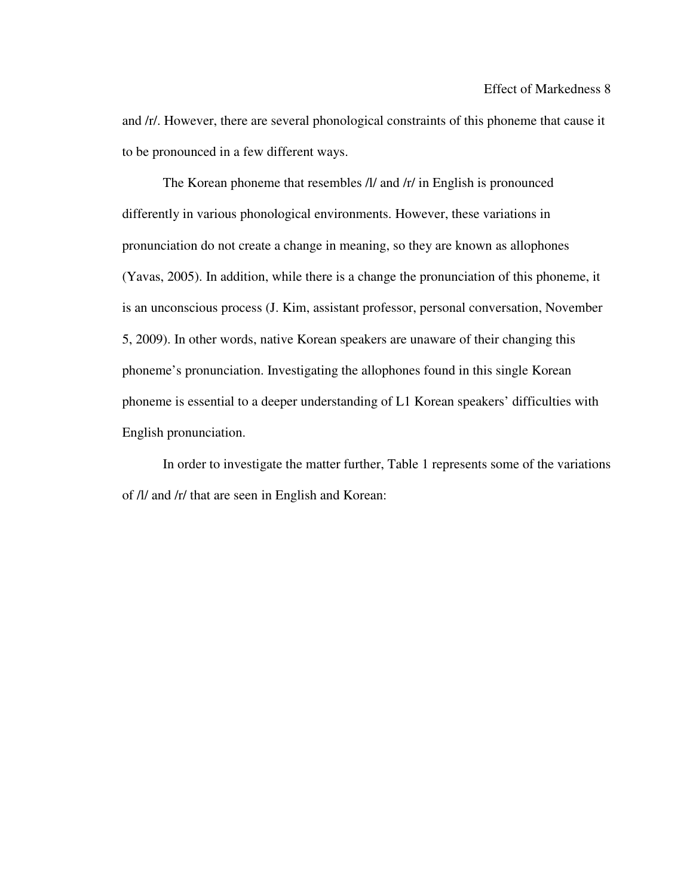and /r/. However, there are several phonological constraints of this phoneme that cause it to be pronounced in a few different ways.

The Korean phoneme that resembles /l/ and /r/ in English is pronounced differently in various phonological environments. However, these variations in pronunciation do not create a change in meaning, so they are known as allophones (Yavas, 2005). In addition, while there is a change the pronunciation of this phoneme, it is an unconscious process (J. Kim, assistant professor, personal conversation, November 5, 2009). In other words, native Korean speakers are unaware of their changing this phoneme's pronunciation. Investigating the allophones found in this single Korean phoneme is essential to a deeper understanding of L1 Korean speakers' difficulties with English pronunciation.

In order to investigate the matter further, Table 1 represents some of the variations of /l/ and /r/ that are seen in English and Korean: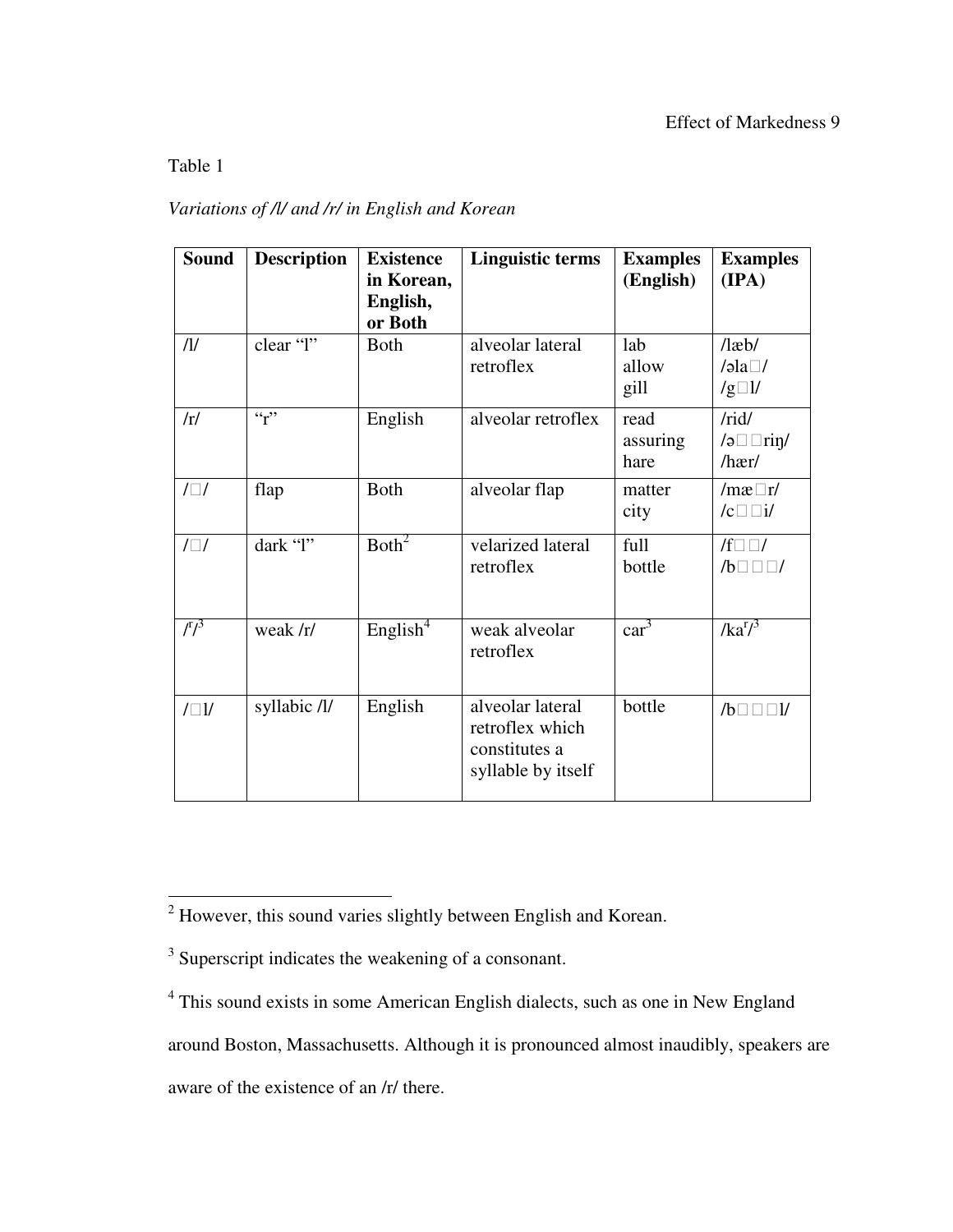Table 1

*Variations of /l/ and /r/ in English and Korean*

| Sound | Description | Existence in Korean, English, or Both | Linguistic terms | Examples (English) | Examples (IPA) |
|---|---|---|---|---|---|
| /l/ | clear "l" | Both | alveolar lateral retroflex | lab<br>allow<br>gill | /læb/<br>/əla□/<br>/g□l/ |
| /r/ | "r" | English | alveolar retroflex | read<br>assuring<br>hare | /rid/<br>/ə□□riŋ/<br>/hær/ |
| /□/ | flap | Both | alveolar flap | matter<br>city | /mæ□r/<br>/c□□i/ |
| /□/ | dark "l" | Both[2] | velarized lateral retroflex | full<br>bottle | /f□□/<br>/b□□□/ |
| /ʳ/[3] | weak /r/ | English[4] | weak alveolar retroflex | car[3] | /kaʳ/[3] |
| /□l/ | syllabic /l/ | English | alveolar lateral retroflex which constitutes a syllable by itself | bottle | /b□□□l/ |

---

[2] However, this sound varies slightly between English and Korean.

[3] Superscript indicates the weakening of a consonant.

[4] This sound exists in some American English dialects, such as one in New England around Boston, Massachusetts. Although it is pronounced almost inaudibly, speakers are aware of the existence of an /r/ there.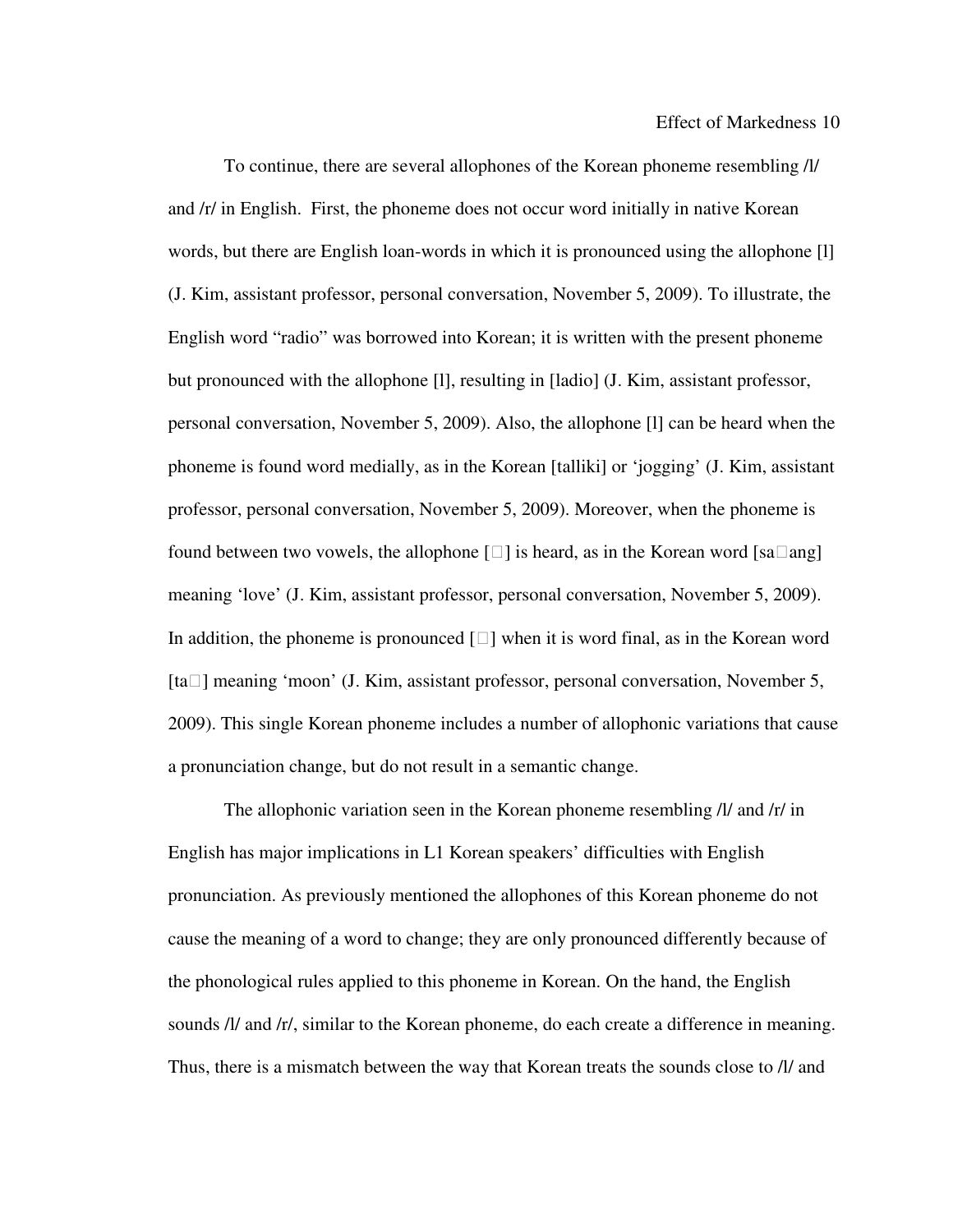To continue, there are several allophones of the Korean phoneme resembling /l/ and /r/ in English. First, the phoneme does not occur word initially in native Korean words, but there are English loan-words in which it is pronounced using the allophone [l] (J. Kim, assistant professor, personal conversation, November 5, 2009). To illustrate, the English word "radio" was borrowed into Korean; it is written with the present phoneme but pronounced with the allophone [l], resulting in [ladio] (J. Kim, assistant professor, personal conversation, November 5, 2009). Also, the allophone [l] can be heard when the phoneme is found word medially, as in the Korean [talliki] or 'jogging' (J. Kim, assistant professor, personal conversation, November 5, 2009). Moreover, when the phoneme is found between two vowels, the allophone [□] is heard, as in the Korean word [sa□ang] meaning 'love' (J. Kim, assistant professor, personal conversation, November 5, 2009). In addition, the phoneme is pronounced [□] when it is word final, as in the Korean word [ta□] meaning 'moon' (J. Kim, assistant professor, personal conversation, November 5, 2009). This single Korean phoneme includes a number of allophonic variations that cause a pronunciation change, but do not result in a semantic change.

The allophonic variation seen in the Korean phoneme resembling /l/ and /r/ in English has major implications in L1 Korean speakers' difficulties with English pronunciation. As previously mentioned the allophones of this Korean phoneme do not cause the meaning of a word to change; they are only pronounced differently because of the phonological rules applied to this phoneme in Korean. On the hand, the English sounds /l/ and /r/, similar to the Korean phoneme, do each create a difference in meaning. Thus, there is a mismatch between the way that Korean treats the sounds close to /l/ and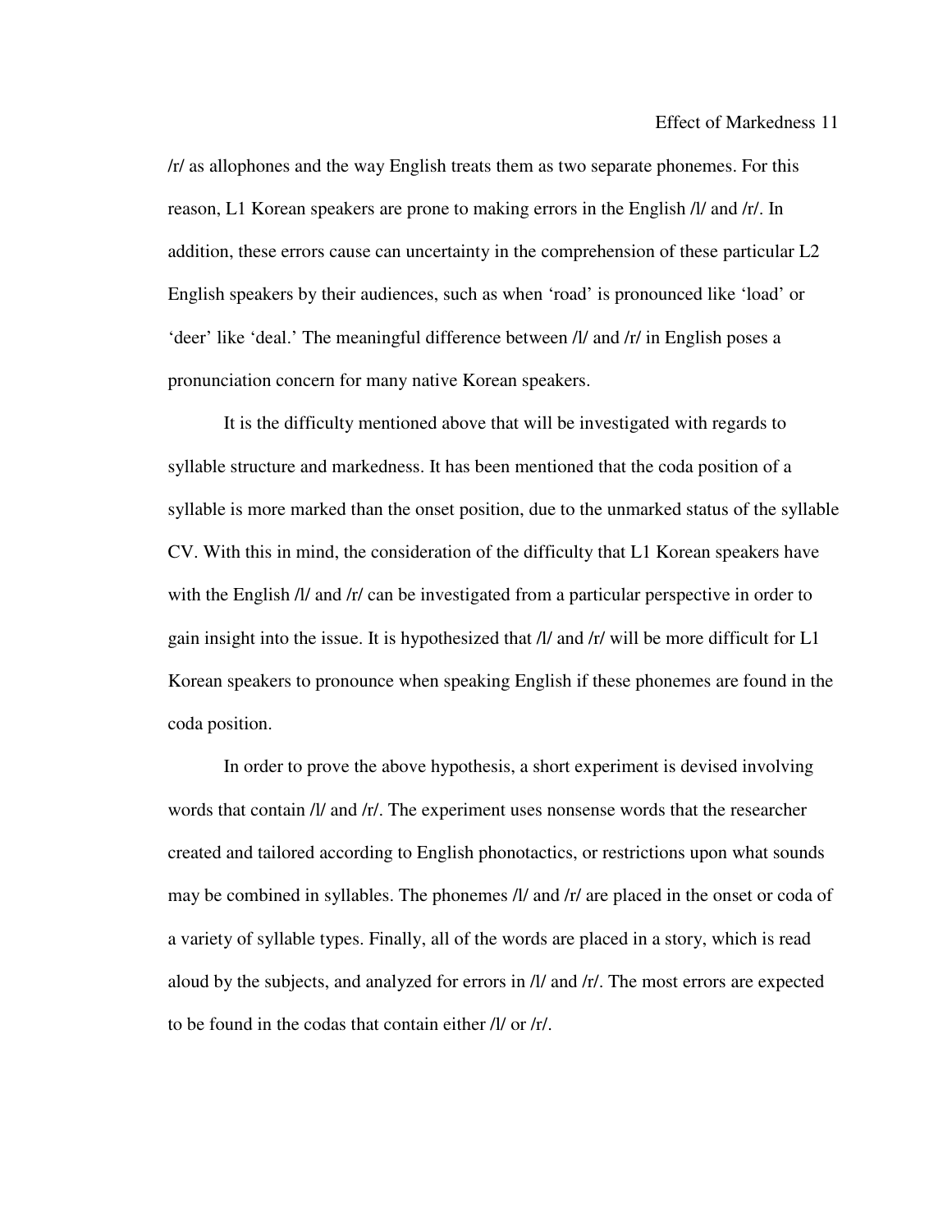/r/ as allophones and the way English treats them as two separate phonemes. For this reason, L1 Korean speakers are prone to making errors in the English /l/ and /r/. In addition, these errors cause can uncertainty in the comprehension of these particular L2 English speakers by their audiences, such as when 'road' is pronounced like 'load' or 'deer' like 'deal.' The meaningful difference between /l/ and /r/ in English poses a pronunciation concern for many native Korean speakers.

It is the difficulty mentioned above that will be investigated with regards to syllable structure and markedness. It has been mentioned that the coda position of a syllable is more marked than the onset position, due to the unmarked status of the syllable CV. With this in mind, the consideration of the difficulty that L1 Korean speakers have with the English /l/ and /r/ can be investigated from a particular perspective in order to gain insight into the issue. It is hypothesized that /l/ and /r/ will be more difficult for L1 Korean speakers to pronounce when speaking English if these phonemes are found in the coda position.

In order to prove the above hypothesis, a short experiment is devised involving words that contain /l/ and /r/. The experiment uses nonsense words that the researcher created and tailored according to English phonotactics, or restrictions upon what sounds may be combined in syllables. The phonemes /l/ and /r/ are placed in the onset or coda of a variety of syllable types. Finally, all of the words are placed in a story, which is read aloud by the subjects, and analyzed for errors in /l/ and /r/. The most errors are expected to be found in the codas that contain either /l/ or /r/.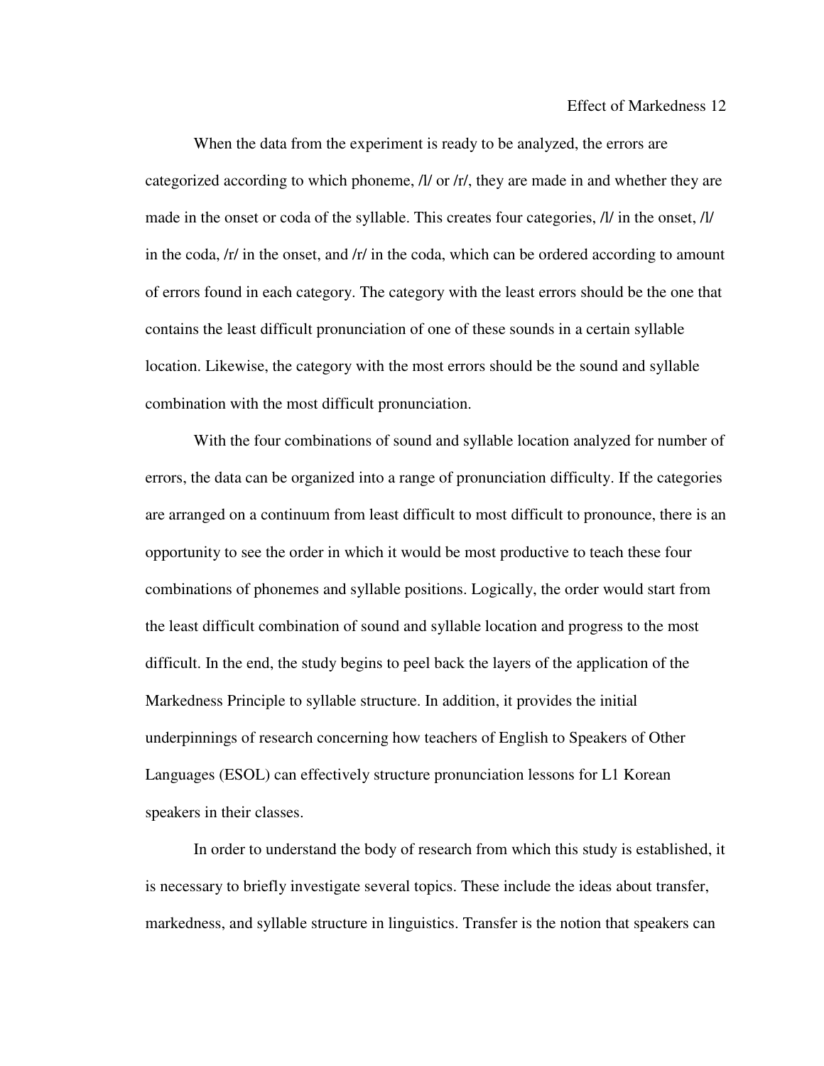When the data from the experiment is ready to be analyzed, the errors are categorized according to which phoneme, /l/ or /r/, they are made in and whether they are made in the onset or coda of the syllable. This creates four categories, /l/ in the onset, /l/ in the coda, /r/ in the onset, and /r/ in the coda, which can be ordered according to amount of errors found in each category. The category with the least errors should be the one that contains the least difficult pronunciation of one of these sounds in a certain syllable location. Likewise, the category with the most errors should be the sound and syllable combination with the most difficult pronunciation.

With the four combinations of sound and syllable location analyzed for number of errors, the data can be organized into a range of pronunciation difficulty. If the categories are arranged on a continuum from least difficult to most difficult to pronounce, there is an opportunity to see the order in which it would be most productive to teach these four combinations of phonemes and syllable positions. Logically, the order would start from the least difficult combination of sound and syllable location and progress to the most difficult. In the end, the study begins to peel back the layers of the application of the Markedness Principle to syllable structure. In addition, it provides the initial underpinnings of research concerning how teachers of English to Speakers of Other Languages (ESOL) can effectively structure pronunciation lessons for L1 Korean speakers in their classes.

In order to understand the body of research from which this study is established, it is necessary to briefly investigate several topics. These include the ideas about transfer, markedness, and syllable structure in linguistics. Transfer is the notion that speakers can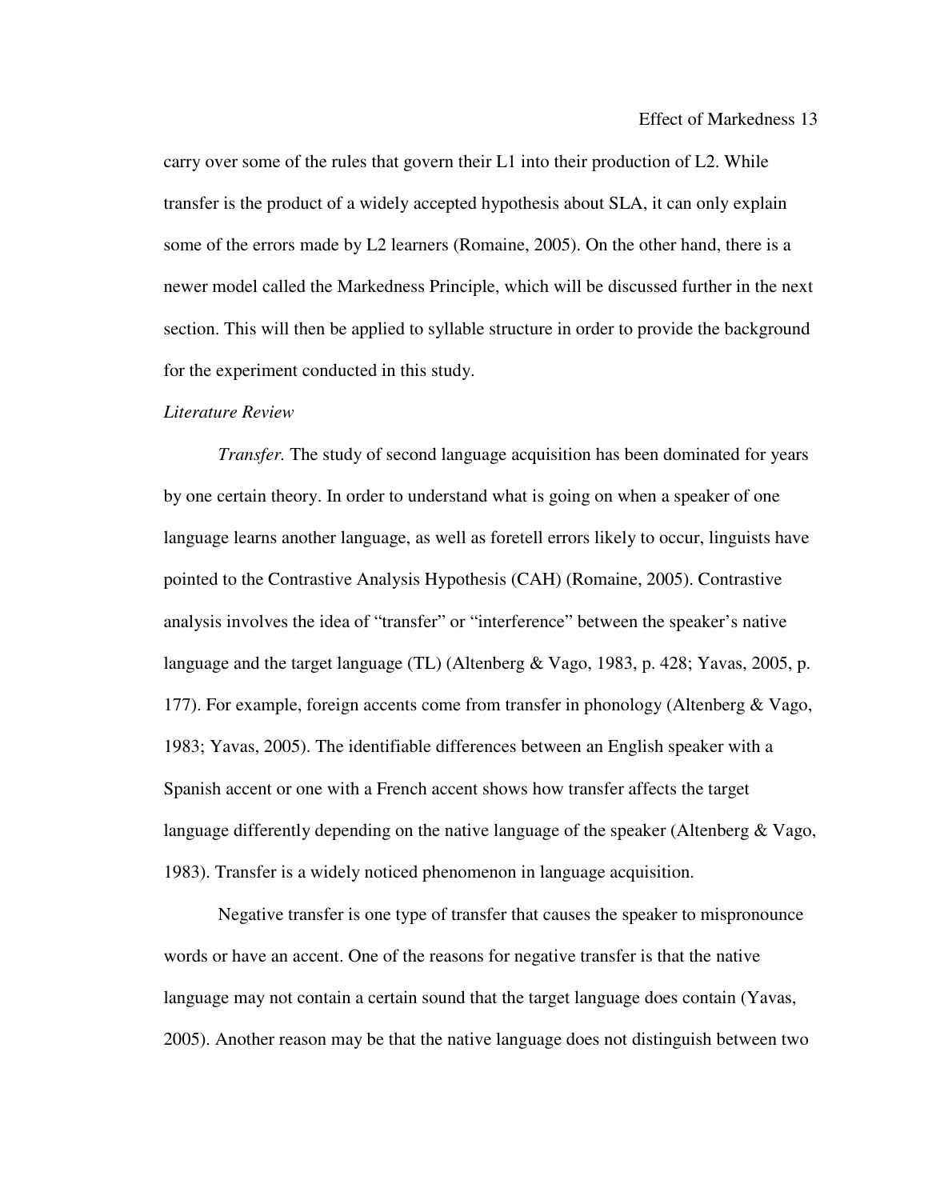carry over some of the rules that govern their L1 into their production of L2. While transfer is the product of a widely accepted hypothesis about SLA, it can only explain some of the errors made by L2 learners (Romaine, 2005). On the other hand, there is a newer model called the Markedness Principle, which will be discussed further in the next section. This will then be applied to syllable structure in order to provide the background for the experiment conducted in this study.

*Literature Review*

*Transfer.* The study of second language acquisition has been dominated for years by one certain theory. In order to understand what is going on when a speaker of one language learns another language, as well as foretell errors likely to occur, linguists have pointed to the Contrastive Analysis Hypothesis (CAH) (Romaine, 2005). Contrastive analysis involves the idea of "transfer" or "interference" between the speaker's native language and the target language (TL) (Altenberg & Vago, 1983, p. 428; Yavas, 2005, p. 177). For example, foreign accents come from transfer in phonology (Altenberg & Vago, 1983; Yavas, 2005). The identifiable differences between an English speaker with a Spanish accent or one with a French accent shows how transfer affects the target language differently depending on the native language of the speaker (Altenberg & Vago, 1983). Transfer is a widely noticed phenomenon in language acquisition.

Negative transfer is one type of transfer that causes the speaker to mispronounce words or have an accent. One of the reasons for negative transfer is that the native language may not contain a certain sound that the target language does contain (Yavas, 2005). Another reason may be that the native language does not distinguish between two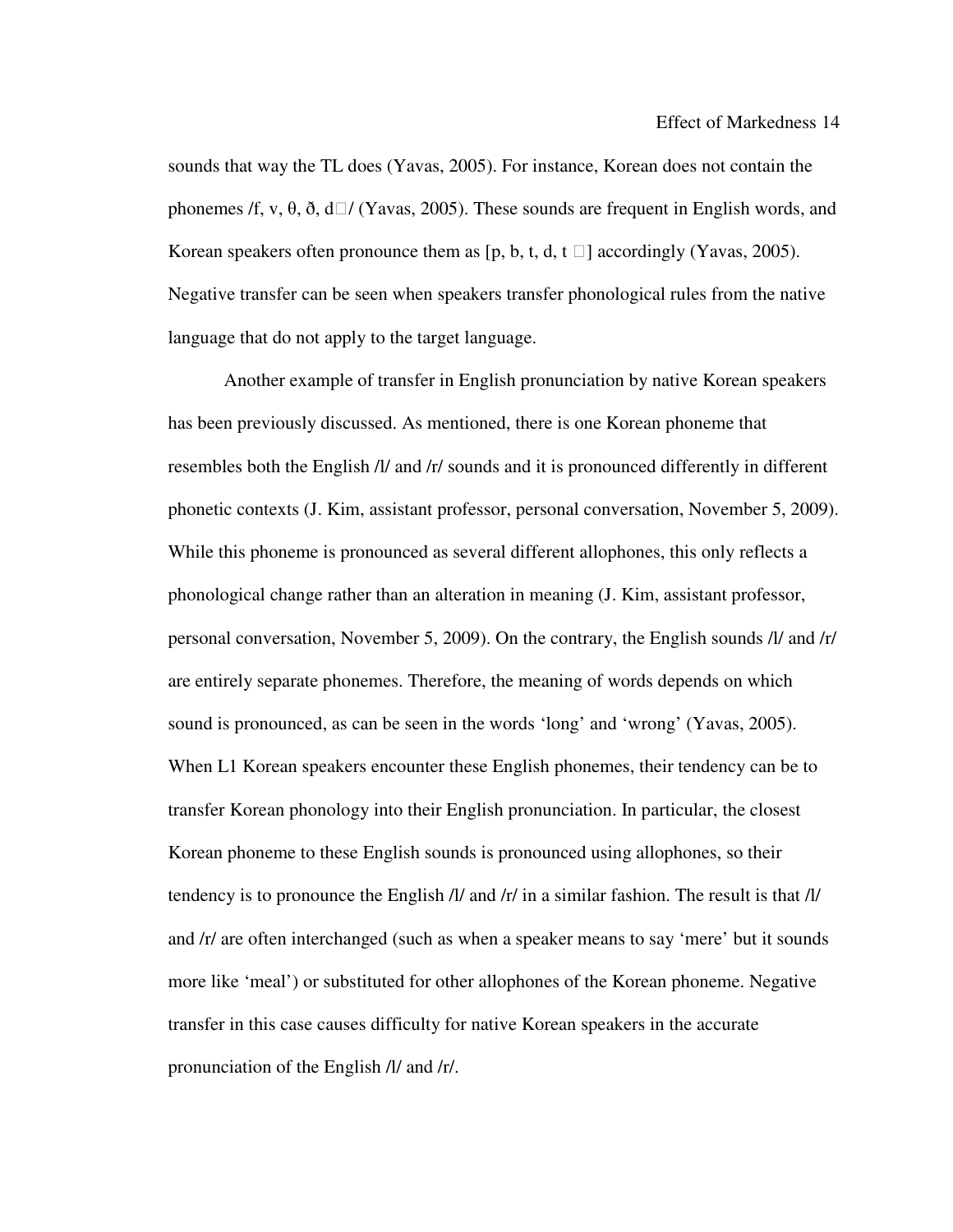sounds that way the TL does (Yavas, 2005). For instance, Korean does not contain the phonemes /f, v, θ, ð, d□/ (Yavas, 2005). These sounds are frequent in English words, and Korean speakers often pronounce them as [p, b, t, d, t □] accordingly (Yavas, 2005). Negative transfer can be seen when speakers transfer phonological rules from the native language that do not apply to the target language.

Another example of transfer in English pronunciation by native Korean speakers has been previously discussed. As mentioned, there is one Korean phoneme that resembles both the English /l/ and /r/ sounds and it is pronounced differently in different phonetic contexts (J. Kim, assistant professor, personal conversation, November 5, 2009). While this phoneme is pronounced as several different allophones, this only reflects a phonological change rather than an alteration in meaning (J. Kim, assistant professor, personal conversation, November 5, 2009). On the contrary, the English sounds /l/ and /r/ are entirely separate phonemes. Therefore, the meaning of words depends on which sound is pronounced, as can be seen in the words 'long' and 'wrong' (Yavas, 2005). When L1 Korean speakers encounter these English phonemes, their tendency can be to transfer Korean phonology into their English pronunciation. In particular, the closest Korean phoneme to these English sounds is pronounced using allophones, so their tendency is to pronounce the English /l/ and /r/ in a similar fashion. The result is that /l/ and /r/ are often interchanged (such as when a speaker means to say 'mere' but it sounds more like 'meal') or substituted for other allophones of the Korean phoneme. Negative transfer in this case causes difficulty for native Korean speakers in the accurate pronunciation of the English /l/ and /r/.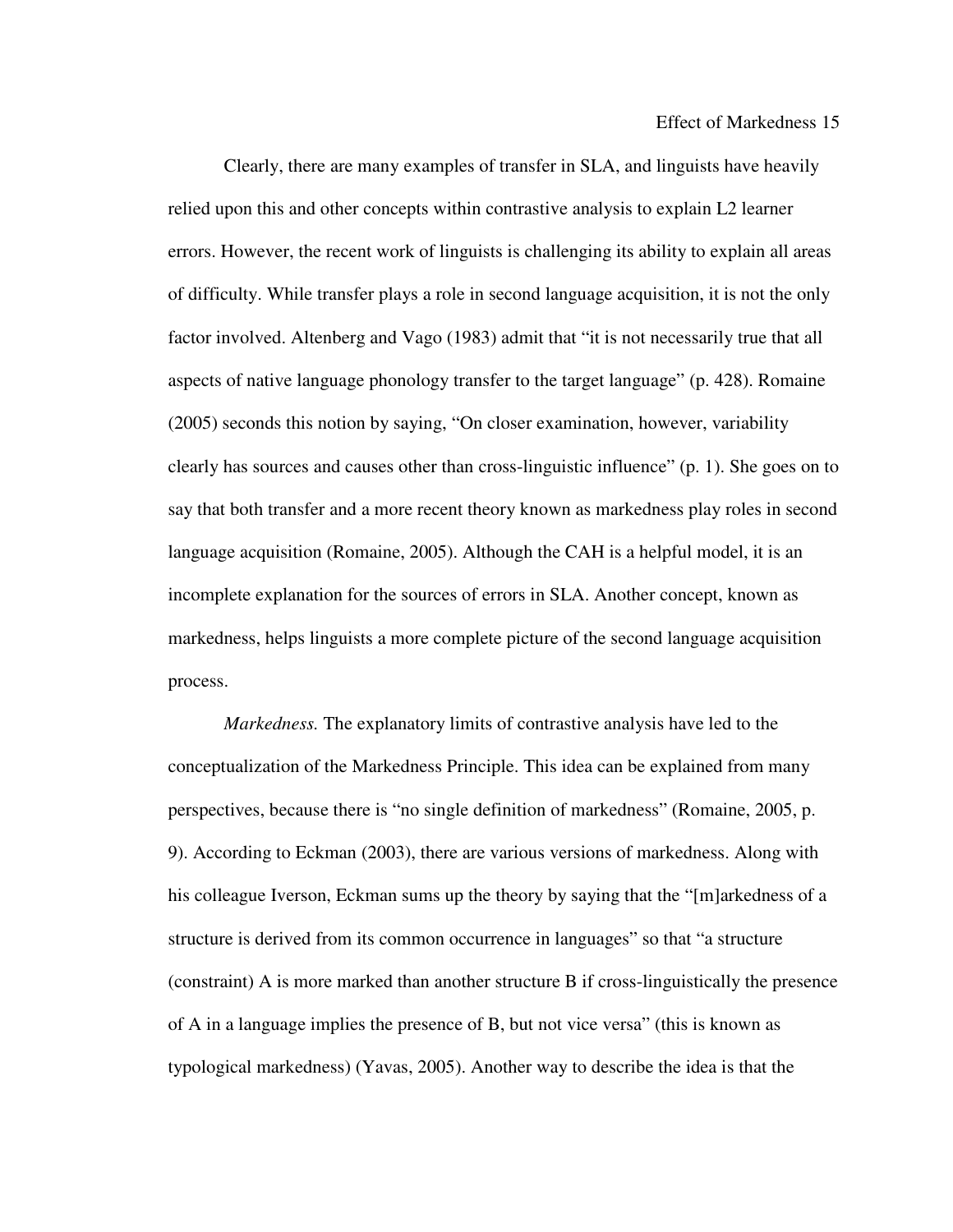Clearly, there are many examples of transfer in SLA, and linguists have heavily relied upon this and other concepts within contrastive analysis to explain L2 learner errors. However, the recent work of linguists is challenging its ability to explain all areas of difficulty. While transfer plays a role in second language acquisition, it is not the only factor involved. Altenberg and Vago (1983) admit that "it is not necessarily true that all aspects of native language phonology transfer to the target language" (p. 428). Romaine (2005) seconds this notion by saying, "On closer examination, however, variability clearly has sources and causes other than cross-linguistic influence" (p. 1). She goes on to say that both transfer and a more recent theory known as markedness play roles in second language acquisition (Romaine, 2005). Although the CAH is a helpful model, it is an incomplete explanation for the sources of errors in SLA. Another concept, known as markedness, helps linguists a more complete picture of the second language acquisition process.

*Markedness.* The explanatory limits of contrastive analysis have led to the conceptualization of the Markedness Principle. This idea can be explained from many perspectives, because there is "no single definition of markedness" (Romaine, 2005, p. 9). According to Eckman (2003), there are various versions of markedness. Along with his colleague Iverson, Eckman sums up the theory by saying that the "[m]arkedness of a structure is derived from its common occurrence in languages" so that "a structure (constraint) A is more marked than another structure B if cross-linguistically the presence of A in a language implies the presence of B, but not vice versa" (this is known as typological markedness) (Yavas, 2005). Another way to describe the idea is that the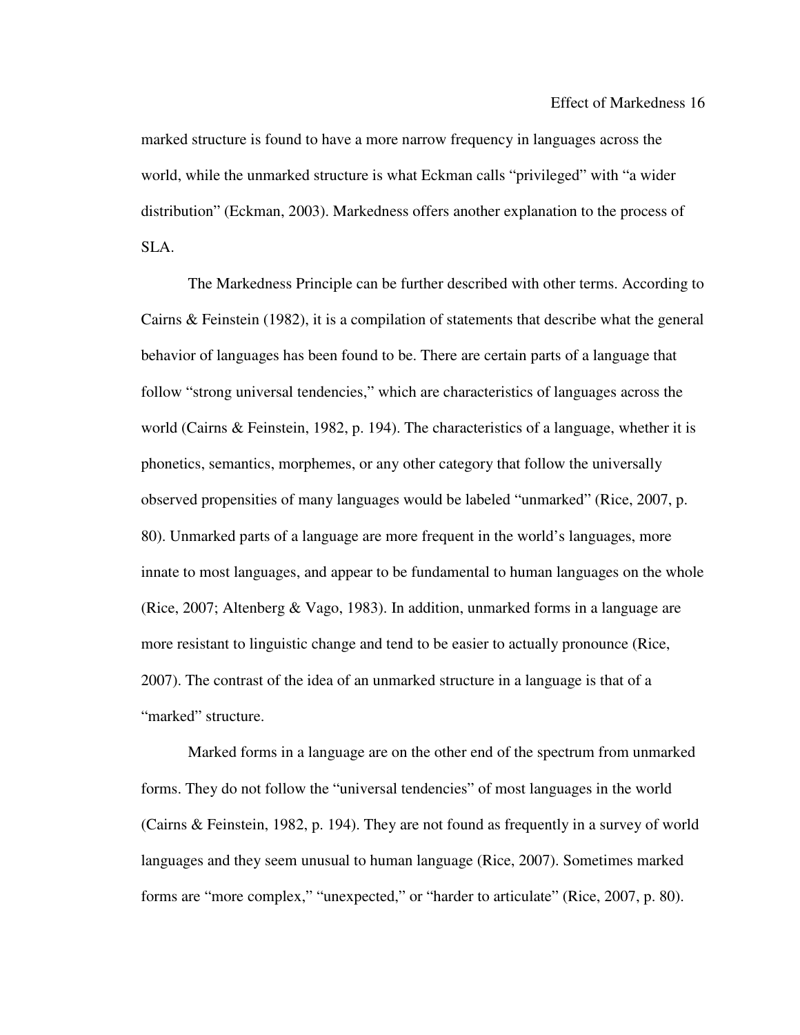marked structure is found to have a more narrow frequency in languages across the world, while the unmarked structure is what Eckman calls "privileged" with "a wider distribution" (Eckman, 2003). Markedness offers another explanation to the process of SLA.

The Markedness Principle can be further described with other terms. According to Cairns & Feinstein (1982), it is a compilation of statements that describe what the general behavior of languages has been found to be. There are certain parts of a language that follow "strong universal tendencies," which are characteristics of languages across the world (Cairns & Feinstein, 1982, p. 194). The characteristics of a language, whether it is phonetics, semantics, morphemes, or any other category that follow the universally observed propensities of many languages would be labeled "unmarked" (Rice, 2007, p. 80). Unmarked parts of a language are more frequent in the world's languages, more innate to most languages, and appear to be fundamental to human languages on the whole (Rice, 2007; Altenberg & Vago, 1983). In addition, unmarked forms in a language are more resistant to linguistic change and tend to be easier to actually pronounce (Rice, 2007). The contrast of the idea of an unmarked structure in a language is that of a "marked" structure.

Marked forms in a language are on the other end of the spectrum from unmarked forms. They do not follow the "universal tendencies" of most languages in the world (Cairns & Feinstein, 1982, p. 194). They are not found as frequently in a survey of world languages and they seem unusual to human language (Rice, 2007). Sometimes marked forms are "more complex," "unexpected," or "harder to articulate" (Rice, 2007, p. 80).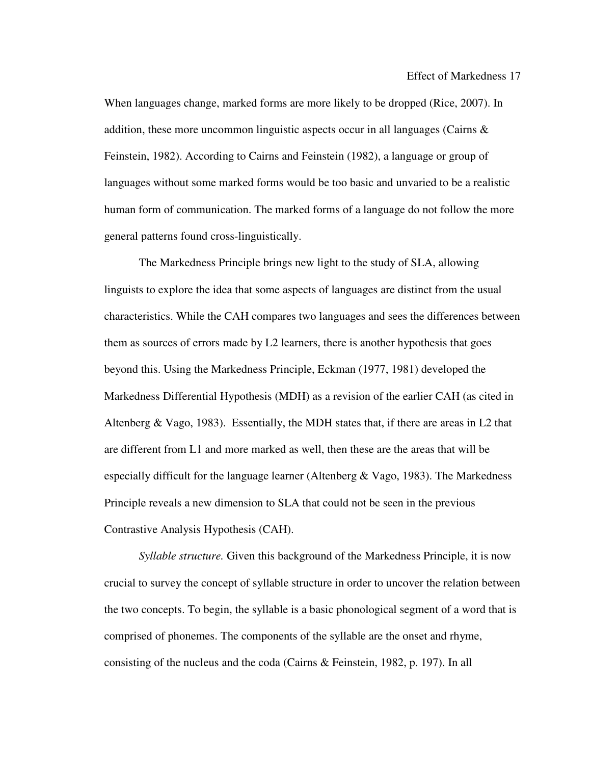When languages change, marked forms are more likely to be dropped (Rice, 2007). In addition, these more uncommon linguistic aspects occur in all languages (Cairns & Feinstein, 1982). According to Cairns and Feinstein (1982), a language or group of languages without some marked forms would be too basic and unvaried to be a realistic human form of communication. The marked forms of a language do not follow the more general patterns found cross-linguistically.

The Markedness Principle brings new light to the study of SLA, allowing linguists to explore the idea that some aspects of languages are distinct from the usual characteristics. While the CAH compares two languages and sees the differences between them as sources of errors made by L2 learners, there is another hypothesis that goes beyond this. Using the Markedness Principle, Eckman (1977, 1981) developed the Markedness Differential Hypothesis (MDH) as a revision of the earlier CAH (as cited in Altenberg & Vago, 1983). Essentially, the MDH states that, if there are areas in L2 that are different from L1 and more marked as well, then these are the areas that will be especially difficult for the language learner (Altenberg & Vago, 1983). The Markedness Principle reveals a new dimension to SLA that could not be seen in the previous Contrastive Analysis Hypothesis (CAH).

*Syllable structure.* Given this background of the Markedness Principle, it is now crucial to survey the concept of syllable structure in order to uncover the relation between the two concepts. To begin, the syllable is a basic phonological segment of a word that is comprised of phonemes. The components of the syllable are the onset and rhyme, consisting of the nucleus and the coda (Cairns & Feinstein, 1982, p. 197). In all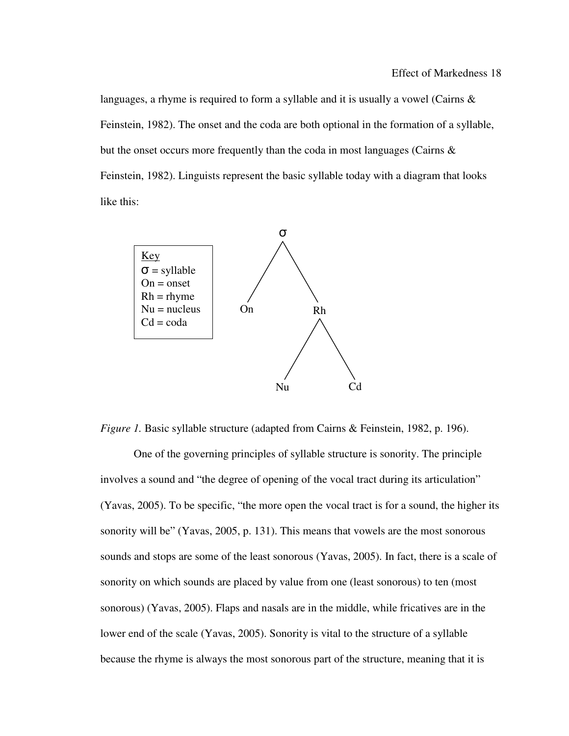languages, a rhyme is required to form a syllable and it is usually a vowel (Cairns & Feinstein, 1982). The onset and the coda are both optional in the formation of a syllable, but the onset occurs more frequently than the coda in most languages (Cairns & Feinstein, 1982). Linguists represent the basic syllable today with a diagram that looks like this:

Key
σ = syllable
On = onset
Rh = rhyme
Nu = nucleus
Cd = coda

```
        σ
       / \
     On   Rh
         /  \
       Nu    Cd
```

*Figure 1.* Basic syllable structure (adapted from Cairns & Feinstein, 1982, p. 196).

One of the governing principles of syllable structure is sonority. The principle involves a sound and "the degree of opening of the vocal tract during its articulation" (Yavas, 2005). To be specific, "the more open the vocal tract is for a sound, the higher its sonority will be" (Yavas, 2005, p. 131). This means that vowels are the most sonorous sounds and stops are some of the least sonorous (Yavas, 2005). In fact, there is a scale of sonority on which sounds are placed by value from one (least sonorous) to ten (most sonorous) (Yavas, 2005). Flaps and nasals are in the middle, while fricatives are in the lower end of the scale (Yavas, 2005). Sonority is vital to the structure of a syllable because the rhyme is always the most sonorous part of the structure, meaning that it is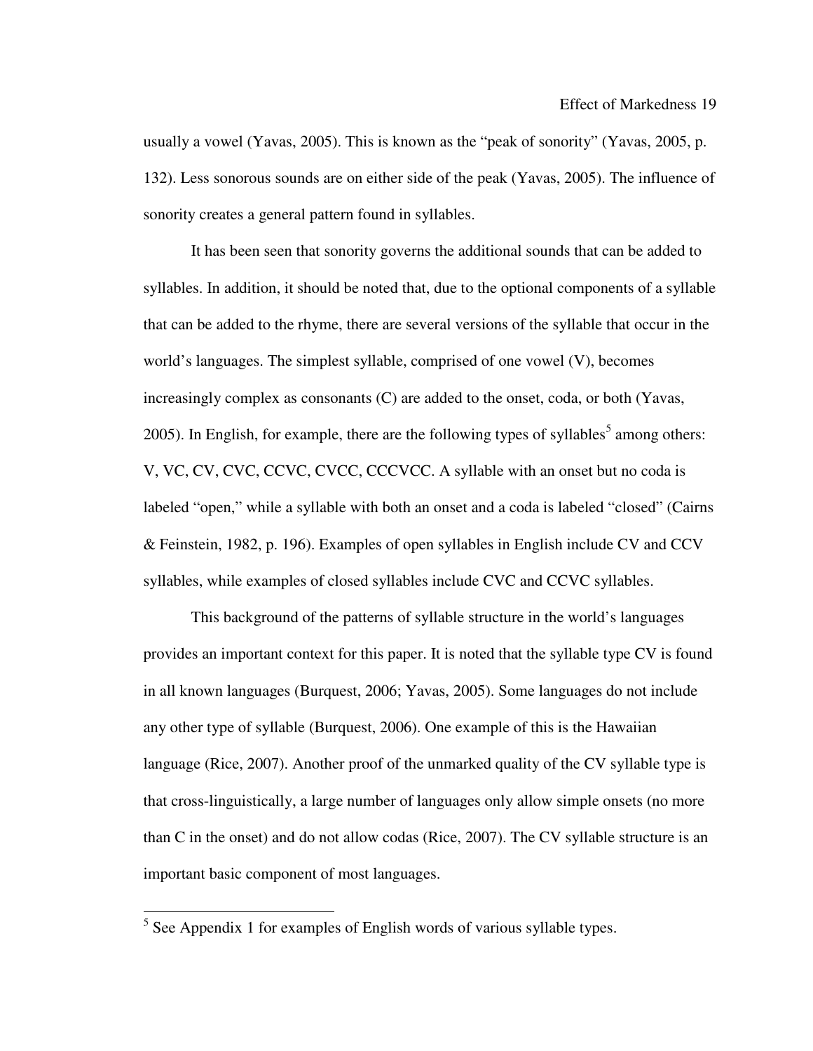usually a vowel (Yavas, 2005). This is known as the "peak of sonority" (Yavas, 2005, p. 132). Less sonorous sounds are on either side of the peak (Yavas, 2005). The influence of sonority creates a general pattern found in syllables.

It has been seen that sonority governs the additional sounds that can be added to syllables. In addition, it should be noted that, due to the optional components of a syllable that can be added to the rhyme, there are several versions of the syllable that occur in the world's languages. The simplest syllable, comprised of one vowel (V), becomes increasingly complex as consonants (C) are added to the onset, coda, or both (Yavas, 2005). In English, for example, there are the following types of syllables[5] among others: V, VC, CV, CVC, CCVC, CVCC, CCCVCC. A syllable with an onset but no coda is labeled "open," while a syllable with both an onset and a coda is labeled "closed" (Cairns & Feinstein, 1982, p. 196). Examples of open syllables in English include CV and CCV syllables, while examples of closed syllables include CVC and CCVC syllables.

This background of the patterns of syllable structure in the world's languages provides an important context for this paper. It is noted that the syllable type CV is found in all known languages (Burquest, 2006; Yavas, 2005). Some languages do not include any other type of syllable (Burquest, 2006). One example of this is the Hawaiian language (Rice, 2007). Another proof of the unmarked quality of the CV syllable type is that cross-linguistically, a large number of languages only allow simple onsets (no more than C in the onset) and do not allow codas (Rice, 2007). The CV syllable structure is an important basic component of most languages.

[5] See Appendix 1 for examples of English words of various syllable types.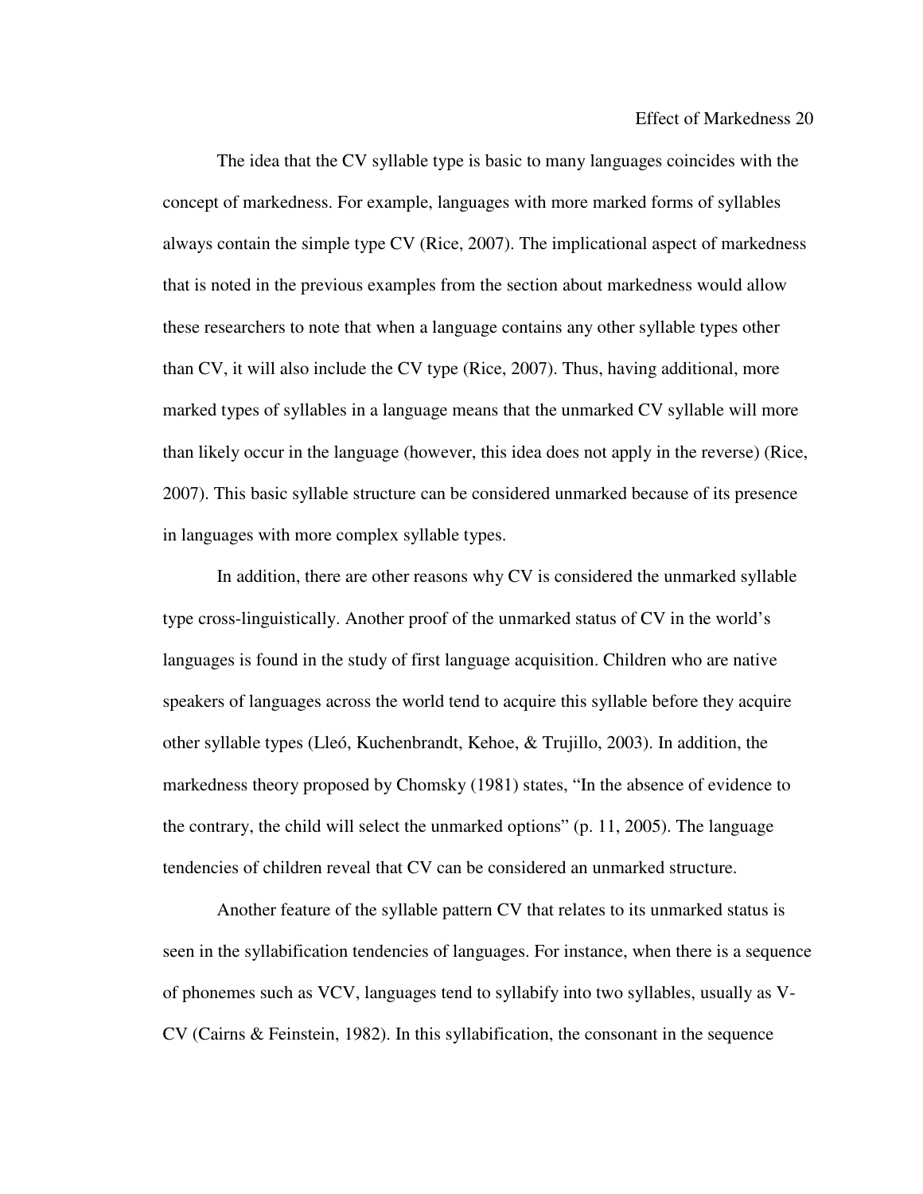The idea that the CV syllable type is basic to many languages coincides with the concept of markedness. For example, languages with more marked forms of syllables always contain the simple type CV (Rice, 2007). The implicational aspect of markedness that is noted in the previous examples from the section about markedness would allow these researchers to note that when a language contains any other syllable types other than CV, it will also include the CV type (Rice, 2007). Thus, having additional, more marked types of syllables in a language means that the unmarked CV syllable will more than likely occur in the language (however, this idea does not apply in the reverse) (Rice, 2007). This basic syllable structure can be considered unmarked because of its presence in languages with more complex syllable types.

In addition, there are other reasons why CV is considered the unmarked syllable type cross-linguistically. Another proof of the unmarked status of CV in the world's languages is found in the study of first language acquisition. Children who are native speakers of languages across the world tend to acquire this syllable before they acquire other syllable types (Lleó, Kuchenbrandt, Kehoe, & Trujillo, 2003). In addition, the markedness theory proposed by Chomsky (1981) states, "In the absence of evidence to the contrary, the child will select the unmarked options" (p. 11, 2005). The language tendencies of children reveal that CV can be considered an unmarked structure.

Another feature of the syllable pattern CV that relates to its unmarked status is seen in the syllabification tendencies of languages. For instance, when there is a sequence of phonemes such as VCV, languages tend to syllabify into two syllables, usually as V-CV (Cairns & Feinstein, 1982). In this syllabification, the consonant in the sequence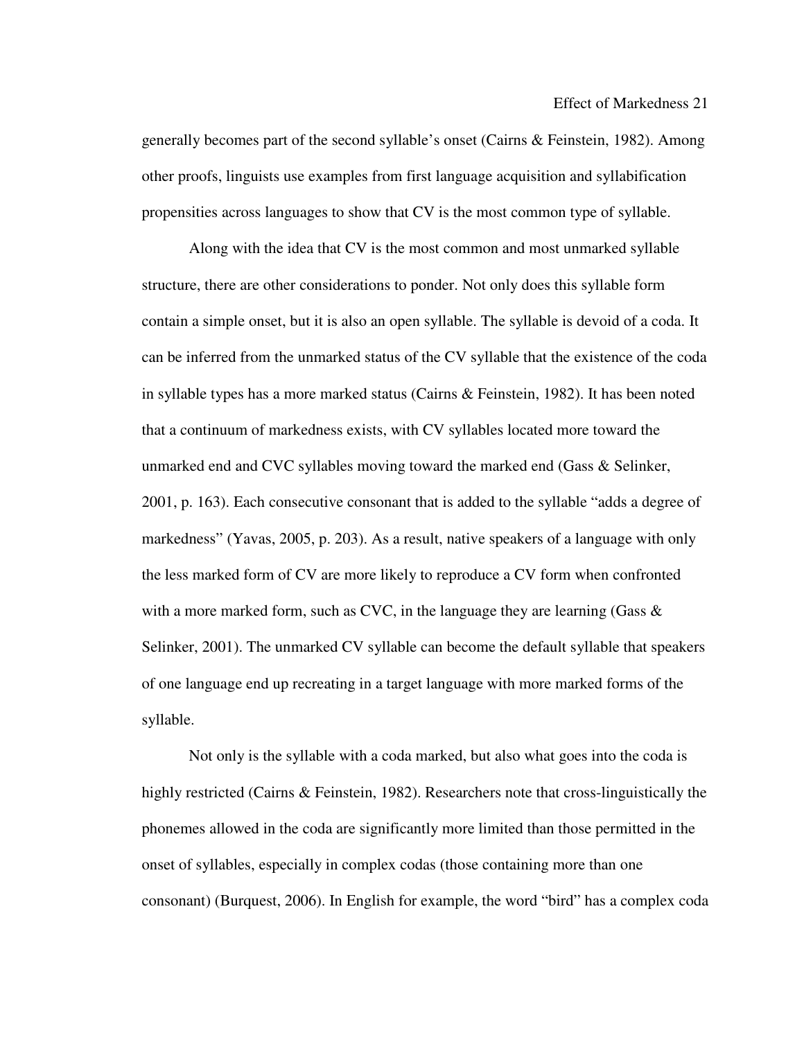generally becomes part of the second syllable's onset (Cairns & Feinstein, 1982). Among other proofs, linguists use examples from first language acquisition and syllabification propensities across languages to show that CV is the most common type of syllable.

Along with the idea that CV is the most common and most unmarked syllable structure, there are other considerations to ponder. Not only does this syllable form contain a simple onset, but it is also an open syllable. The syllable is devoid of a coda. It can be inferred from the unmarked status of the CV syllable that the existence of the coda in syllable types has a more marked status (Cairns & Feinstein, 1982). It has been noted that a continuum of markedness exists, with CV syllables located more toward the unmarked end and CVC syllables moving toward the marked end (Gass & Selinker, 2001, p. 163). Each consecutive consonant that is added to the syllable "adds a degree of markedness" (Yavas, 2005, p. 203). As a result, native speakers of a language with only the less marked form of CV are more likely to reproduce a CV form when confronted with a more marked form, such as CVC, in the language they are learning (Gass & Selinker, 2001). The unmarked CV syllable can become the default syllable that speakers of one language end up recreating in a target language with more marked forms of the syllable.

Not only is the syllable with a coda marked, but also what goes into the coda is highly restricted (Cairns & Feinstein, 1982). Researchers note that cross-linguistically the phonemes allowed in the coda are significantly more limited than those permitted in the onset of syllables, especially in complex codas (those containing more than one consonant) (Burquest, 2006). In English for example, the word "bird" has a complex coda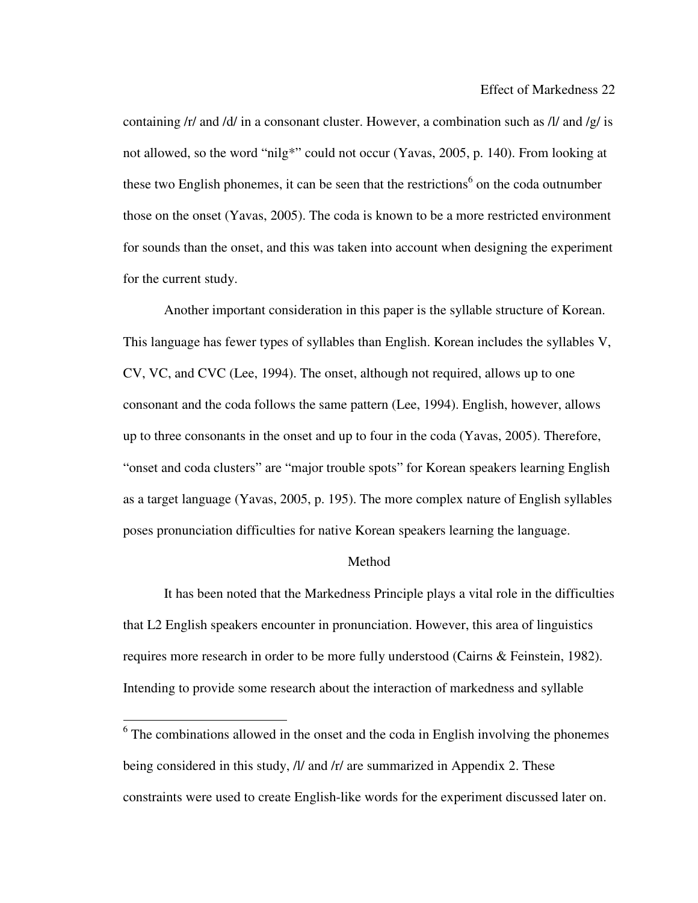containing /r/ and /d/ in a consonant cluster. However, a combination such as /l/ and /g/ is not allowed, so the word "nilg*" could not occur (Yavas, 2005, p. 140). From looking at these two English phonemes, it can be seen that the restrictions[6] on the coda outnumber those on the onset (Yavas, 2005). The coda is known to be a more restricted environment for sounds than the onset, and this was taken into account when designing the experiment for the current study.

Another important consideration in this paper is the syllable structure of Korean. This language has fewer types of syllables than English. Korean includes the syllables V, CV, VC, and CVC (Lee, 1994). The onset, although not required, allows up to one consonant and the coda follows the same pattern (Lee, 1994). English, however, allows up to three consonants in the onset and up to four in the coda (Yavas, 2005). Therefore, "onset and coda clusters" are "major trouble spots" for Korean speakers learning English as a target language (Yavas, 2005, p. 195). The more complex nature of English syllables poses pronunciation difficulties for native Korean speakers learning the language.

## Method

It has been noted that the Markedness Principle plays a vital role in the difficulties that L2 English speakers encounter in pronunciation. However, this area of linguistics requires more research in order to be more fully understood (Cairns & Feinstein, 1982). Intending to provide some research about the interaction of markedness and syllable

---

[6] The combinations allowed in the onset and the coda in English involving the phonemes being considered in this study, /l/ and /r/ are summarized in Appendix 2. These constraints were used to create English-like words for the experiment discussed later on.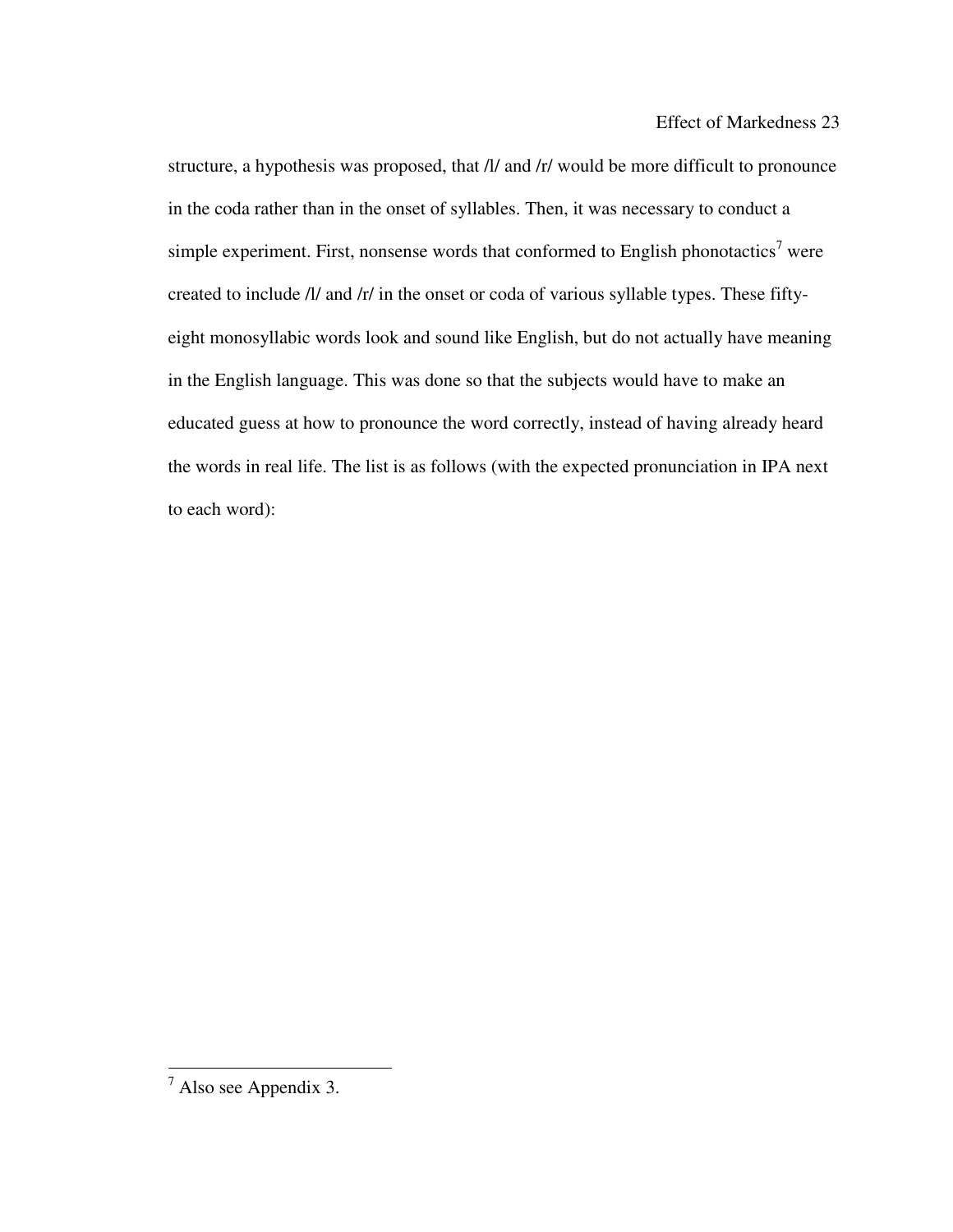structure, a hypothesis was proposed, that /l/ and /r/ would be more difficult to pronounce in the coda rather than in the onset of syllables. Then, it was necessary to conduct a simple experiment. First, nonsense words that conformed to English phonotactics[7] were created to include /l/ and /r/ in the onset or coda of various syllable types. These fifty-eight monosyllabic words look and sound like English, but do not actually have meaning in the English language. This was done so that the subjects would have to make an educated guess at how to pronounce the word correctly, instead of having already heard the words in real life. The list is as follows (with the expected pronunciation in IPA next to each word):

---

[7] Also see Appendix 3.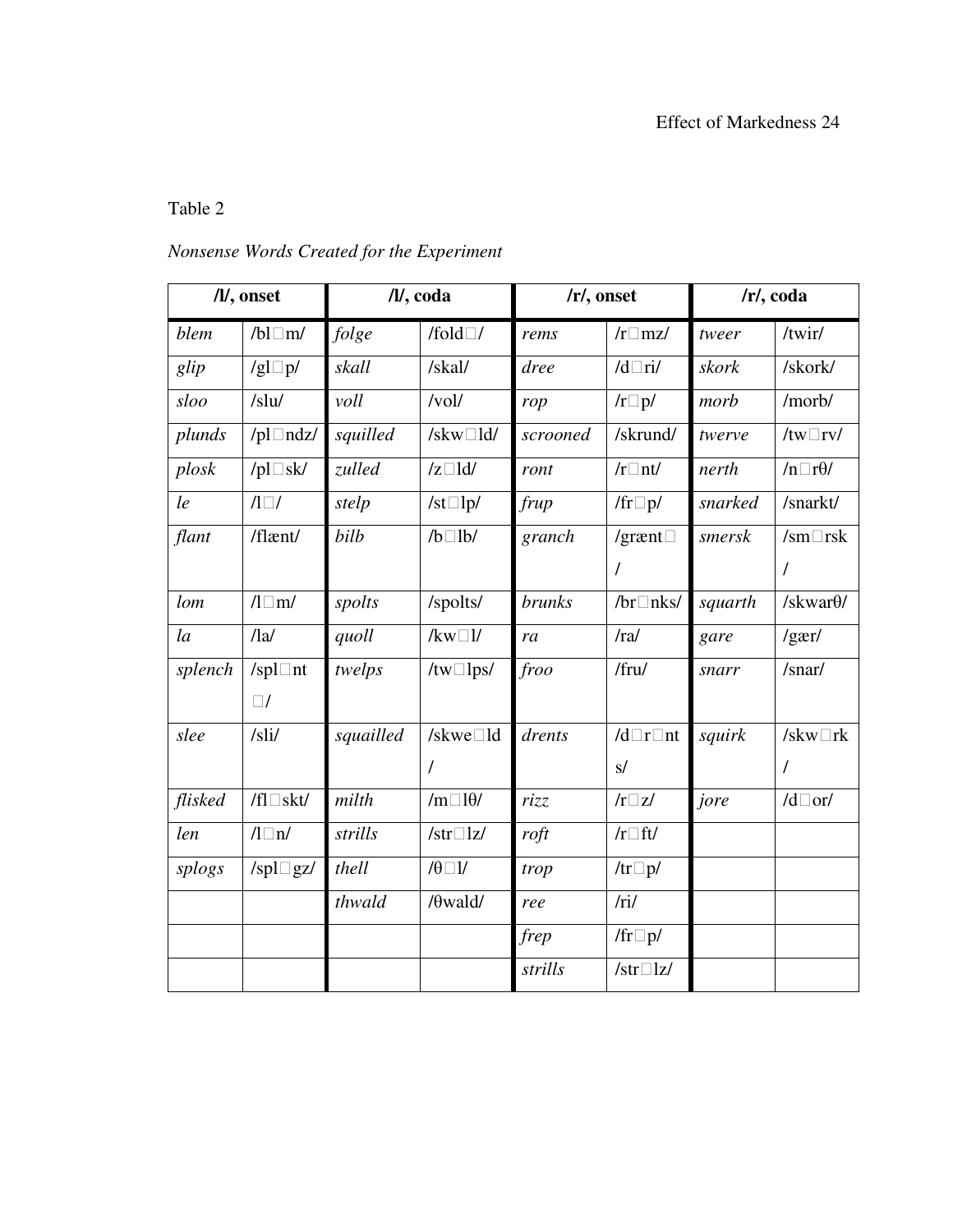Table 2

*Nonsense Words Created for the Experiment*

| /l/, onset | | /l/, coda | | /r/, onset | | /r/, coda | |
|---|---|---|---|---|---|---|---|
| *blem* | /bl□m/ | *folge* | /fold□/ | *rems* | /r□mz/ | *tweer* | /twir/ |
| *glip* | /gl□p/ | *skall* | /skal/ | *dree* | /d□ri/ | *skork* | /skork/ |
| *sloo* | /slu/ | *voll* | /vol/ | *rop* | /r□p/ | *morb* | /morb/ |
| *plunds* | /pl□ndz/ | *squilled* | /skw□ld/ | *scrooned* | /skrund/ | *twerve* | /tw□rv/ |
| *plosk* | /pl□sk/ | *zulled* | /z□ld/ | *ront* | /r□nt/ | *nerth* | /n□rθ/ |
| *le* | /l□/ | *stelp* | /st□lp/ | *frup* | /fr□p/ | *snarked* | /snarkt/ |
| *flant* | /flænt/ | *bilb* | /b□lb/ | *granch* | /grænt□/ | *smersk* | /sm□rsk/ |
| *lom* | /l□m/ | *spolts* | /spolts/ | *brunks* | /br□nks/ | *squarth* | /skwarθ/ |
| *la* | /la/ | *quoll* | /kw□l/ | *ra* | /ra/ | *gare* | /gær/ |
| *splench* | /spl□nt□/ | *twelps* | /tw□lps/ | *froo* | /fru/ | *snarr* | /snar/ |
| *slee* | /sli/ | *squailled* | /skwe□ld/ | *drents* | /d□r□nts/ | *squirk* | /skw□rk/ |
| *flisked* | /fl□skt/ | *milth* | /m□lθ/ | *rizz* | /r□z/ | *jore* | /d□or/ |
| *len* | /l□n/ | *strills* | /str□lz/ | *roft* | /r□ft/ | | |
| *splogs* | /spl□gz/ | *thell* | /θ□l/ | *trop* | /tr□p/ | | |
| | | *thwald* | /θwald/ | *ree* | /ri/ | | |
| | | | | *frep* | /fr□p/ | | |
| | | | | *strills* | /str□lz/ | | |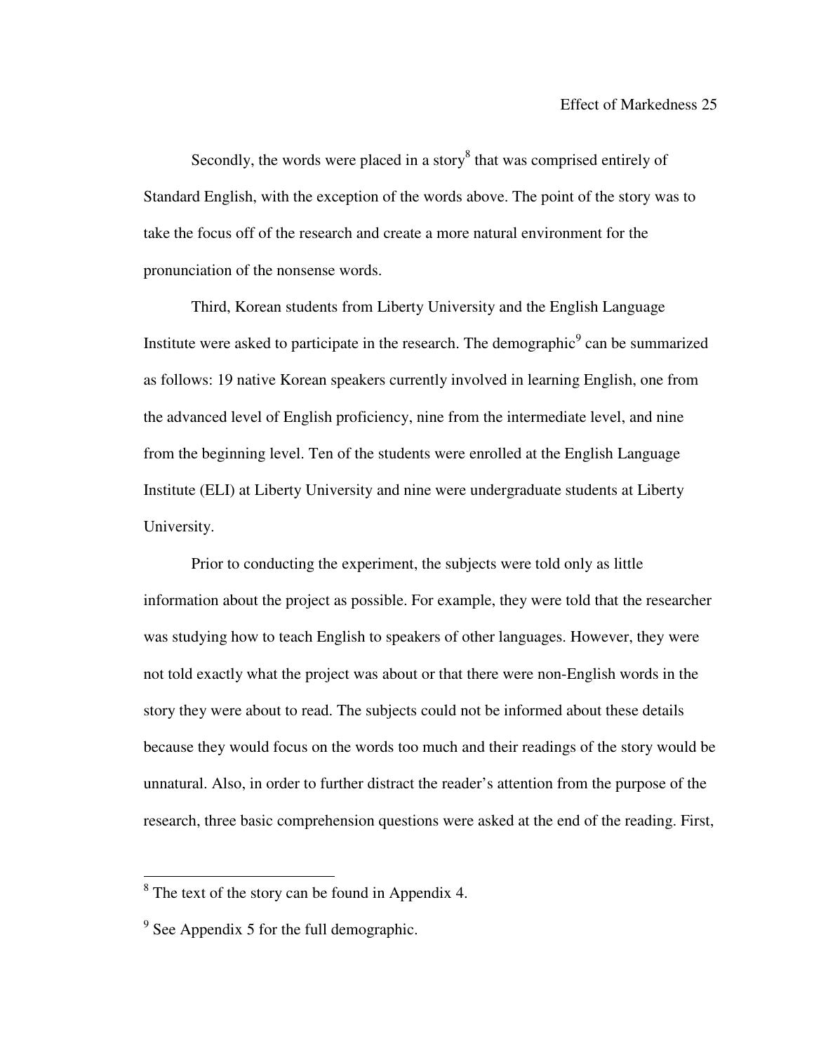Secondly, the words were placed in a story[8] that was comprised entirely of Standard English, with the exception of the words above. The point of the story was to take the focus off of the research and create a more natural environment for the pronunciation of the nonsense words.

Third, Korean students from Liberty University and the English Language Institute were asked to participate in the research. The demographic[9] can be summarized as follows: 19 native Korean speakers currently involved in learning English, one from the advanced level of English proficiency, nine from the intermediate level, and nine from the beginning level. Ten of the students were enrolled at the English Language Institute (ELI) at Liberty University and nine were undergraduate students at Liberty University.

Prior to conducting the experiment, the subjects were told only as little information about the project as possible. For example, they were told that the researcher was studying how to teach English to speakers of other languages. However, they were not told exactly what the project was about or that there were non-English words in the story they were about to read. The subjects could not be informed about these details because they would focus on the words too much and their readings of the story would be unnatural. Also, in order to further distract the reader's attention from the purpose of the research, three basic comprehension questions were asked at the end of the reading. First,

---

[8] The text of the story can be found in Appendix 4.

[9] See Appendix 5 for the full demographic.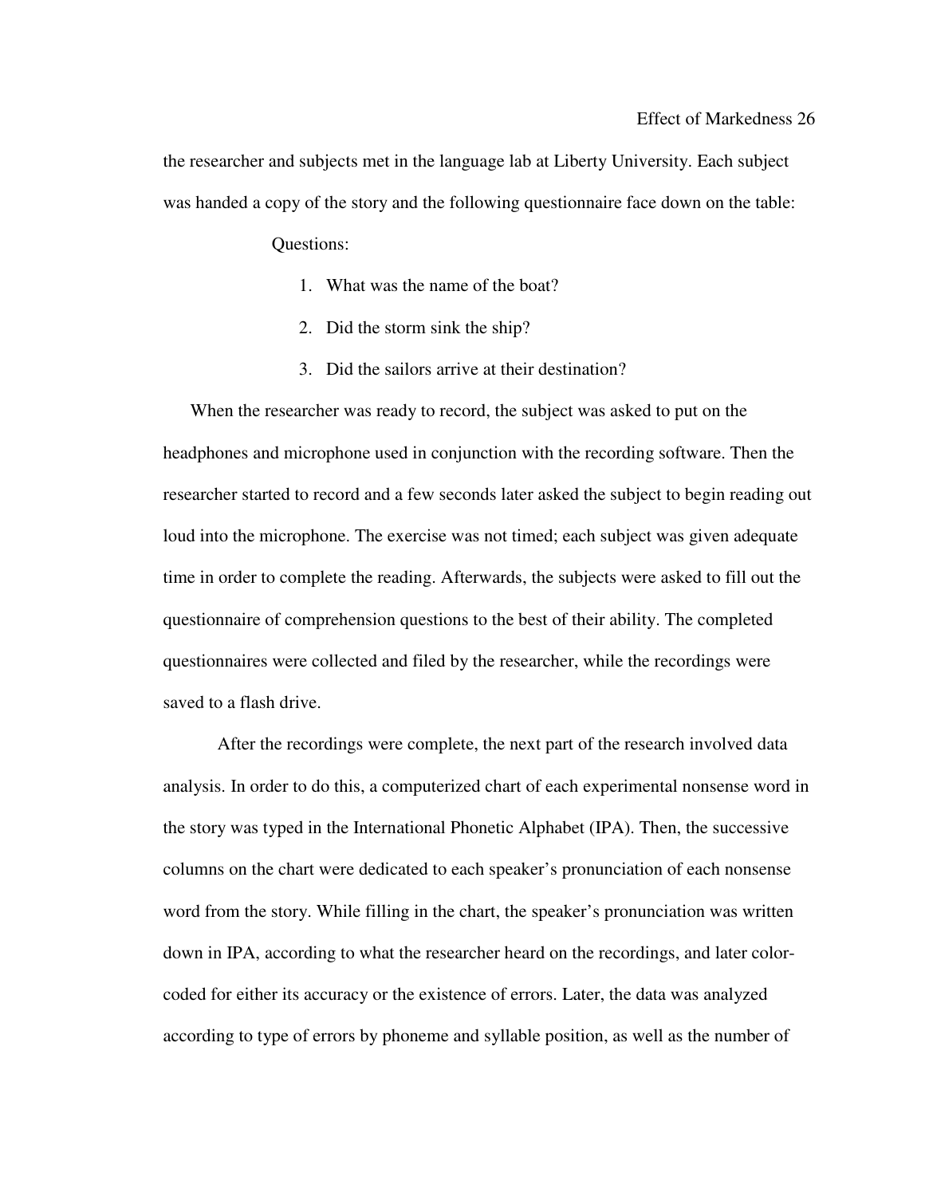the researcher and subjects met in the language lab at Liberty University. Each subject was handed a copy of the story and the following questionnaire face down on the table:

Questions:

1. What was the name of the boat?
2. Did the storm sink the ship?
3. Did the sailors arrive at their destination?

When the researcher was ready to record, the subject was asked to put on the headphones and microphone used in conjunction with the recording software. Then the researcher started to record and a few seconds later asked the subject to begin reading out loud into the microphone. The exercise was not timed; each subject was given adequate time in order to complete the reading. Afterwards, the subjects were asked to fill out the questionnaire of comprehension questions to the best of their ability. The completed questionnaires were collected and filed by the researcher, while the recordings were saved to a flash drive.

After the recordings were complete, the next part of the research involved data analysis. In order to do this, a computerized chart of each experimental nonsense word in the story was typed in the International Phonetic Alphabet (IPA). Then, the successive columns on the chart were dedicated to each speaker's pronunciation of each nonsense word from the story. While filling in the chart, the speaker's pronunciation was written down in IPA, according to what the researcher heard on the recordings, and later color-coded for either its accuracy or the existence of errors. Later, the data was analyzed according to type of errors by phoneme and syllable position, as well as the number of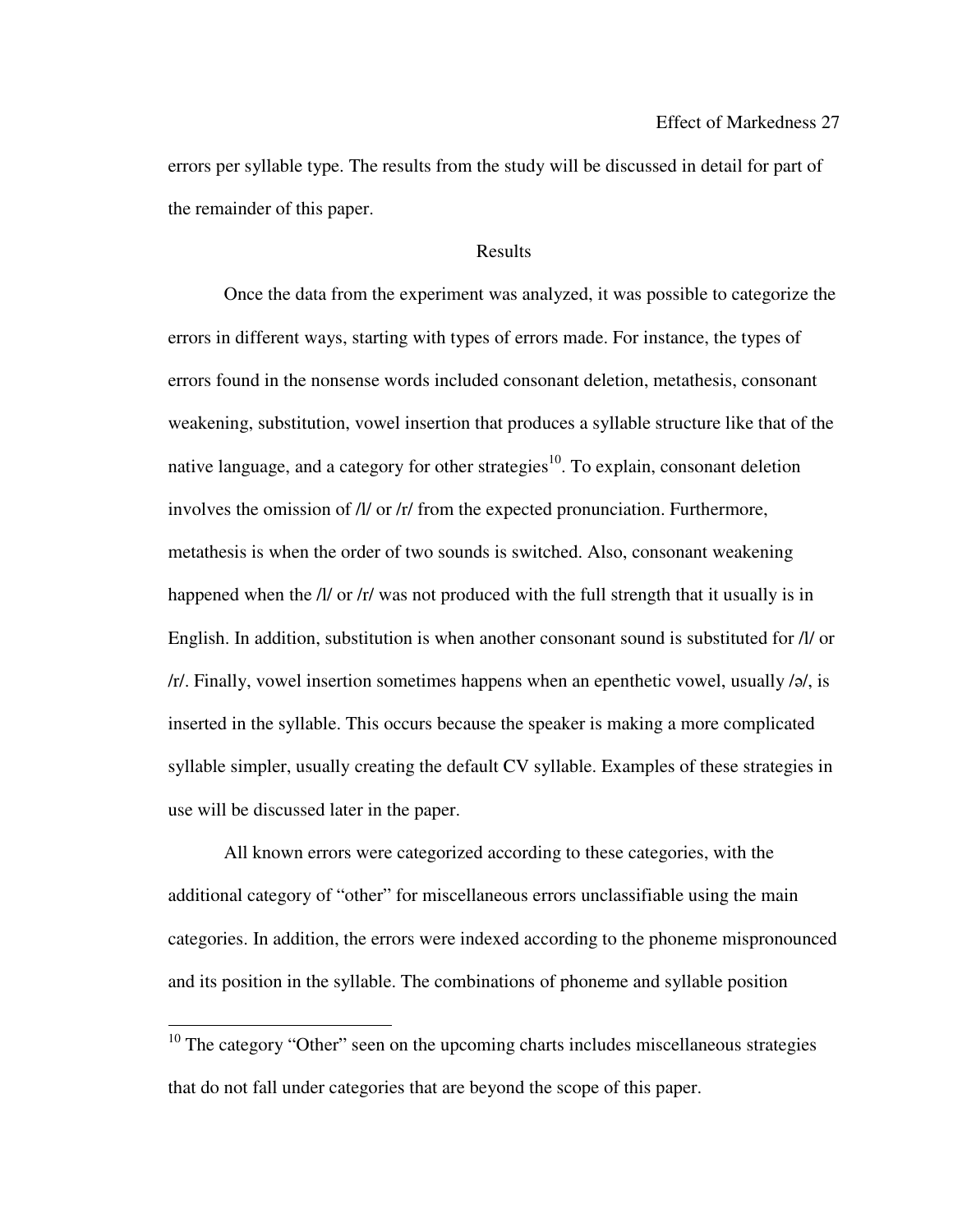errors per syllable type. The results from the study will be discussed in detail for part of the remainder of this paper.

## Results

Once the data from the experiment was analyzed, it was possible to categorize the errors in different ways, starting with types of errors made. For instance, the types of errors found in the nonsense words included consonant deletion, metathesis, consonant weakening, substitution, vowel insertion that produces a syllable structure like that of the native language, and a category for other strategies[10]. To explain, consonant deletion involves the omission of /l/ or /r/ from the expected pronunciation. Furthermore, metathesis is when the order of two sounds is switched. Also, consonant weakening happened when the /l/ or /r/ was not produced with the full strength that it usually is in English. In addition, substitution is when another consonant sound is substituted for /l/ or /r/. Finally, vowel insertion sometimes happens when an epenthetic vowel, usually /ə/, is inserted in the syllable. This occurs because the speaker is making a more complicated syllable simpler, usually creating the default CV syllable. Examples of these strategies in use will be discussed later in the paper.

All known errors were categorized according to these categories, with the additional category of "other" for miscellaneous errors unclassifiable using the main categories. In addition, the errors were indexed according to the phoneme mispronounced and its position in the syllable. The combinations of phoneme and syllable position

[10] The category "Other" seen on the upcoming charts includes miscellaneous strategies that do not fall under categories that are beyond the scope of this paper.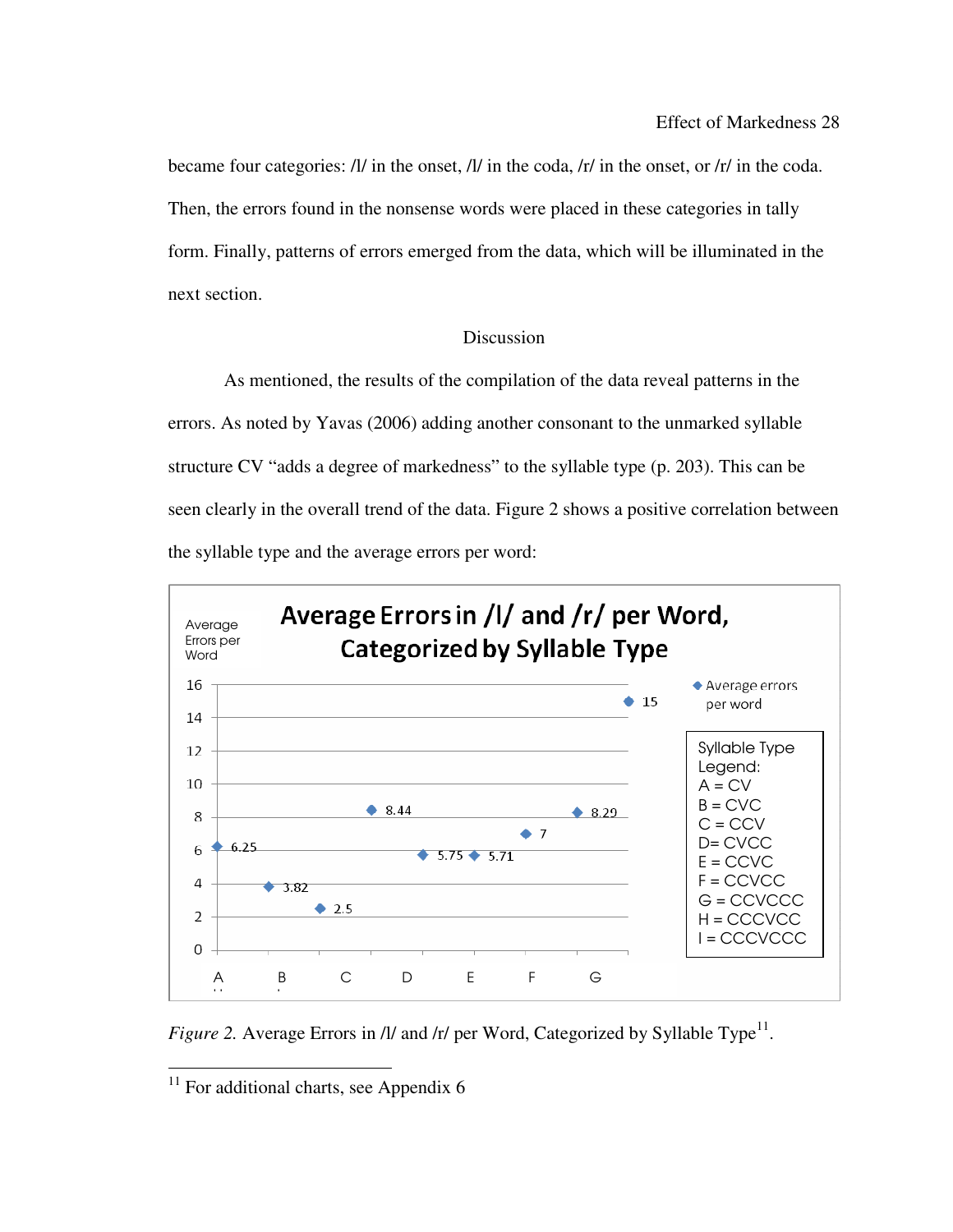became four categories: /l/ in the onset, /l/ in the coda, /r/ in the onset, or /r/ in the coda. Then, the errors found in the nonsense words were placed in these categories in tally form. Finally, patterns of errors emerged from the data, which will be illuminated in the next section.

## Discussion

As mentioned, the results of the compilation of the data reveal patterns in the errors. As noted by Yavas (2006) adding another consonant to the unmarked syllable structure CV "adds a degree of markedness" to the syllable type (p. 203). This can be seen clearly in the overall trend of the data. Figure 2 shows a positive correlation between the syllable type and the average errors per word:

**Average Errors in /l/ and /r/ per Word, Categorized by Syllable Type**

| Syllable Type | Average errors per word |
|---|---|
| A | 6.25 |
| B | 3.82 |
| C | 2.5 |
| D | 8.44 |
| E | 5.75 |
| F | 5.71 |
| G | 7 |
| H | 8.29 |
| I | 15 |

Syllable Type Legend:
A = CV
B = CVC
C = CCV
D= CVCC
E = CCVC
F = CCVCC
G = CCVCCC
H = CCCVCC
I = CCCVCCC

*Figure 2.* Average Errors in /l/ and /r/ per Word, Categorized by Syllable Type[11].

[11] For additional charts, see Appendix 6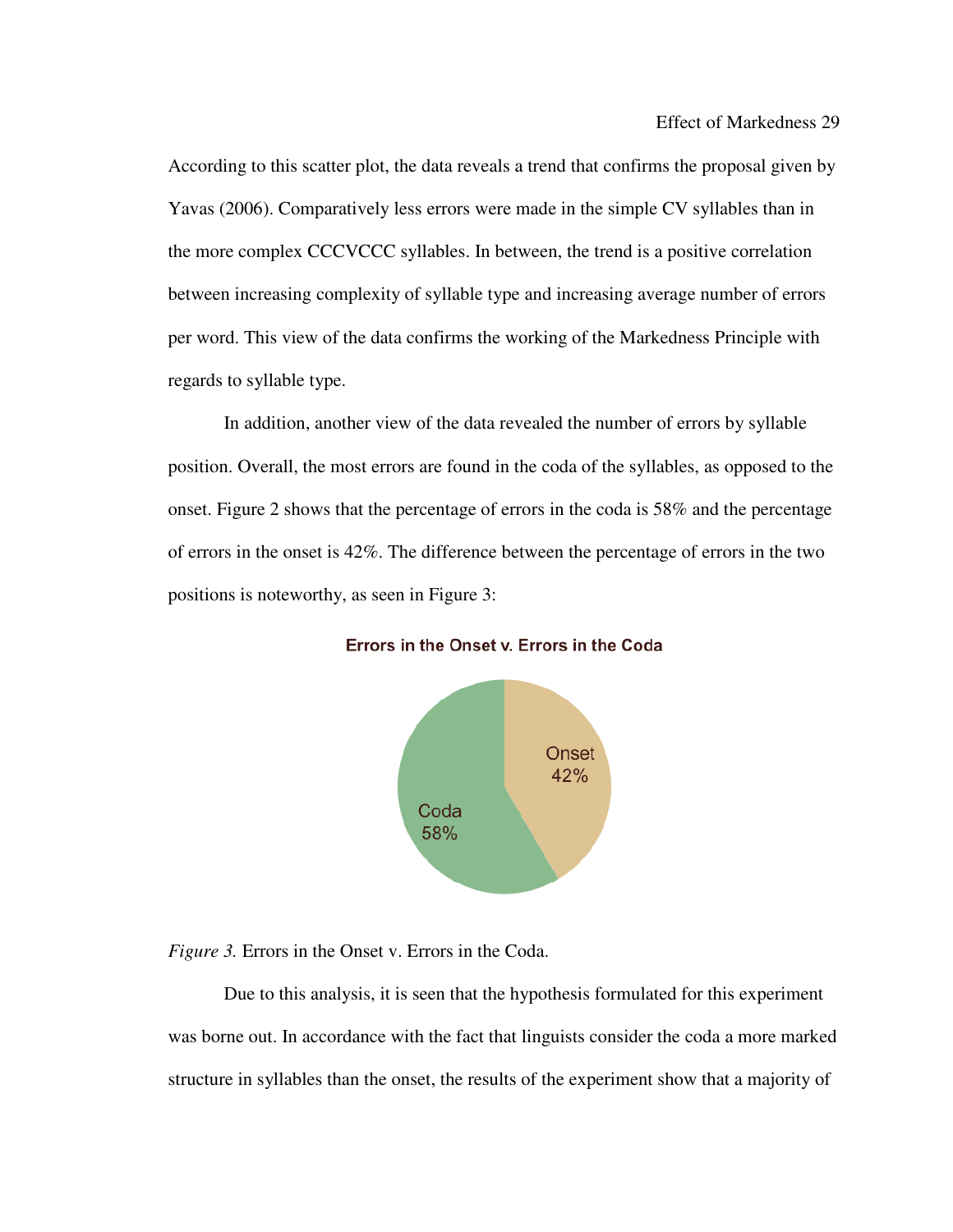According to this scatter plot, the data reveals a trend that confirms the proposal given by Yavas (2006). Comparatively less errors were made in the simple CV syllables than in the more complex CCCVCCC syllables. In between, the trend is a positive correlation between increasing complexity of syllable type and increasing average number of errors per word. This view of the data confirms the working of the Markedness Principle with regards to syllable type.

In addition, another view of the data revealed the number of errors by syllable position. Overall, the most errors are found in the coda of the syllables, as opposed to the onset. Figure 2 shows that the percentage of errors in the coda is 58% and the percentage of errors in the onset is 42%. The difference between the percentage of errors in the two positions is noteworthy, as seen in Figure 3:

**Errors in the Onset v. Errors in the Coda**

Onset 42%

Coda 58%

*Figure 3.* Errors in the Onset v. Errors in the Coda.

Due to this analysis, it is seen that the hypothesis formulated for this experiment was borne out. In accordance with the fact that linguists consider the coda a more marked structure in syllables than the onset, the results of the experiment show that a majority of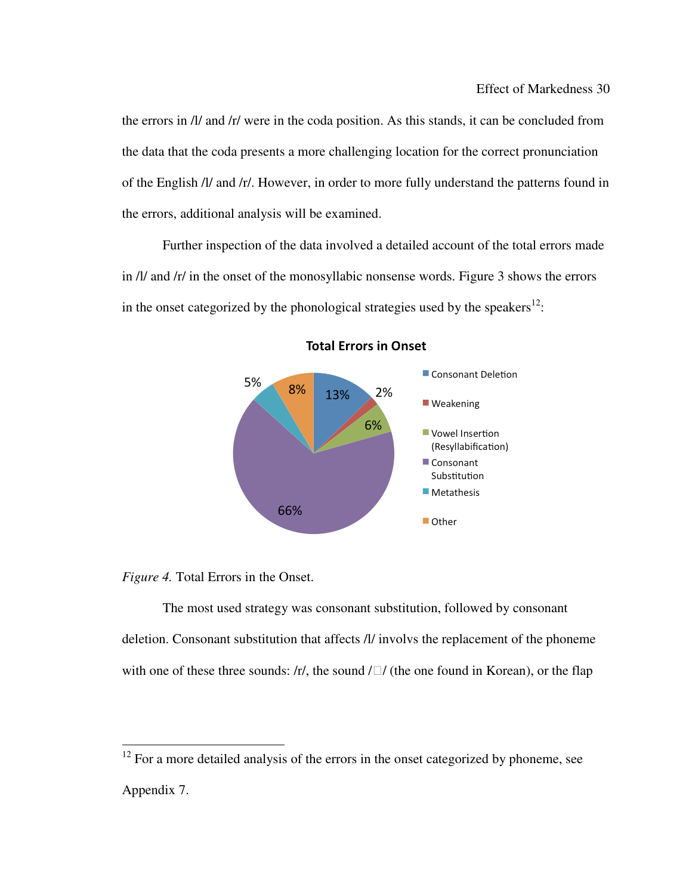the errors in /l/ and /r/ were in the coda position. As this stands, it can be concluded from the data that the coda presents a more challenging location for the correct pronunciation of the English /l/ and /r/. However, in order to more fully understand the patterns found in the errors, additional analysis will be examined.

Further inspection of the data involved a detailed account of the total errors made in /l/ and /r/ in the onset of the monosyllabic nonsense words. Figure 3 shows the errors in the onset categorized by the phonological strategies used by the speakers[12]:

**Total Errors in Onset**

| Strategy | Percentage |
|---|---|
| Consonant Deletion | 13% |
| Weakening | 2% |
| Vowel Insertion (Resyllabification) | 6% |
| Consonant Substitution | 66% |
| Metathesis | 5% |
| Other | 8% |

*Figure 4.* Total Errors in the Onset.

The most used strategy was consonant substitution, followed by consonant deletion. Consonant substitution that affects /l/ involvs the replacement of the phoneme with one of these three sounds: /r/, the sound /□/ (the one found in Korean), or the flap

---

[12] For a more detailed analysis of the errors in the onset categorized by phoneme, see Appendix 7.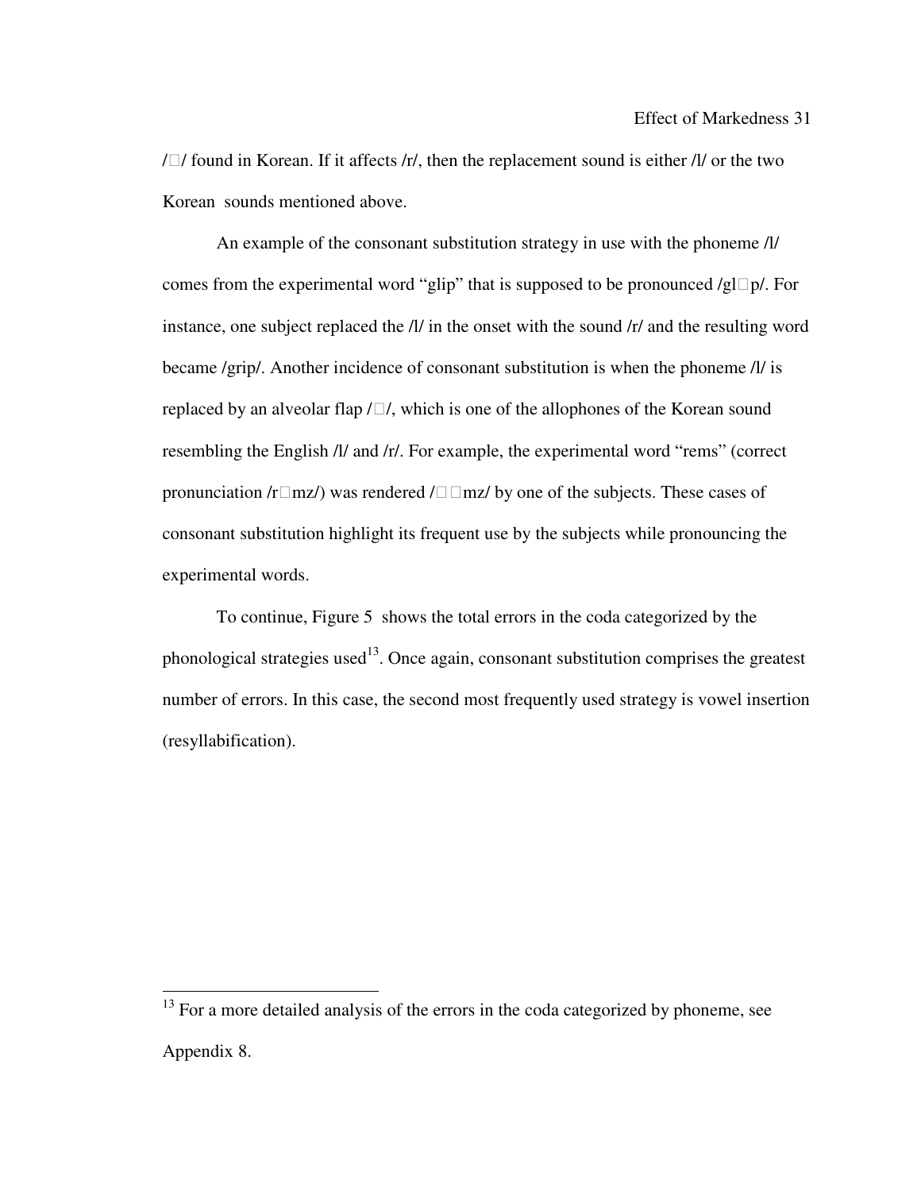/□/ found in Korean. If it affects /r/, then the replacement sound is either /l/ or the two Korean sounds mentioned above.

An example of the consonant substitution strategy in use with the phoneme /l/ comes from the experimental word "glip" that is supposed to be pronounced /gl□p/. For instance, one subject replaced the /l/ in the onset with the sound /r/ and the resulting word became /grip/. Another incidence of consonant substitution is when the phoneme /l/ is replaced by an alveolar flap /□/, which is one of the allophones of the Korean sound resembling the English /l/ and /r/. For example, the experimental word "rems" (correct pronunciation /r□mz/) was rendered /□□mz/ by one of the subjects. These cases of consonant substitution highlight its frequent use by the subjects while pronouncing the experimental words.

To continue, Figure 5 shows the total errors in the coda categorized by the phonological strategies used[13]. Once again, consonant substitution comprises the greatest number of errors. In this case, the second most frequently used strategy is vowel insertion (resyllabification).

---

[13] For a more detailed analysis of the errors in the coda categorized by phoneme, see Appendix 8.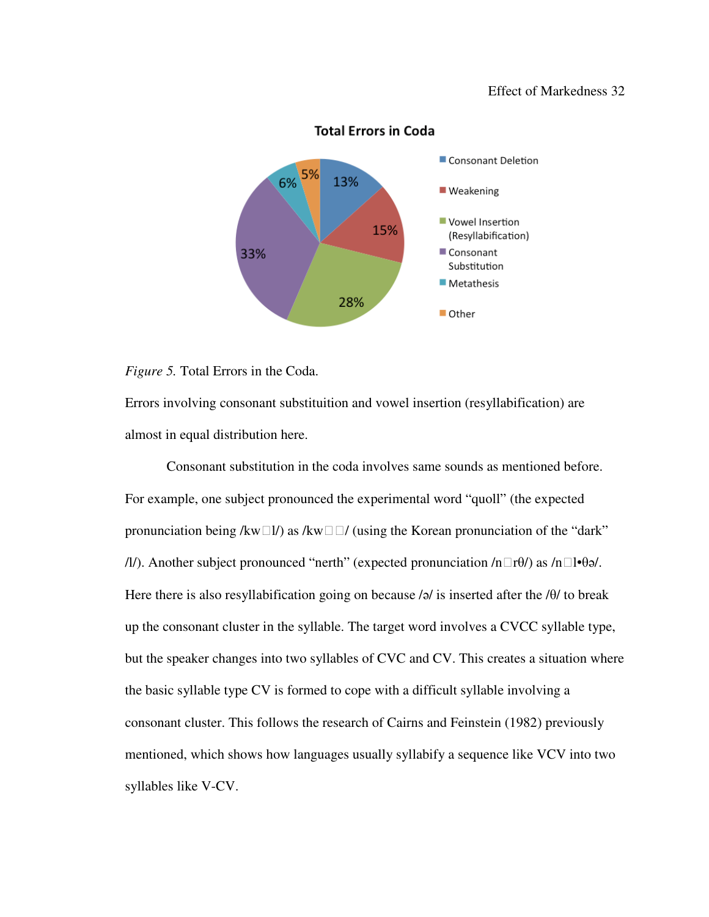Figure 5. Total Errors in the Coda.

Errors involving consonant substituition and vowel insertion (resyllabification) are almost in equal distribution here.

Consonant substitution in the coda involves same sounds as mentioned before. For example, one subject pronounced the experimental word “quoll” (the expected pronunciation being /kw□l/) as /kw□□/ (using the Korean pronunciation of the “dark” /l/). Another subject pronounced “nerth” (expected pronunciation /n□rθ/) as /n□l•θə/. Here there is also resyllabification going on because /ə/ is inserted after the /θ/ to break up the consonant cluster in the syllable. The target word involves a CVCC syllable type, but the speaker changes into two syllables of CVC and CV. This creates a situation where the basic syllable type CV is formed to cope with a difficult syllable involving a consonant cluster. This follows the research of Cairns and Feinstein (1982) previously mentioned, which shows how languages usually syllabify a sequence like VCV into two syllables like V-CV.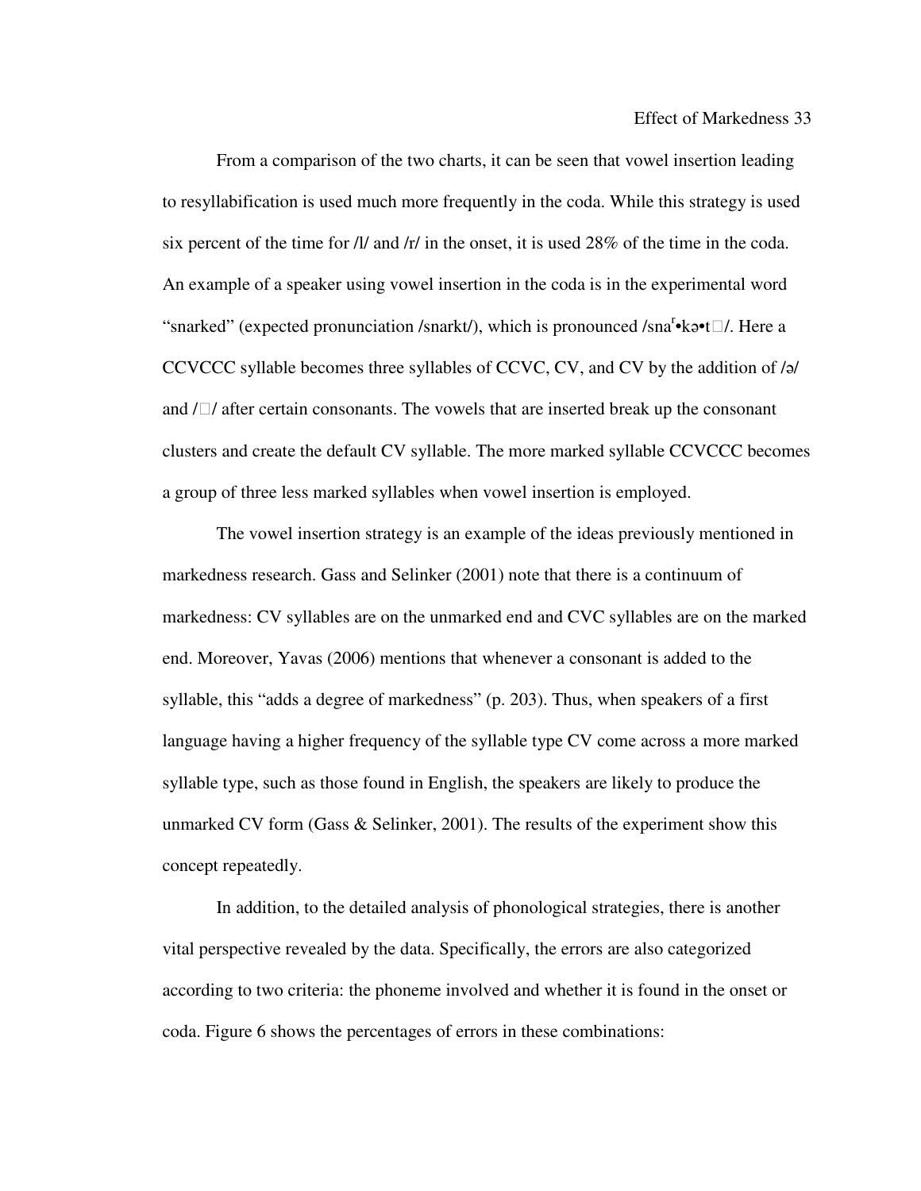From a comparison of the two charts, it can be seen that vowel insertion leading to resyllabification is used much more frequently in the coda. While this strategy is used six percent of the time for /l/ and /r/ in the onset, it is used 28% of the time in the coda. An example of a speaker using vowel insertion in the coda is in the experimental word "snarked" (expected pronunciation /snarkt/), which is pronounced /sna$^{r}$•kə•t□/. Here a CCVCCC syllable becomes three syllables of CCVC, CV, and CV by the addition of /ə/ and /□/ after certain consonants. The vowels that are inserted break up the consonant clusters and create the default CV syllable. The more marked syllable CCVCCC becomes a group of three less marked syllables when vowel insertion is employed.

The vowel insertion strategy is an example of the ideas previously mentioned in markedness research. Gass and Selinker (2001) note that there is a continuum of markedness: CV syllables are on the unmarked end and CVC syllables are on the marked end. Moreover, Yavas (2006) mentions that whenever a consonant is added to the syllable, this "adds a degree of markedness" (p. 203). Thus, when speakers of a first language having a higher frequency of the syllable type CV come across a more marked syllable type, such as those found in English, the speakers are likely to produce the unmarked CV form (Gass & Selinker, 2001). The results of the experiment show this concept repeatedly.

In addition, to the detailed analysis of phonological strategies, there is another vital perspective revealed by the data. Specifically, the errors are also categorized according to two criteria: the phoneme involved and whether it is found in the onset or coda. Figure 6 shows the percentages of errors in these combinations: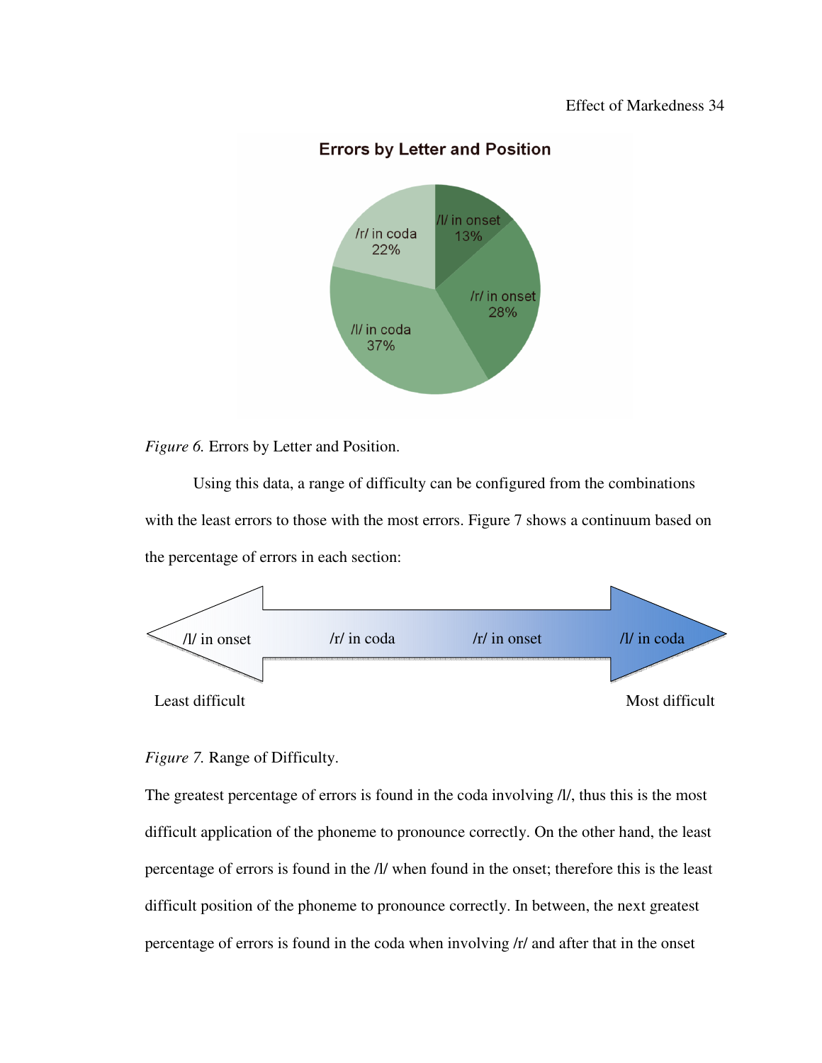*Figure 6.* Errors by Letter and Position.

Using this data, a range of difficulty can be configured from the combinations with the least errors to those with the most errors. Figure 7 shows a continuum based on the percentage of errors in each section:

*Figure 7.* Range of Difficulty.

The greatest percentage of errors is found in the coda involving /l/, thus this is the most difficult application of the phoneme to pronounce correctly. On the other hand, the least percentage of errors is found in the /l/ when found in the onset; therefore this is the least difficult position of the phoneme to pronounce correctly. In between, the next greatest percentage of errors is found in the coda when involving /r/ and after that in the onset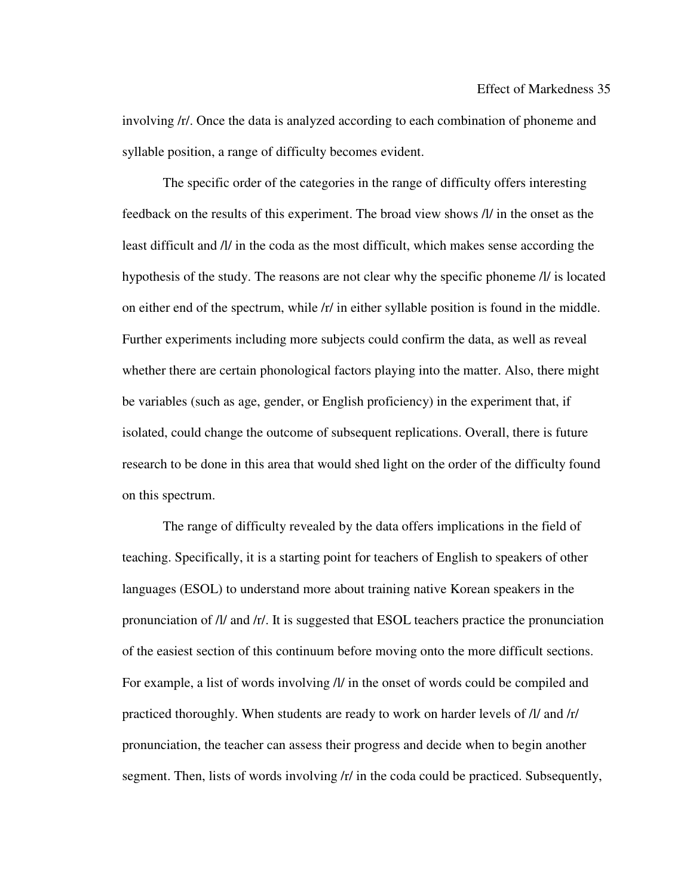involving /r/. Once the data is analyzed according to each combination of phoneme and syllable position, a range of difficulty becomes evident.

The specific order of the categories in the range of difficulty offers interesting feedback on the results of this experiment. The broad view shows /l/ in the onset as the least difficult and /l/ in the coda as the most difficult, which makes sense according the hypothesis of the study. The reasons are not clear why the specific phoneme /l/ is located on either end of the spectrum, while /r/ in either syllable position is found in the middle. Further experiments including more subjects could confirm the data, as well as reveal whether there are certain phonological factors playing into the matter. Also, there might be variables (such as age, gender, or English proficiency) in the experiment that, if isolated, could change the outcome of subsequent replications. Overall, there is future research to be done in this area that would shed light on the order of the difficulty found on this spectrum.

The range of difficulty revealed by the data offers implications in the field of teaching. Specifically, it is a starting point for teachers of English to speakers of other languages (ESOL) to understand more about training native Korean speakers in the pronunciation of /l/ and /r/. It is suggested that ESOL teachers practice the pronunciation of the easiest section of this continuum before moving onto the more difficult sections. For example, a list of words involving /l/ in the onset of words could be compiled and practiced thoroughly. When students are ready to work on harder levels of /l/ and /r/ pronunciation, the teacher can assess their progress and decide when to begin another segment. Then, lists of words involving /r/ in the coda could be practiced. Subsequently,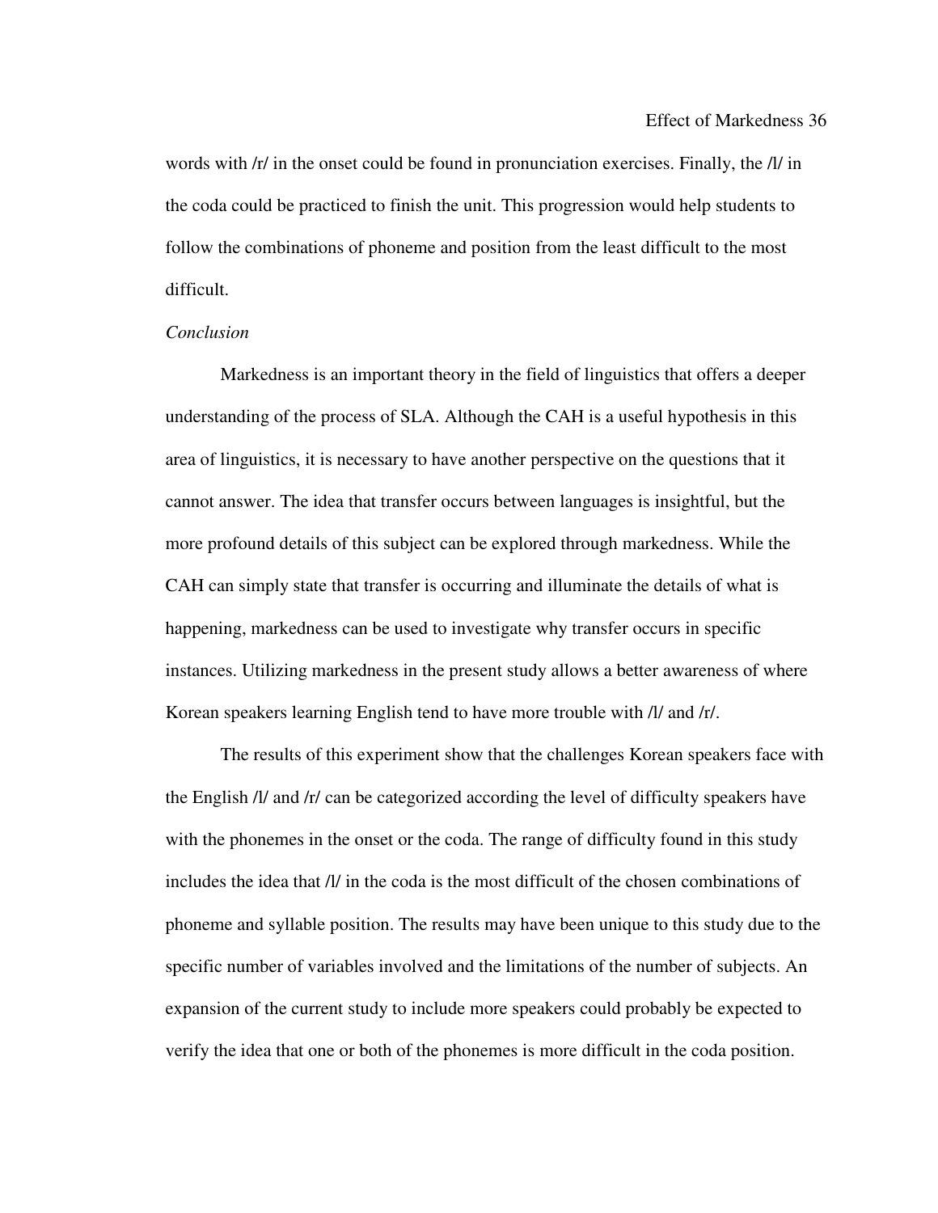words with /r/ in the onset could be found in pronunciation exercises. Finally, the /l/ in the coda could be practiced to finish the unit. This progression would help students to follow the combinations of phoneme and position from the least difficult to the most difficult.

*Conclusion*

Markedness is an important theory in the field of linguistics that offers a deeper understanding of the process of SLA. Although the CAH is a useful hypothesis in this area of linguistics, it is necessary to have another perspective on the questions that it cannot answer. The idea that transfer occurs between languages is insightful, but the more profound details of this subject can be explored through markedness. While the CAH can simply state that transfer is occurring and illuminate the details of what is happening, markedness can be used to investigate why transfer occurs in specific instances. Utilizing markedness in the present study allows a better awareness of where Korean speakers learning English tend to have more trouble with /l/ and /r/.

The results of this experiment show that the challenges Korean speakers face with the English /l/ and /r/ can be categorized according the level of difficulty speakers have with the phonemes in the onset or the coda. The range of difficulty found in this study includes the idea that /l/ in the coda is the most difficult of the chosen combinations of phoneme and syllable position. The results may have been unique to this study due to the specific number of variables involved and the limitations of the number of subjects. An expansion of the current study to include more speakers could probably be expected to verify the idea that one or both of the phonemes is more difficult in the coda position.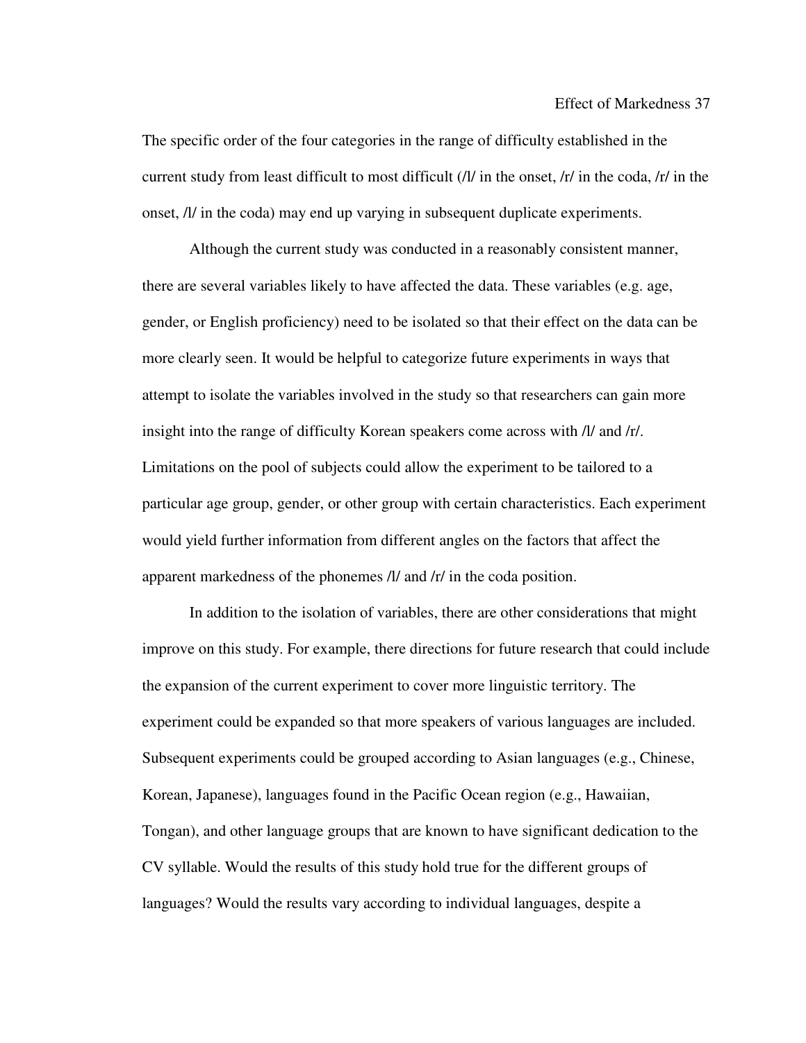The specific order of the four categories in the range of difficulty established in the current study from least difficult to most difficult (/l/ in the onset, /r/ in the coda, /r/ in the onset, /l/ in the coda) may end up varying in subsequent duplicate experiments.

Although the current study was conducted in a reasonably consistent manner, there are several variables likely to have affected the data. These variables (e.g. age, gender, or English proficiency) need to be isolated so that their effect on the data can be more clearly seen. It would be helpful to categorize future experiments in ways that attempt to isolate the variables involved in the study so that researchers can gain more insight into the range of difficulty Korean speakers come across with /l/ and /r/. Limitations on the pool of subjects could allow the experiment to be tailored to a particular age group, gender, or other group with certain characteristics. Each experiment would yield further information from different angles on the factors that affect the apparent markedness of the phonemes /l/ and /r/ in the coda position.

In addition to the isolation of variables, there are other considerations that might improve on this study. For example, there directions for future research that could include the expansion of the current experiment to cover more linguistic territory. The experiment could be expanded so that more speakers of various languages are included. Subsequent experiments could be grouped according to Asian languages (e.g., Chinese, Korean, Japanese), languages found in the Pacific Ocean region (e.g., Hawaiian, Tongan), and other language groups that are known to have significant dedication to the CV syllable. Would the results of this study hold true for the different groups of languages? Would the results vary according to individual languages, despite a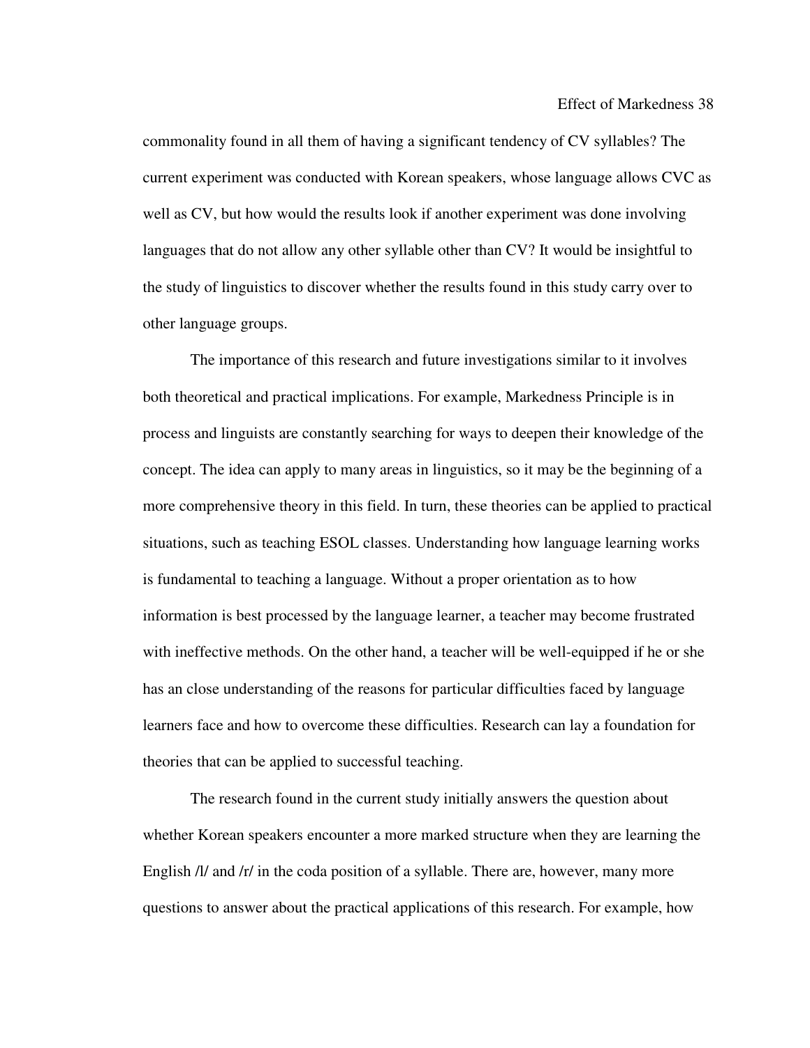commonality found in all them of having a significant tendency of CV syllables? The current experiment was conducted with Korean speakers, whose language allows CVC as well as CV, but how would the results look if another experiment was done involving languages that do not allow any other syllable other than CV? It would be insightful to the study of linguistics to discover whether the results found in this study carry over to other language groups.

The importance of this research and future investigations similar to it involves both theoretical and practical implications. For example, Markedness Principle is in process and linguists are constantly searching for ways to deepen their knowledge of the concept. The idea can apply to many areas in linguistics, so it may be the beginning of a more comprehensive theory in this field. In turn, these theories can be applied to practical situations, such as teaching ESOL classes. Understanding how language learning works is fundamental to teaching a language. Without a proper orientation as to how information is best processed by the language learner, a teacher may become frustrated with ineffective methods. On the other hand, a teacher will be well-equipped if he or she has an close understanding of the reasons for particular difficulties faced by language learners face and how to overcome these difficulties. Research can lay a foundation for theories that can be applied to successful teaching.

The research found in the current study initially answers the question about whether Korean speakers encounter a more marked structure when they are learning the English /l/ and /r/ in the coda position of a syllable. There are, however, many more questions to answer about the practical applications of this research. For example, how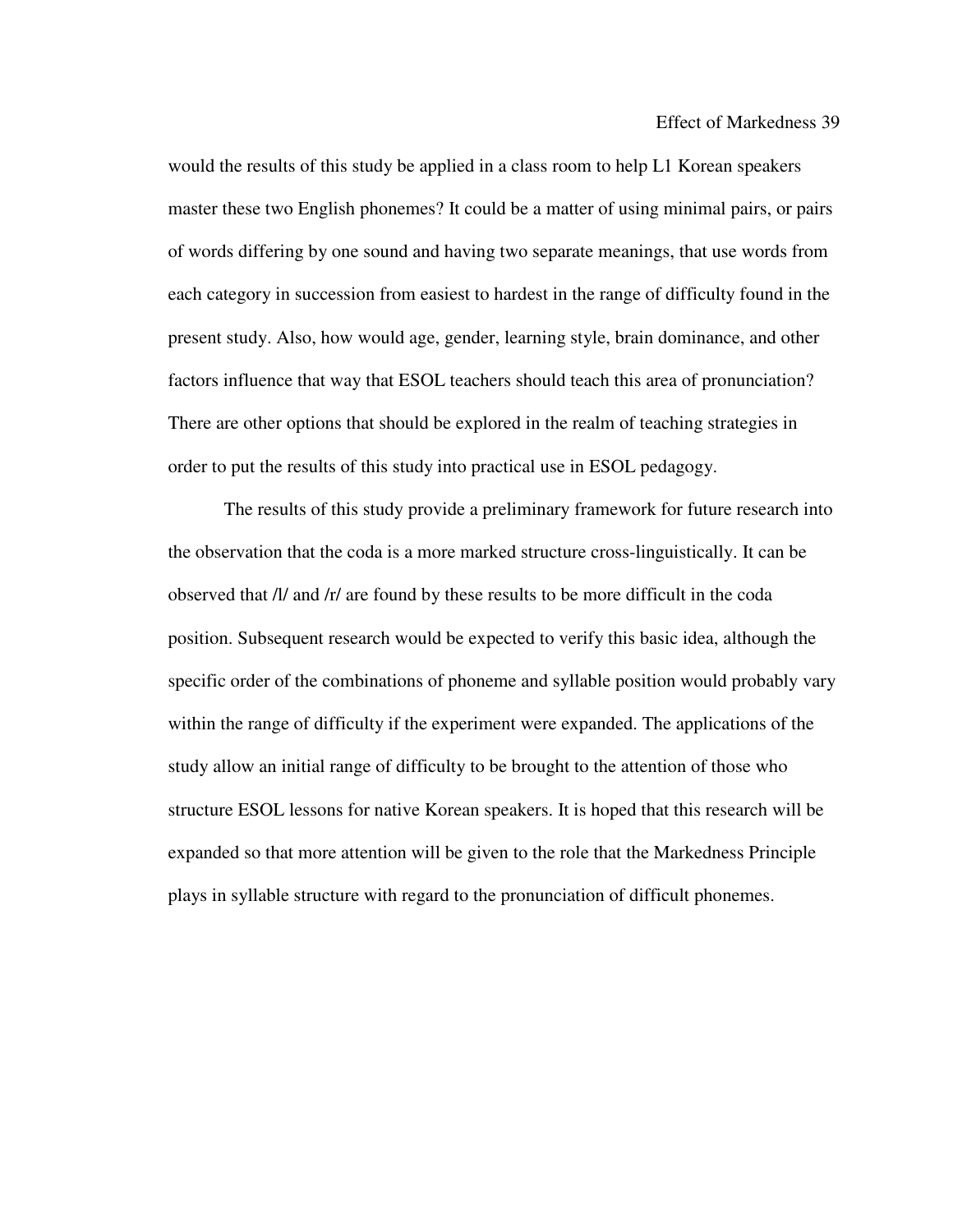would the results of this study be applied in a class room to help L1 Korean speakers master these two English phonemes? It could be a matter of using minimal pairs, or pairs of words differing by one sound and having two separate meanings, that use words from each category in succession from easiest to hardest in the range of difficulty found in the present study. Also, how would age, gender, learning style, brain dominance, and other factors influence that way that ESOL teachers should teach this area of pronunciation? There are other options that should be explored in the realm of teaching strategies in order to put the results of this study into practical use in ESOL pedagogy.

The results of this study provide a preliminary framework for future research into the observation that the coda is a more marked structure cross-linguistically. It can be observed that /l/ and /r/ are found by these results to be more difficult in the coda position. Subsequent research would be expected to verify this basic idea, although the specific order of the combinations of phoneme and syllable position would probably vary within the range of difficulty if the experiment were expanded. The applications of the study allow an initial range of difficulty to be brought to the attention of those who structure ESOL lessons for native Korean speakers. It is hoped that this research will be expanded so that more attention will be given to the role that the Markedness Principle plays in syllable structure with regard to the pronunciation of difficult phonemes.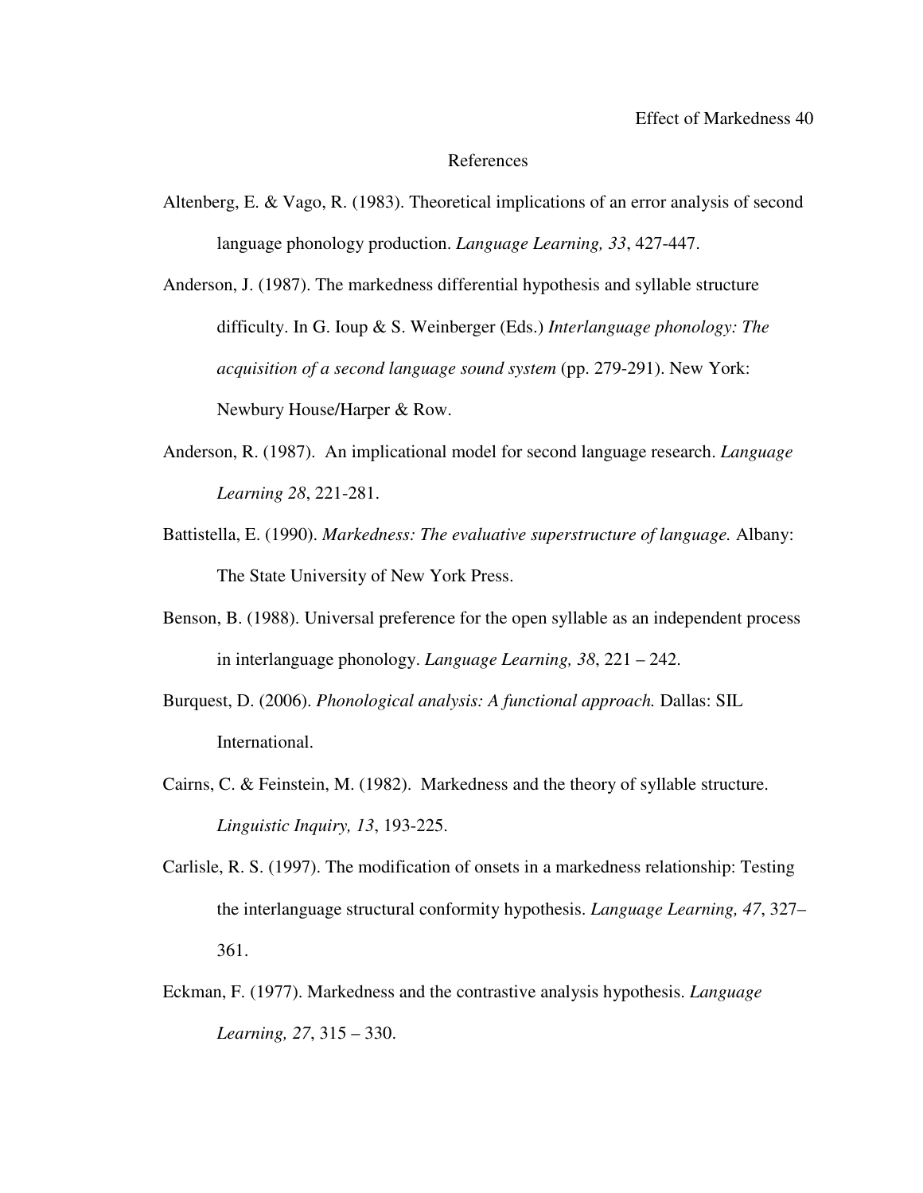# References

Altenberg, E. & Vago, R. (1983). Theoretical implications of an error analysis of second language phonology production. *Language Learning, 33*, 427-447.

Anderson, J. (1987). The markedness differential hypothesis and syllable structure difficulty. In G. Ioup & S. Weinberger (Eds.) *Interlanguage phonology: The acquisition of a second language sound system* (pp. 279-291). New York: Newbury House/Harper & Row.

Anderson, R. (1987). An implicational model for second language research. *Language Learning 28*, 221-281.

Battistella, E. (1990). *Markedness: The evaluative superstructure of language.* Albany: The State University of New York Press.

Benson, B. (1988). Universal preference for the open syllable as an independent process in interlanguage phonology. *Language Learning, 38*, 221 – 242.

Burquest, D. (2006). *Phonological analysis: A functional approach.* Dallas: SIL International.

Cairns, C. & Feinstein, M. (1982). Markedness and the theory of syllable structure. *Linguistic Inquiry, 13*, 193-225.

Carlisle, R. S. (1997). The modification of onsets in a markedness relationship: Testing the interlanguage structural conformity hypothesis. *Language Learning, 47*, 327–361.

Eckman, F. (1977). Markedness and the contrastive analysis hypothesis. *Language Learning, 27*, 315 – 330.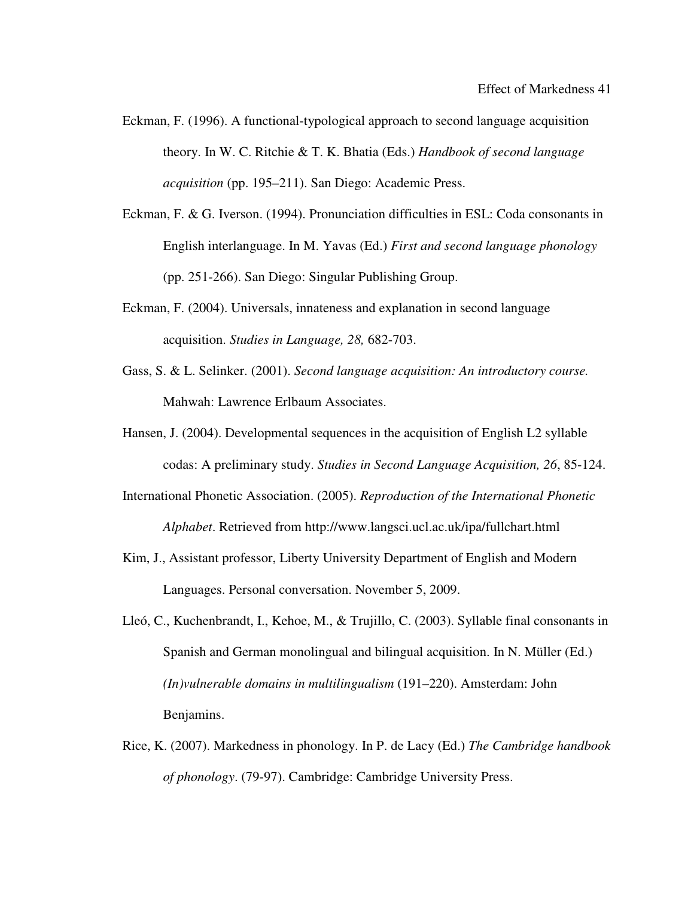Eckman, F. (1996). A functional-typological approach to second language acquisition theory. In W. C. Ritchie & T. K. Bhatia (Eds.) *Handbook of second language acquisition* (pp. 195–211). San Diego: Academic Press.

Eckman, F. & G. Iverson. (1994). Pronunciation difficulties in ESL: Coda consonants in English interlanguage. In M. Yavas (Ed.) *First and second language phonology* (pp. 251-266). San Diego: Singular Publishing Group.

Eckman, F. (2004). Universals, innateness and explanation in second language acquisition. *Studies in Language, 28,* 682-703.

Gass, S. & L. Selinker. (2001). *Second language acquisition: An introductory course.* Mahwah: Lawrence Erlbaum Associates.

Hansen, J. (2004). Developmental sequences in the acquisition of English L2 syllable codas: A preliminary study. *Studies in Second Language Acquisition, 26*, 85-124.

International Phonetic Association. (2005). *Reproduction of the International Phonetic Alphabet*. Retrieved from http://www.langsci.ucl.ac.uk/ipa/fullchart.html

Kim, J., Assistant professor, Liberty University Department of English and Modern Languages. Personal conversation. November 5, 2009.

Lleó, C., Kuchenbrandt, I., Kehoe, M., & Trujillo, C. (2003). Syllable final consonants in Spanish and German monolingual and bilingual acquisition. In N. Müller (Ed.) *(In)vulnerable domains in multilingualism* (191–220). Amsterdam: John Benjamins.

Rice, K. (2007). Markedness in phonology. In P. de Lacy (Ed.) *The Cambridge handbook of phonology*. (79-97). Cambridge: Cambridge University Press.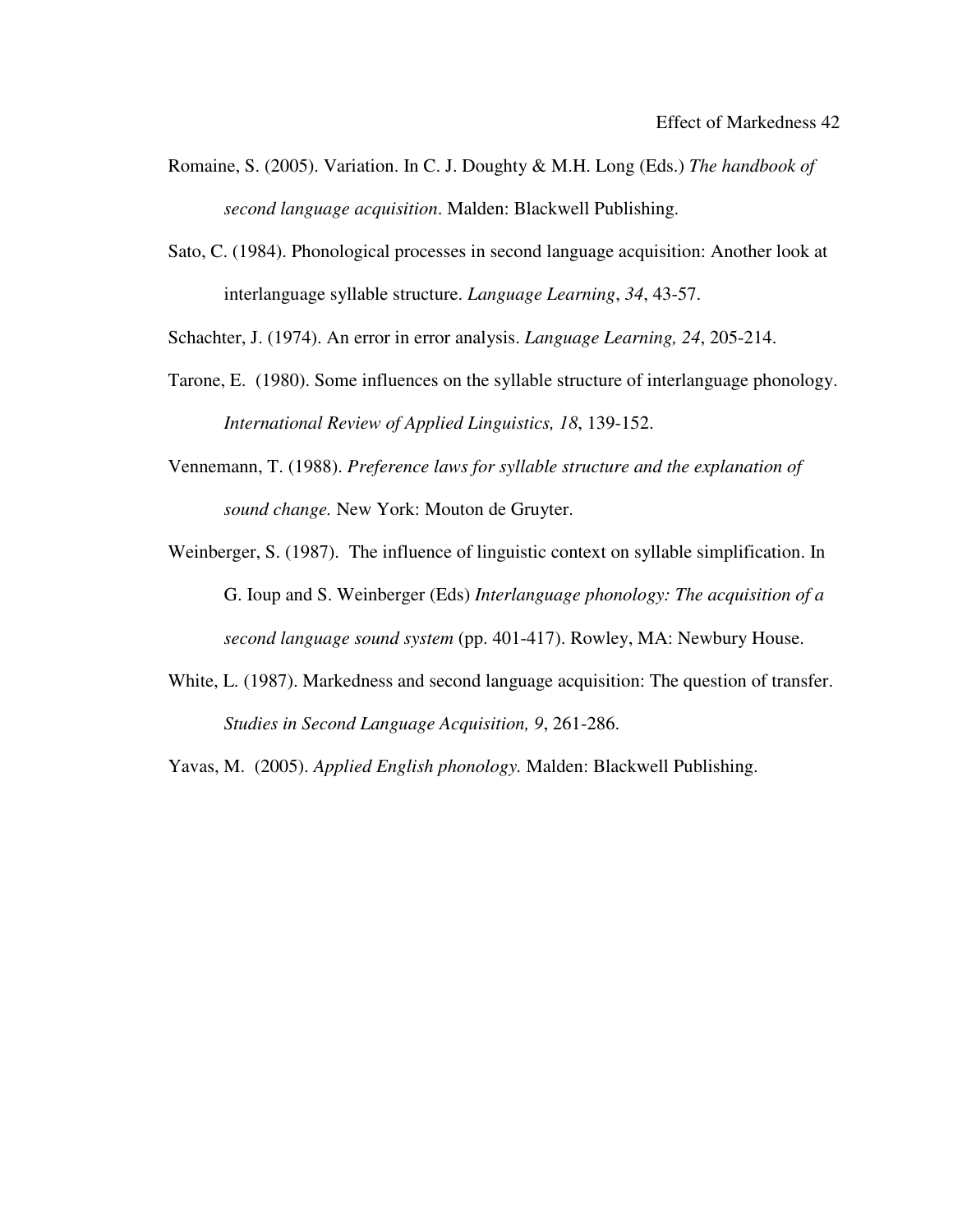Romaine, S. (2005). Variation. In C. J. Doughty & M.H. Long (Eds.) *The handbook of second language acquisition*. Malden: Blackwell Publishing.

Sato, C. (1984). Phonological processes in second language acquisition: Another look at interlanguage syllable structure. *Language Learning*, *34*, 43-57.

Schachter, J. (1974). An error in error analysis. *Language Learning, 24*, 205-214.

Tarone, E. (1980). Some influences on the syllable structure of interlanguage phonology. *International Review of Applied Linguistics, 18*, 139-152.

Vennemann, T. (1988). *Preference laws for syllable structure and the explanation of sound change.* New York: Mouton de Gruyter.

Weinberger, S. (1987). The influence of linguistic context on syllable simplification. In G. Ioup and S. Weinberger (Eds) *Interlanguage phonology: The acquisition of a second language sound system* (pp. 401-417). Rowley, MA: Newbury House.

White, L. (1987). Markedness and second language acquisition: The question of transfer. *Studies in Second Language Acquisition, 9*, 261-286.

Yavas, M. (2005). *Applied English phonology.* Malden: Blackwell Publishing.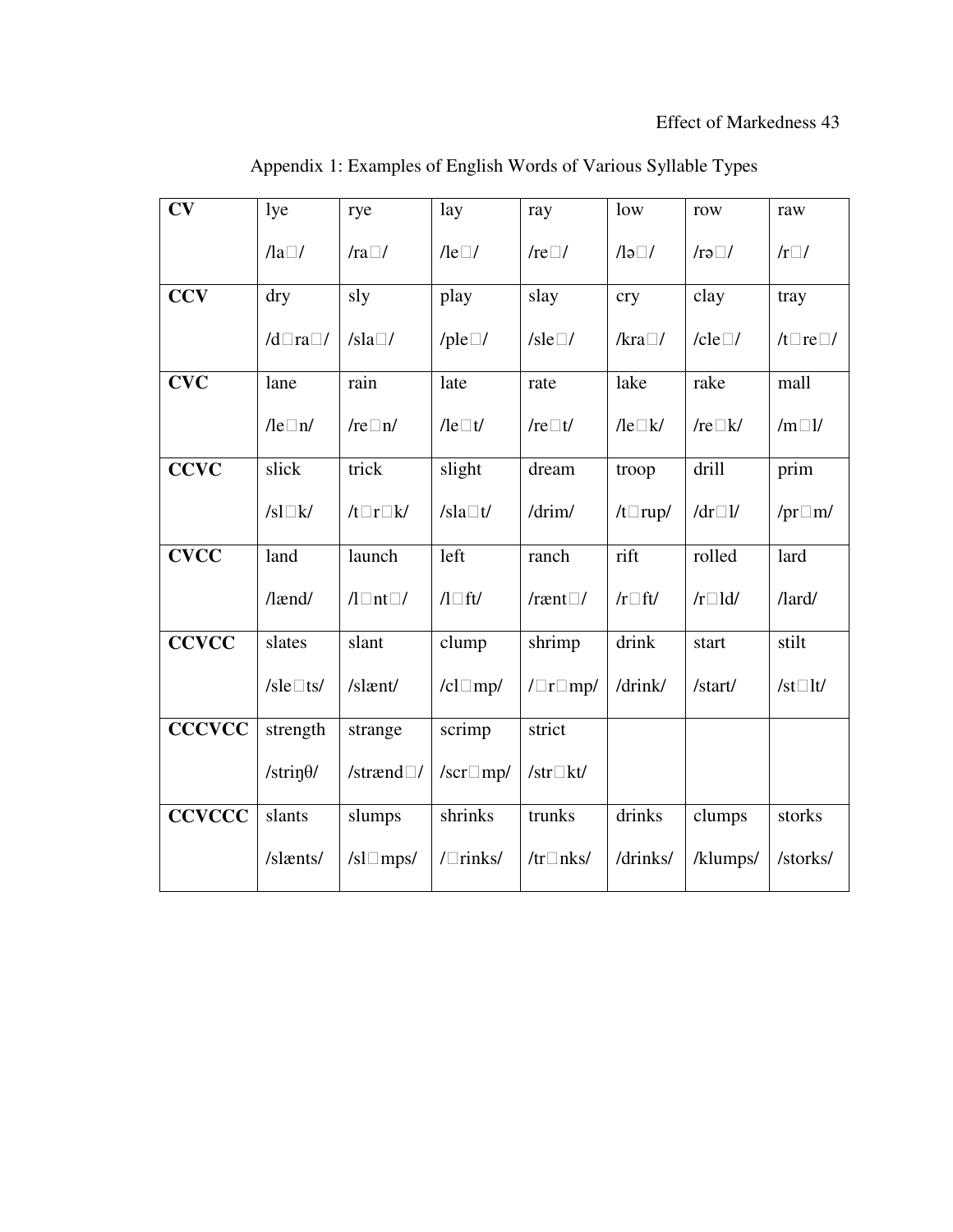Appendix 1: Examples of English Words of Various Syllable Types

| | | | | | | | |
|---|---|---|---|---|---|---|---|
| **CV** | lye<br><br>/la□/ | rye<br><br>/ra□/ | lay<br><br>/le□/ | ray<br><br>/re□/ | low<br><br>/lə□/ | row<br><br>/rə□/ | raw<br><br>/r□/ |
| **CCV** | dry<br><br>/d□ra□/ | sly<br><br>/sla□/ | play<br><br>/ple□/ | slay<br><br>/sle□/ | cry<br><br>/kra□/ | clay<br><br>/cle□/ | tray<br><br>/t□re□/ |
| **CVC** | lane<br><br>/le□n/ | rain<br><br>/re□n/ | late<br><br>/le□t/ | rate<br><br>/re□t/ | lake<br><br>/le□k/ | rake<br><br>/re□k/ | mall<br><br>/m□l/ |
| **CCVC** | slick<br><br>/sl□k/ | trick<br><br>/t□r□k/ | slight<br><br>/sla□t/ | dream<br><br>/drim/ | troop<br><br>/t□rup/ | drill<br><br>/dr□l/ | prim<br><br>/pr□m/ |
| **CVCC** | land<br><br>/lænd/ | launch<br><br>/l□nt□/ | left<br><br>/l□ft/ | ranch<br><br>/rænt□/ | rift<br><br>/r□ft/ | rolled<br><br>/r□ld/ | lard<br><br>/lard/ |
| **CCVCC** | slates<br><br>/sle□ts/ | slant<br><br>/slænt/ | clump<br><br>/cl□mp/ | shrimp<br><br>/□r□mp/ | drink<br><br>/drink/ | start<br><br>/start/ | stilt<br><br>/st□lt/ |
| **CCCVCC** | strength<br><br>/striŋθ/ | strange<br><br>/strænd□/ | scrimp<br><br>/scr□mp/ | strict<br><br>/str□kt/ | | | |
| **CCVCCC** | slants<br><br>/slænts/ | slumps<br><br>/sl□mps/ | shrinks<br><br>/□rinks/ | trunks<br><br>/tr□nks/ | drinks<br><br>/drinks/ | clumps<br><br>/klumps/ | storks<br><br>/storks/ |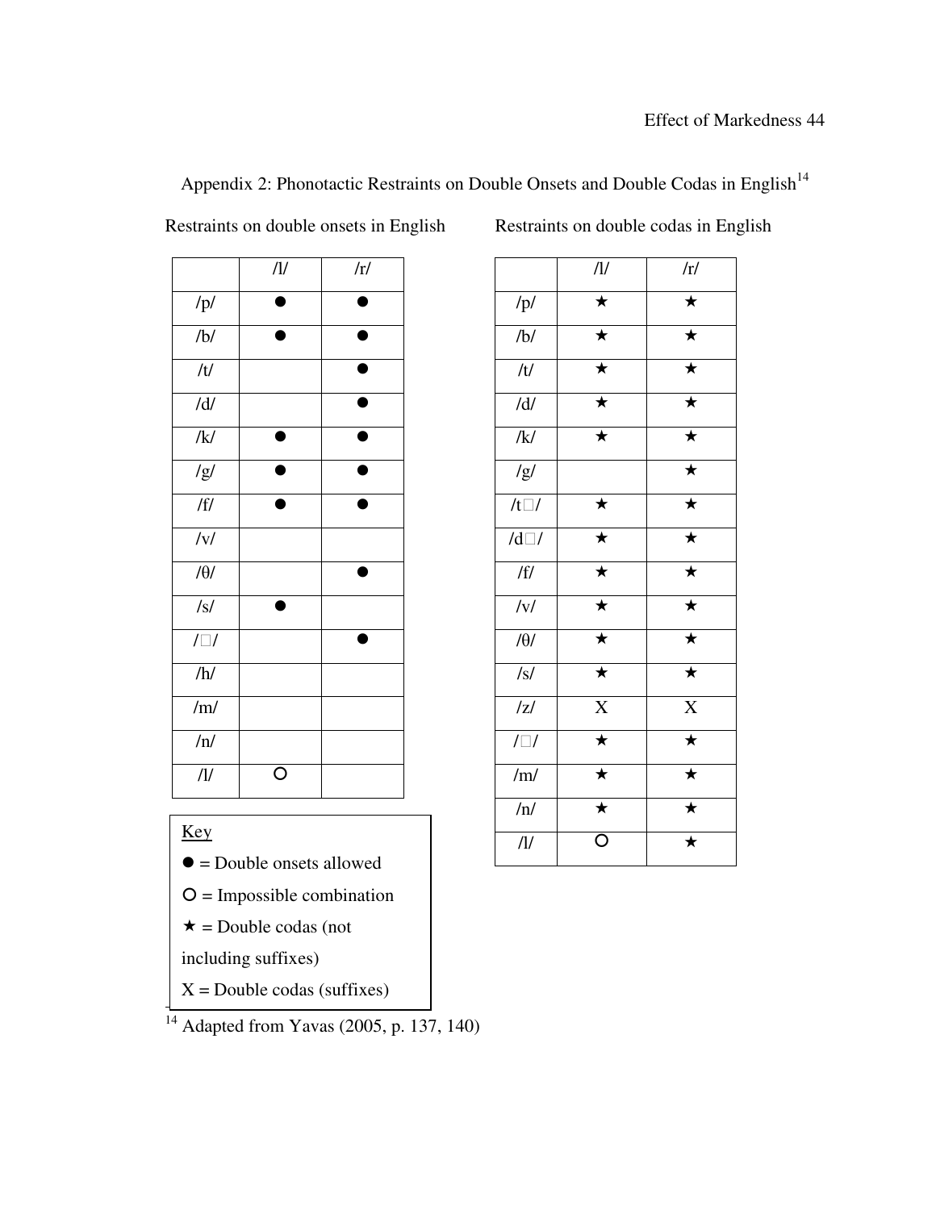## Appendix 2: Phonotactic Restraints on Double Onsets and Double Codas in English[14]

Restraints on double onsets in English

| | /l/ | /r/ |
|---|---|---|
| /p/ | ● | ● |
| /b/ | ● | ● |
| /t/ | | ● |
| /d/ | | ● |
| /k/ | ● | ● |
| /g/ | ● | ● |
| /f/ | ● | ● |
| /v/ | | |
| /θ/ | | ● |
| /s/ | ● | |
| /□/ | | ● |
| /h/ | | |
| /m/ | | |
| /n/ | | |
| /l/ | O | |

Restraints on double codas in English

| | /l/ | /r/ |
|---|---|---|
| /p/ | ★ | ★ |
| /b/ | ★ | ★ |
| /t/ | ★ | ★ |
| /d/ | ★ | ★ |
| /k/ | ★ | ★ |
| /g/ | | ★ |
| /t□/ | ★ | ★ |
| /d□/ | ★ | ★ |
| /f/ | ★ | ★ |
| /v/ | ★ | ★ |
| /θ/ | ★ | ★ |
| /s/ | ★ | ★ |
| /z/ | X | X |
| /□/ | ★ | ★ |
| /m/ | ★ | ★ |
| /n/ | ★ | ★ |
| /l/ | O | ★ |

Key

● = Double onsets allowed

O = Impossible combination

★ = Double codas (not including suffixes)

X = Double codas (suffixes)

[14] Adapted from Yavas (2005, p. 137, 140)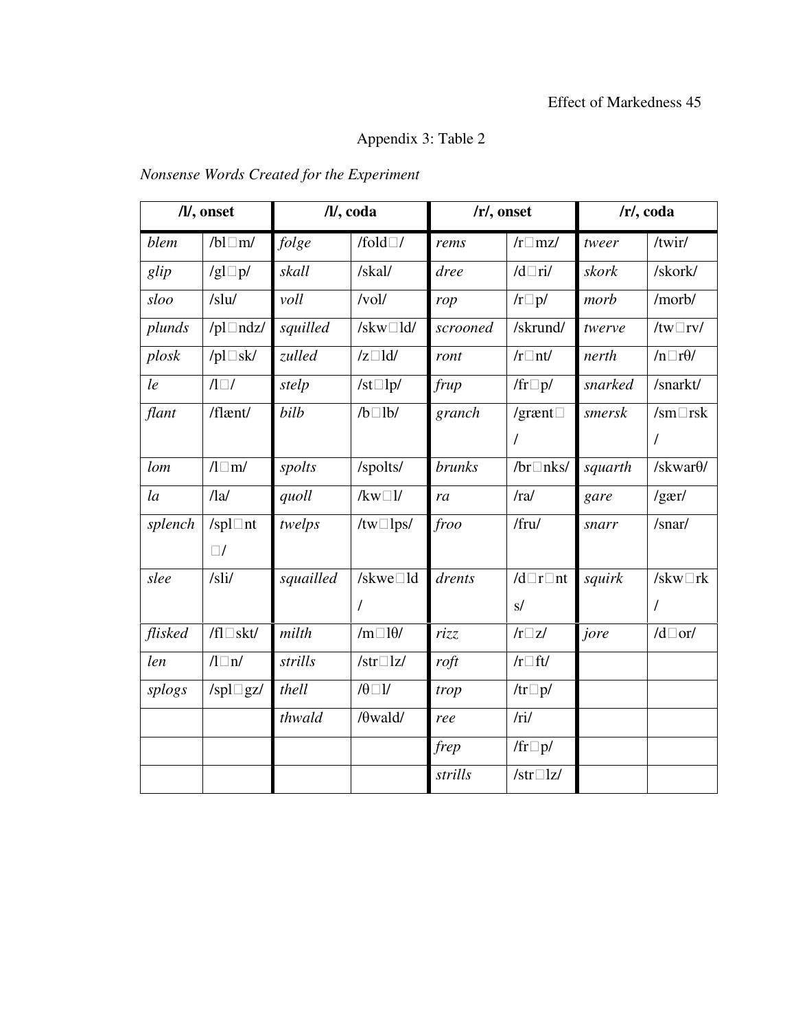Appendix 3: Table 2

*Nonsense Words Created for the Experiment*

| /l/, onset | | /l/, coda | | /r/, onset | | /r/, coda | |
|---|---|---|---|---|---|---|---|
| *blem* | /bl□m/ | *folge* | /fold□/ | *rems* | /r□mz/ | *tweer* | /twir/ |
| *glip* | /gl□p/ | *skall* | /skal/ | *dree* | /d□ri/ | *skork* | /skork/ |
| *sloo* | /slu/ | *voll* | /vol/ | *rop* | /r□p/ | *morb* | /morb/ |
| *plunds* | /pl□ndz/ | *squilled* | /skw□ld/ | *scrooned* | /skrund/ | *twerve* | /tw□rv/ |
| *plosk* | /pl□sk/ | *zulled* | /z□ld/ | *ront* | /r□nt/ | *nerth* | /n□rθ/ |
| *le* | /l□/ | *stelp* | /st□lp/ | *frup* | /fr□p/ | *snarked* | /snarkt/ |
| *flant* | /flænt/ | *bilb* | /b□lb/ | *granch* | /grænt□/ | *smersk* | /sm□rsk/ |
| *lom* | /l□m/ | *spolts* | /spolts/ | *brunks* | /br□nks/ | *squarth* | /skwarθ/ |
| *la* | /la/ | *quoll* | /kw□l/ | *ra* | /ra/ | *gare* | /gær/ |
| *splench* | /spl□nt□/ | *twelps* | /tw□lps/ | *froo* | /fru/ | *snarr* | /snar/ |
| *slee* | /sli/ | *squailled* | /skwe□ld/ | *drents* | /d□r□nts/ | *squirk* | /skw□rk/ |
| *flisked* | /fl□skt/ | *milth* | /m□lθ/ | *rizz* | /r□z/ | *jore* | /d□or/ |
| *len* | /l□n/ | *strills* | /str□lz/ | *roft* | /r□ft/ | | |
| *splogs* | /spl□gz/ | *thell* | /θ□l/ | *trop* | /tr□p/ | | |
| | | *thwald* | /θwald/ | *ree* | /ri/ | | |
| | | | | *frep* | /fr□p/ | | |
| | | | | *strills* | /str□lz/ | | |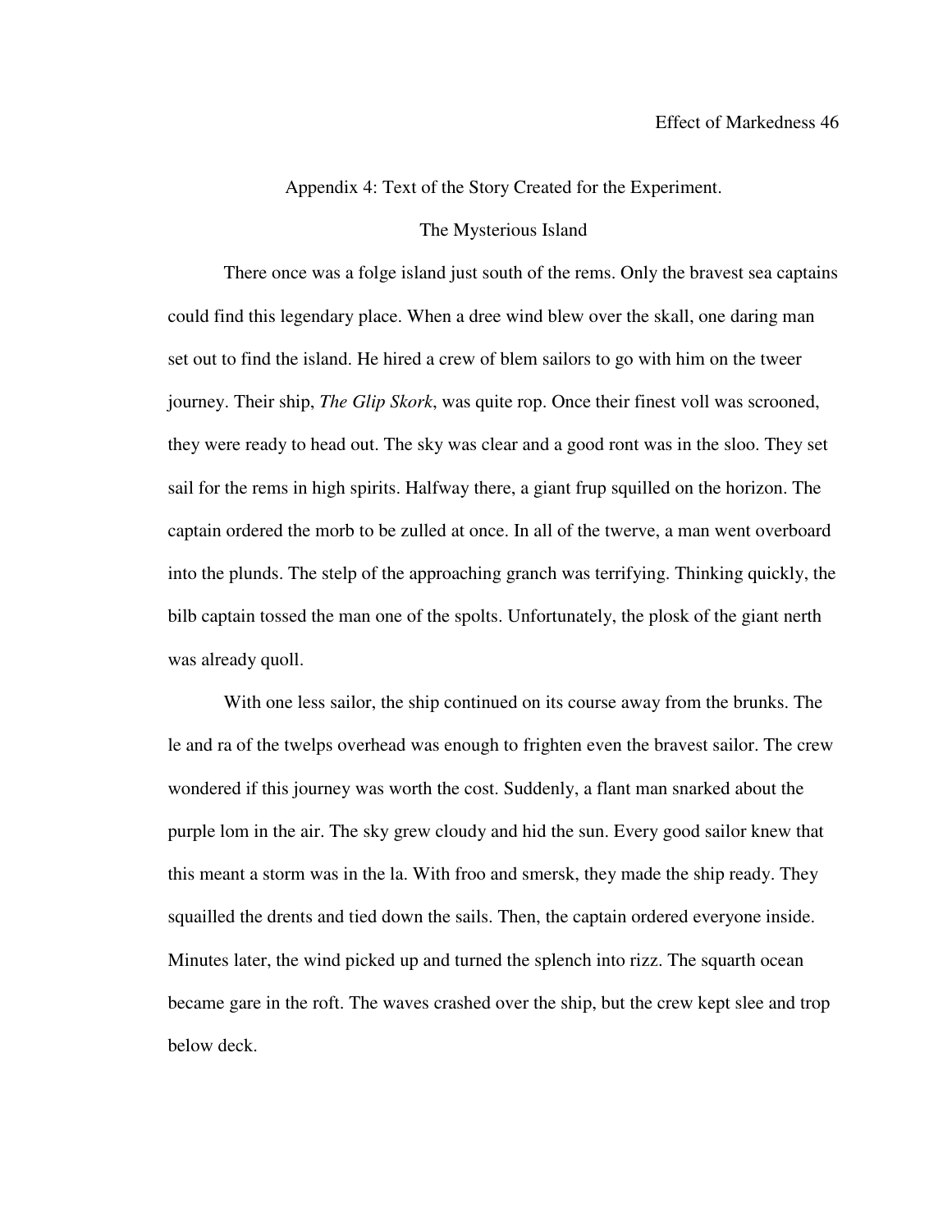Appendix 4: Text of the Story Created for the Experiment.

The Mysterious Island

There once was a folge island just south of the rems. Only the bravest sea captains could find this legendary place. When a dree wind blew over the skall, one daring man set out to find the island. He hired a crew of blem sailors to go with him on the tweer journey. Their ship, *The Glip Skork*, was quite rop. Once their finest voll was scrooned, they were ready to head out. The sky was clear and a good ront was in the sloo. They set sail for the rems in high spirits. Halfway there, a giant frup squilled on the horizon. The captain ordered the morb to be zulled at once. In all of the twerve, a man went overboard into the plunds. The stelp of the approaching granch was terrifying. Thinking quickly, the bilb captain tossed the man one of the spolts. Unfortunately, the plosk of the giant nerth was already quoll.

With one less sailor, the ship continued on its course away from the brunks. The le and ra of the twelps overhead was enough to frighten even the bravest sailor. The crew wondered if this journey was worth the cost. Suddenly, a flant man snarked about the purple lom in the air. The sky grew cloudy and hid the sun. Every good sailor knew that this meant a storm was in the la. With froo and smersk, they made the ship ready. They squilled the drents and tied down the sails. Then, the captain ordered everyone inside. Minutes later, the wind picked up and turned the splench into rizz. The squarth ocean became gare in the roft. The waves crashed over the ship, but the crew kept slee and trop below deck.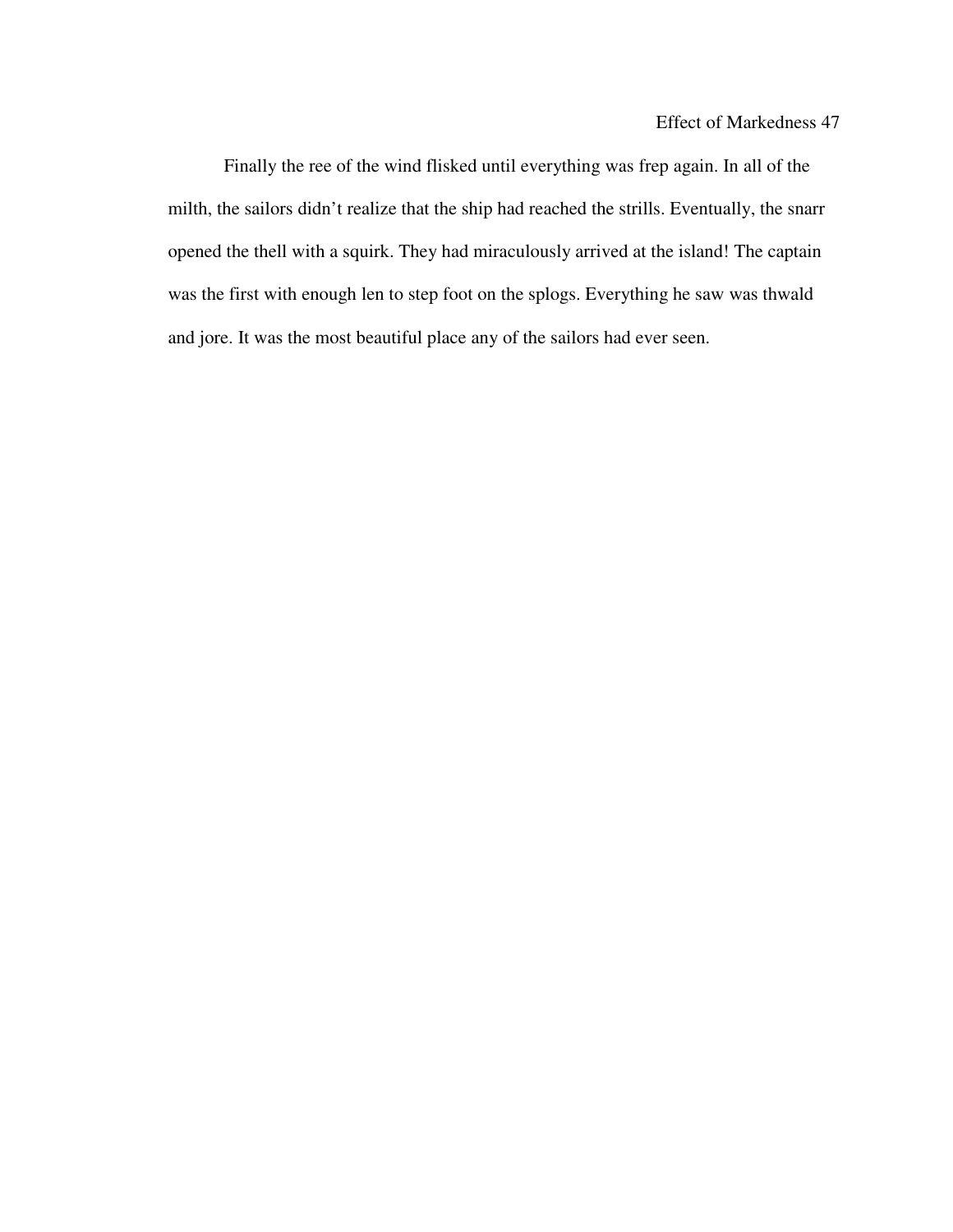Finally the ree of the wind flisked until everything was frep again. In all of the milth, the sailors didn't realize that the ship had reached the strills. Eventually, the snarr opened the thell with a squirk. They had miraculously arrived at the island! The captain was the first with enough len to step foot on the splogs. Everything he saw was thwald and jore. It was the most beautiful place any of the sailors had ever seen.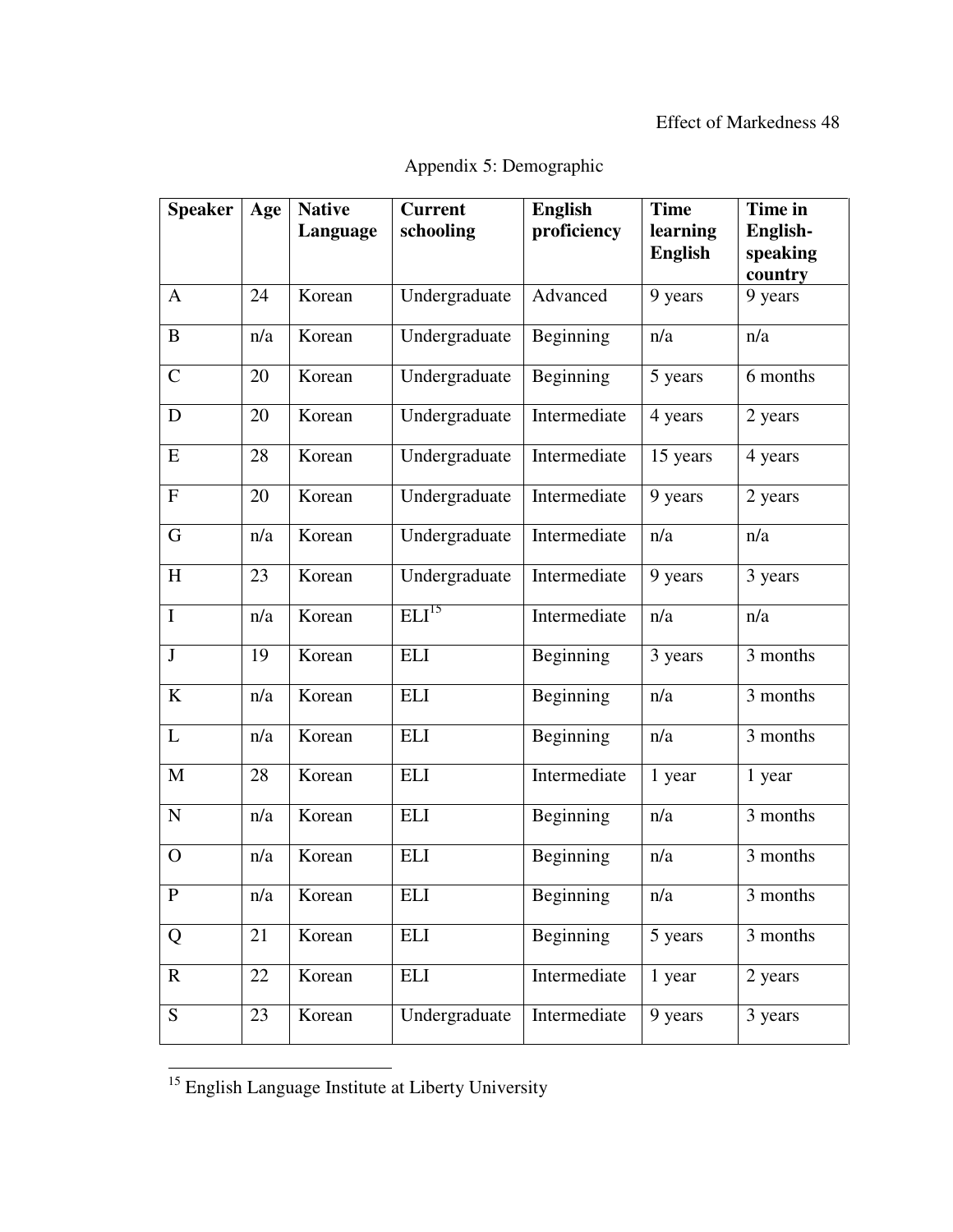## Appendix 5: Demographic

| Speaker | Age | Native Language | Current schooling | English proficiency | Time learning English | Time in English-speaking country |
|---|---|---|---|---|---|---|
| A | 24 | Korean | Undergraduate | Advanced | 9 years | 9 years |
| B | n/a | Korean | Undergraduate | Beginning | n/a | n/a |
| C | 20 | Korean | Undergraduate | Beginning | 5 years | 6 months |
| D | 20 | Korean | Undergraduate | Intermediate | 4 years | 2 years |
| E | 28 | Korean | Undergraduate | Intermediate | 15 years | 4 years |
| F | 20 | Korean | Undergraduate | Intermediate | 9 years | 2 years |
| G | n/a | Korean | Undergraduate | Intermediate | n/a | n/a |
| H | 23 | Korean | Undergraduate | Intermediate | 9 years | 3 years |
| I | n/a | Korean | ELI[15] | Intermediate | n/a | n/a |
| J | 19 | Korean | ELI | Beginning | 3 years | 3 months |
| K | n/a | Korean | ELI | Beginning | n/a | 3 months |
| L | n/a | Korean | ELI | Beginning | n/a | 3 months |
| M | 28 | Korean | ELI | Intermediate | 1 year | 1 year |
| N | n/a | Korean | ELI | Beginning | n/a | 3 months |
| O | n/a | Korean | ELI | Beginning | n/a | 3 months |
| P | n/a | Korean | ELI | Beginning | n/a | 3 months |
| Q | 21 | Korean | ELI | Beginning | 5 years | 3 months |
| R | 22 | Korean | ELI | Intermediate | 1 year | 2 years |
| S | 23 | Korean | Undergraduate | Intermediate | 9 years | 3 years |

[15] English Language Institute at Liberty University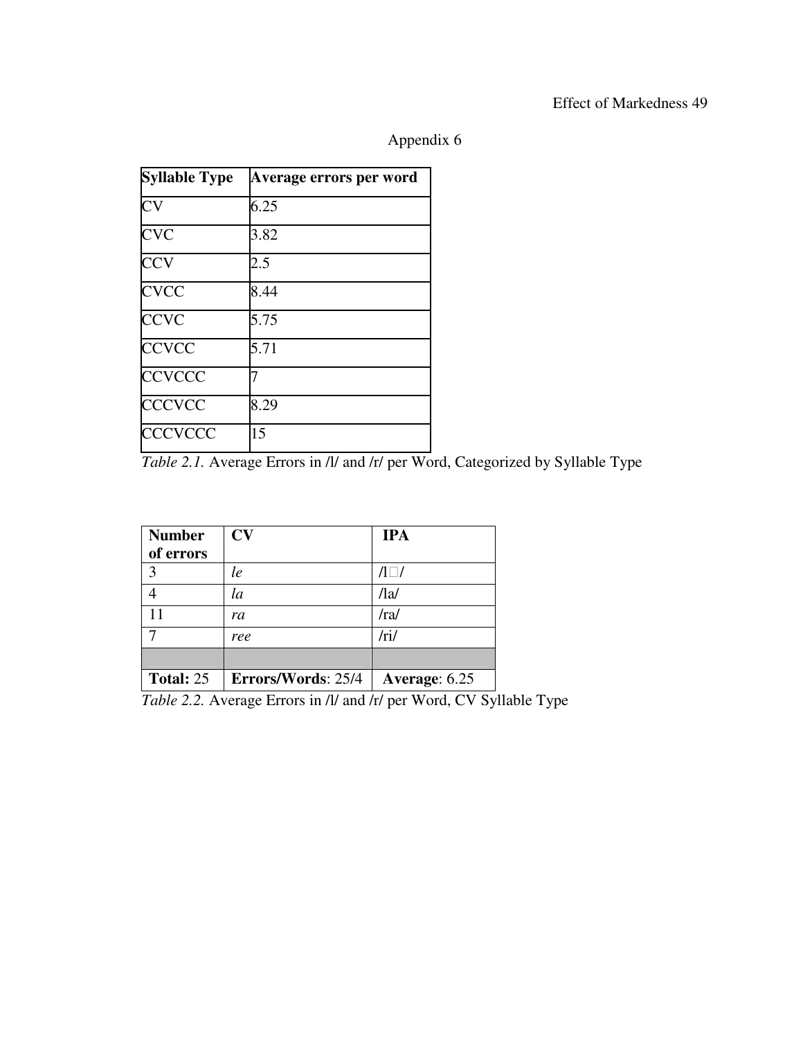Appendix 6

| Syllable Type | Average errors per word |
|---|---|
| CV | 6.25 |
| CVC | 3.82 |
| CCV | 2.5 |
| CVCC | 8.44 |
| CCVC | 5.75 |
| CCVCC | 5.71 |
| CCVCCC | 7 |
| CCCVCC | 8.29 |
| CCCVCCC | 15 |

*Table 2.1.* Average Errors in /l/ and /r/ per Word, Categorized by Syllable Type

| Number of errors | CV | IPA |
|---|---|---|
| 3 | *le* | /l□/ |
| 4 | *la* | /la/ |
| 11 | *ra* | /ra/ |
| 7 | *ree* | /ri/ |
| | | |
| **Total:** 25 | **Errors/Words**: 25/4 | **Average**: 6.25 |

*Table 2.2.* Average Errors in /l/ and /r/ per Word, CV Syllable Type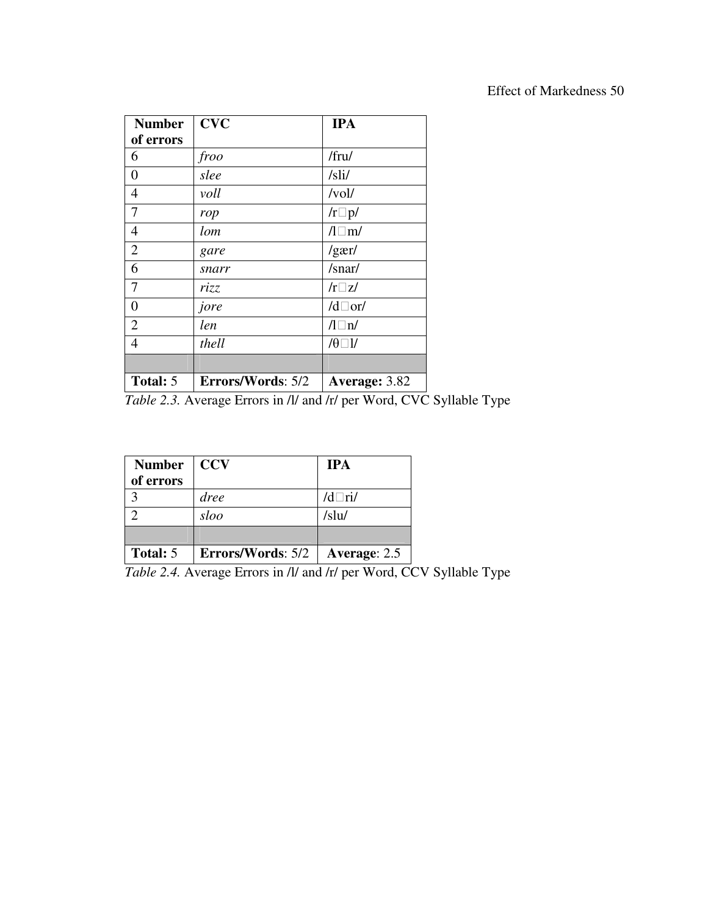| Number of errors | CVC | IPA |
|---|---|---|
| 6 | *froo* | /fru/ |
| 0 | *slee* | /sli/ |
| 4 | *voll* | /vol/ |
| 7 | *rop* | /r□p/ |
| 4 | *lom* | /l□m/ |
| 2 | *gare* | /gær/ |
| 6 | *snarr* | /snar/ |
| 7 | *rizz* | /r□z/ |
| 0 | *jore* | /d□or/ |
| 2 | *len* | /l□n/ |
| 4 | *thell* | /θ□l/ |
| | | |
| **Total:** 5 | **Errors/Words**: 5/2 | **Average:** 3.82 |

*Table 2.3.* Average Errors in /l/ and /r/ per Word, CVC Syllable Type

| Number of errors | CCV | IPA |
|---|---|---|
| 3 | *dree* | /d□ri/ |
| 2 | *sloo* | /slu/ |
| | | |
| **Total:** 5 | **Errors/Words**: 5/2 | **Average**: 2.5 |

*Table 2.4.* Average Errors in /l/ and /r/ per Word, CCV Syllable Type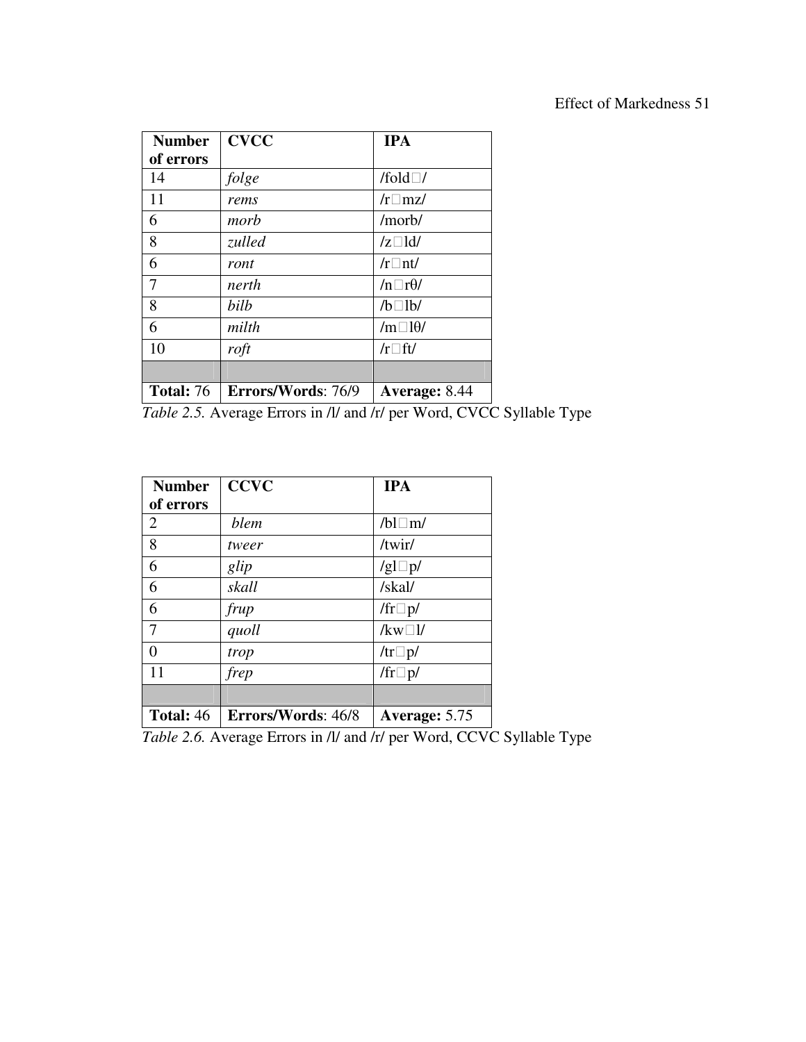| Number of errors | CVCC | IPA |
|---|---|---|
| 14 | *folge* | /fold□/ |
| 11 | *rems* | /r□mz/ |
| 6 | *morb* | /morb/ |
| 8 | *zulled* | /z□ld/ |
| 6 | *ront* | /r□nt/ |
| 7 | *nerth* | /n□rθ/ |
| 8 | *bilb* | /b□lb/ |
| 6 | *milth* | /m□lθ/ |
| 10 | *roft* | /r□ft/ |
| | | |
| **Total:** 76 | **Errors/Words**: 76/9 | **Average:** 8.44 |

*Table 2.5.* Average Errors in /l/ and /r/ per Word, CVCC Syllable Type

| Number of errors | CCVC | IPA |
|---|---|---|
| 2 | *blem* | /bl□m/ |
| 8 | *tweer* | /twir/ |
| 6 | *glip* | /gl□p/ |
| 6 | *skall* | /skal/ |
| 6 | *frup* | /fr□p/ |
| 7 | *quoll* | /kw□l/ |
| 0 | *trop* | /tr□p/ |
| 11 | *frep* | /fr□p/ |
| | | |
| **Total:** 46 | **Errors/Words**: 46/8 | **Average:** 5.75 |

*Table 2.6.* Average Errors in /l/ and /r/ per Word, CCVC Syllable Type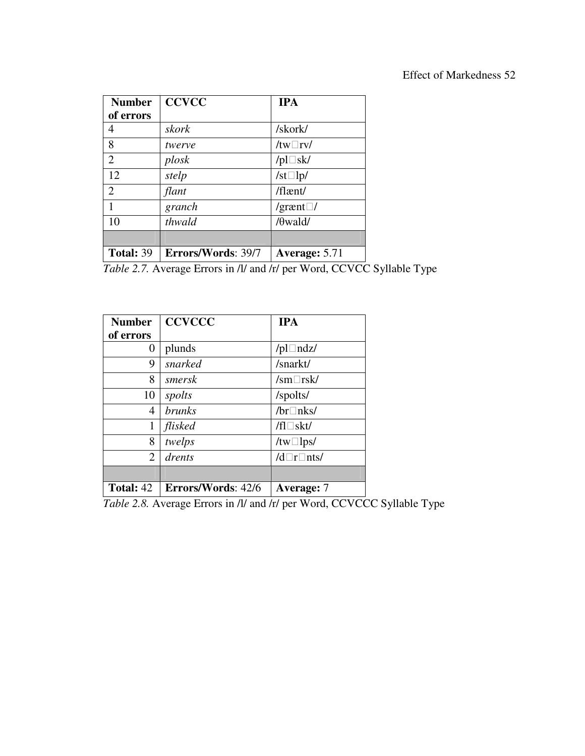| Number of errors | CCVCC | IPA |
|---|---|---|
| 4 | *skork* | /skork/ |
| 8 | *twerve* | /tw□rv/ |
| 2 | *plosk* | /pl□sk/ |
| 12 | *stelp* | /st□lp/ |
| 2 | *flant* | /flænt/ |
| 1 | *granch* | /grænt□/ |
| 10 | *thwald* | /θwald/ |
| | | |
| **Total:** 39 | **Errors/Words**: 39/7 | **Average:** 5.71 |

*Table 2.7.* Average Errors in /l/ and /r/ per Word, CCVCC Syllable Type

| Number of errors | CCVCCC | IPA |
|---|---|---|
| 0 | plunds | /pl□ndz/ |
| 9 | *snarked* | /snarkt/ |
| 8 | *smersk* | /sm□rsk/ |
| 10 | *spolts* | /spolts/ |
| 4 | *brunks* | /br□nks/ |
| 1 | *flisked* | /fl□skt/ |
| 8 | *twelps* | /tw□lps/ |
| 2 | *drents* | /d□r□nts/ |
| | | |
| **Total:** 42 | **Errors/Words**: 42/6 | **Average:** 7 |

*Table 2.8.* Average Errors in /l/ and /r/ per Word, CCVCCC Syllable Type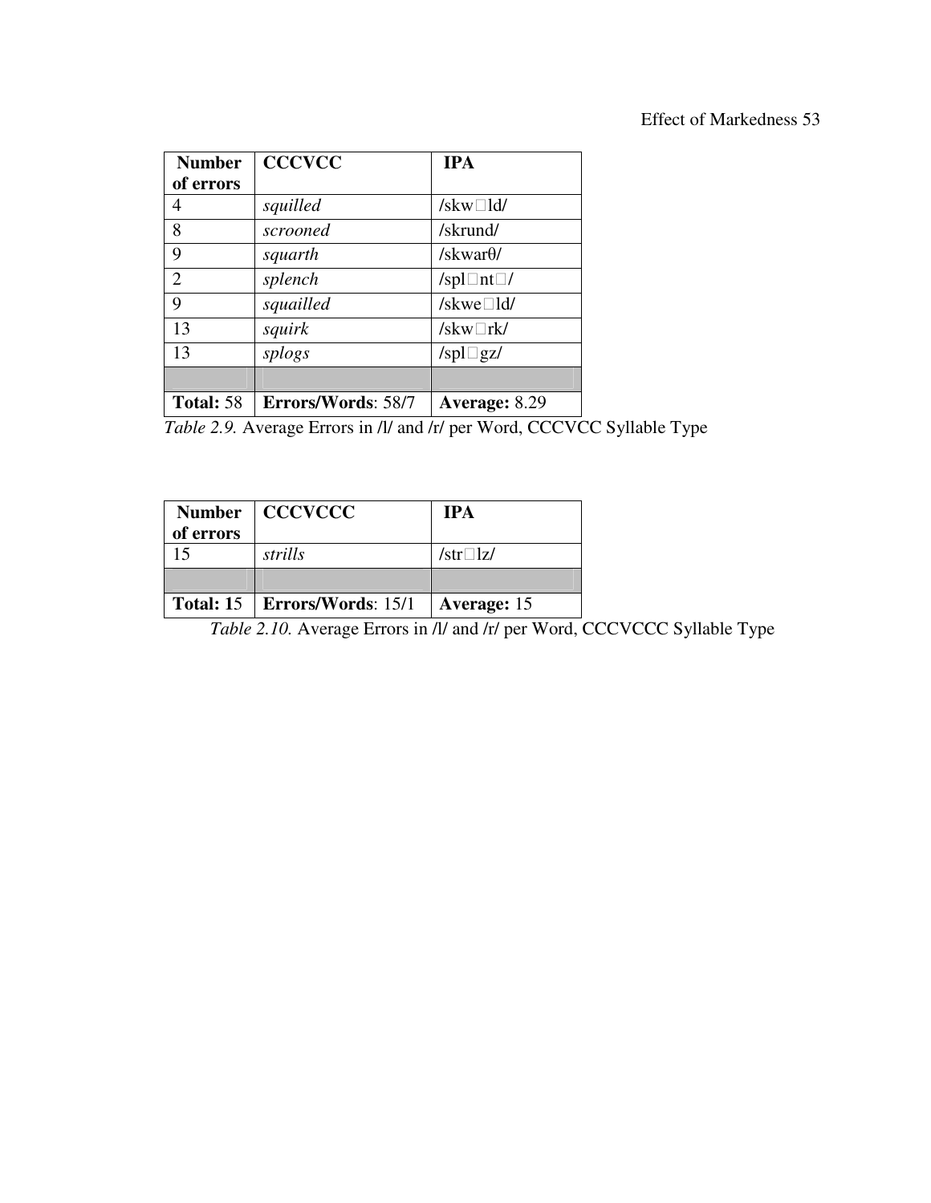| **Number of errors** | **CCCVCC** | **IPA** |
|---|---|---|
| 4 | *squilled* | /skw□ld/ |
| 8 | *scrooned* | /skrund/ |
| 9 | *squarth* | /skwarθ/ |
| 2 | *splench* | /spl□nt□/ |
| 9 | *squailled* | /skwe□ld/ |
| 13 | *squirk* | /skw□rk/ |
| 13 | *splogs* | /spl□gz/ |
| | | |
| **Total:** 58 | **Errors/Words**: 58/7 | **Average:** 8.29 |

*Table 2.9.* Average Errors in /l/ and /r/ per Word, CCCVCC Syllable Type

| **Number of errors** | **CCCVCCC** | **IPA** |
|---|---|---|
| 15 | *strills* | /str□lz/ |
| | | |
| **Total: 1**5 | **Errors/Words**: 15/1 | **Average:** 15 |

*Table 2.10.* Average Errors in /l/ and /r/ per Word, CCCVCCC Syllable Type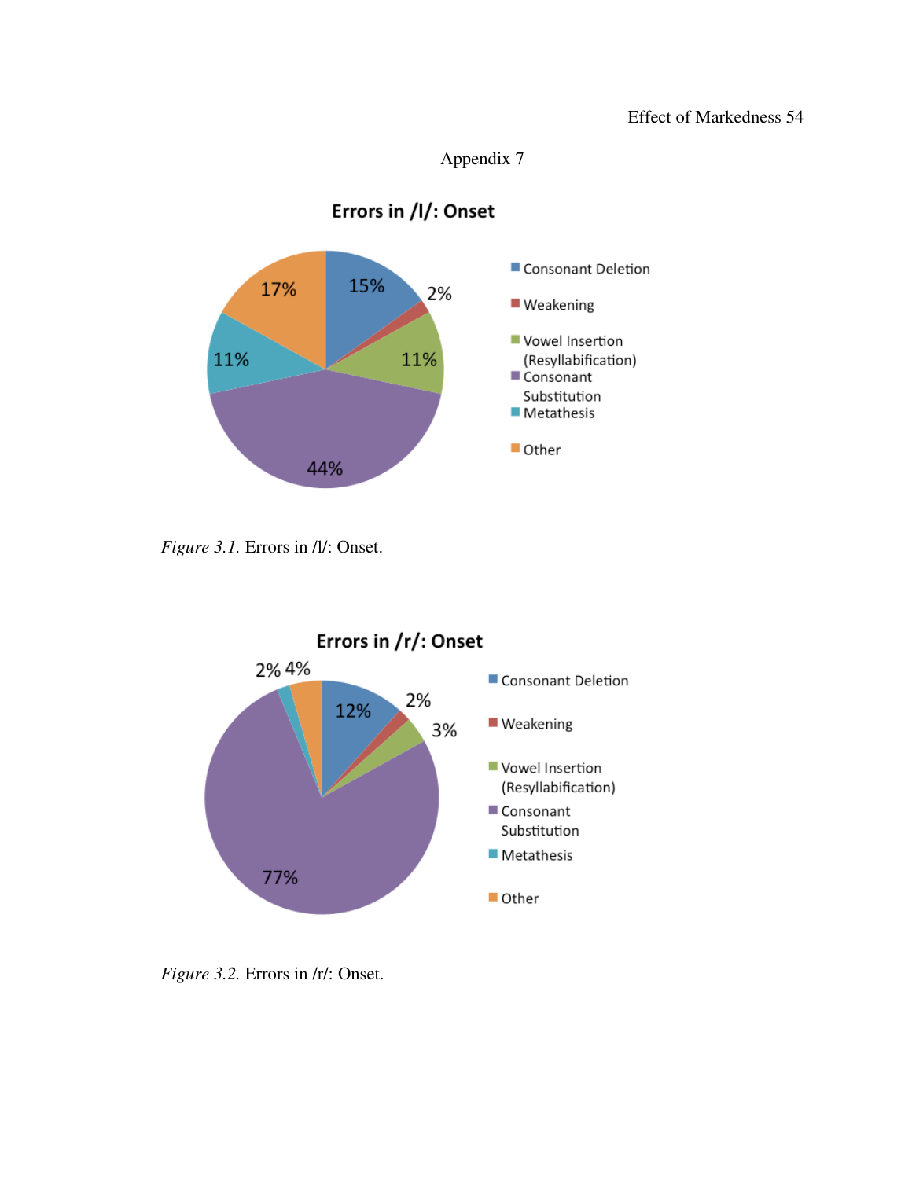Appendix 7

**Errors in /l/: Onset**

| Error Type | Percentage |
| --- | --- |
| Consonant Deletion | 15% |
| Weakening | 2% |
| Vowel Insertion (Resyllabification) | 11% |
| Consonant Substitution | 44% |
| Metathesis | 11% |
| Other | 17% |

*Figure 3.1.* Errors in /l/: Onset.

**Errors in /r/: Onset**

| Error Type | Percentage |
| --- | --- |
| Consonant Deletion | 12% |
| Weakening | 2% |
| Vowel Insertion (Resyllabification) | 3% |
| Consonant Substitution | 77% |
| Metathesis | 2% |
| Other | 4% |

*Figure 3.2.* Errors in /r/: Onset.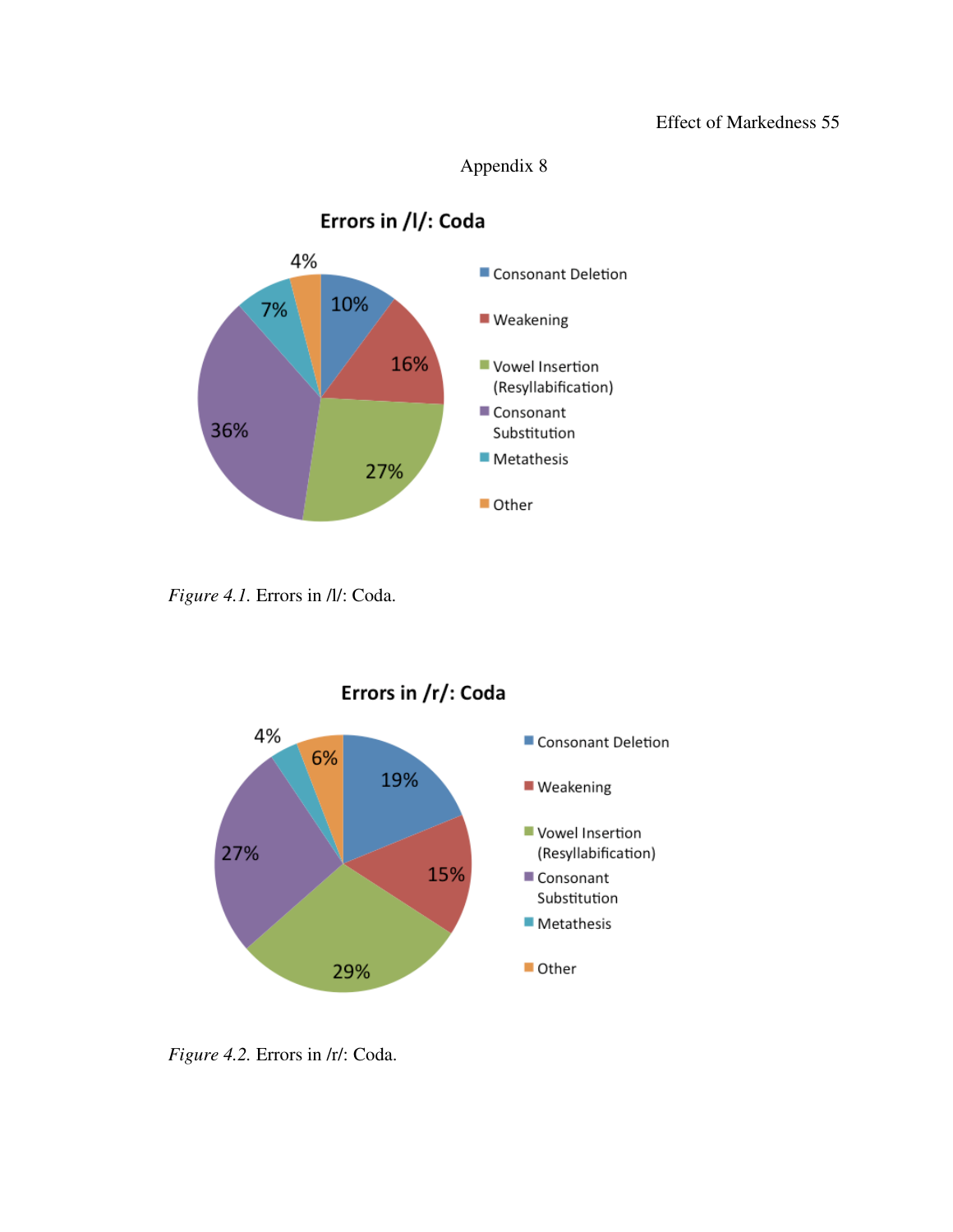Appendix 8

Errors in /l/: Coda

4%
10%
7%
16%
36%
27%

Consonant Deletion
Weakening
Vowel Insertion (Resyllabification)
Consonant Substitution
Metathesis
Other

*Figure 4.1.* Errors in /l/: Coda.

Errors in /r/: Coda

4%
6%
19%
27%
15%
29%

Consonant Deletion
Weakening
Vowel Insertion (Resyllabification)
Consonant Substitution
Metathesis
Other

*Figure 4.2.* Errors in /r/: Coda.